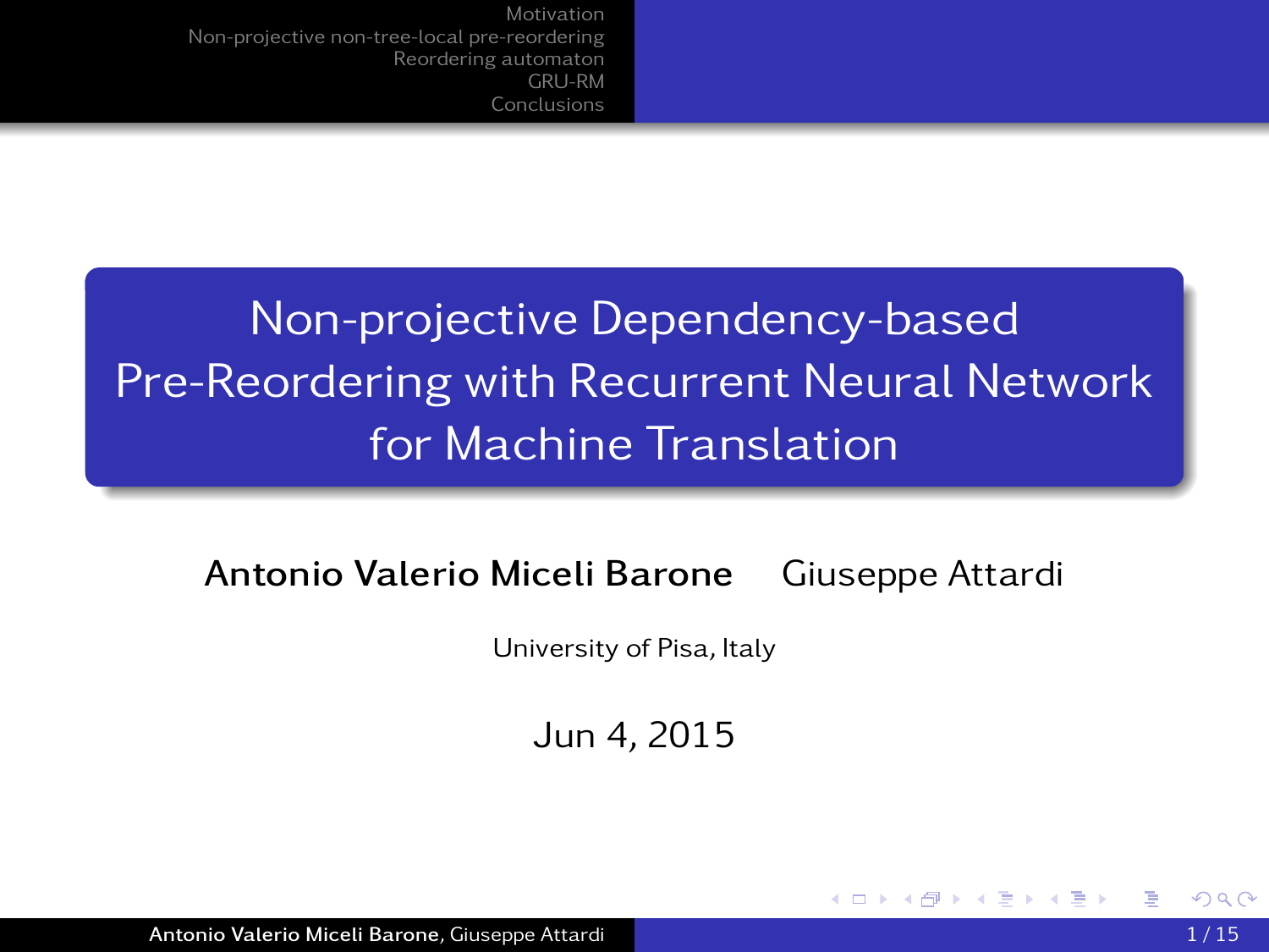# Non-projective Dependency-based Pre-Reordering with Recurrent Neural Network for Machine Translation

**Antonio Valerio Miceli Barone** Giuseppe Attardi

University of Pisa, Italy

Jun 4, 2015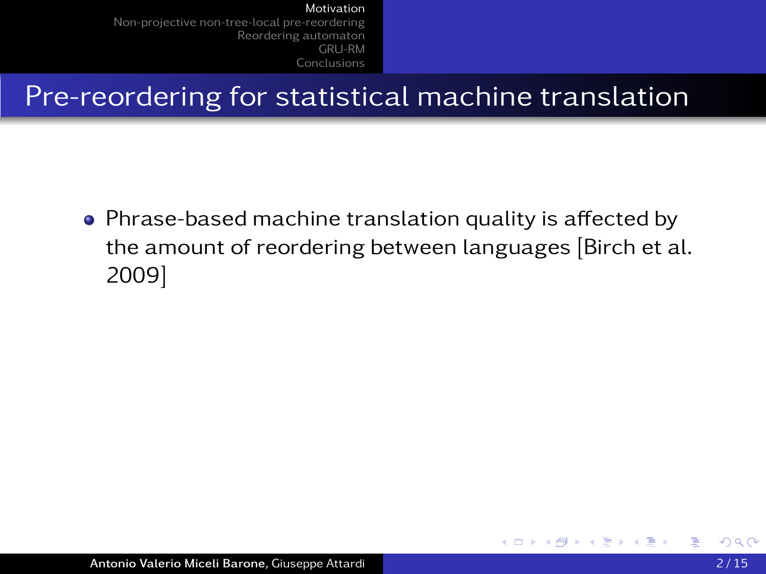# Pre-reordering for statistical machine translation

- Phrase-based machine translation quality is affected by the amount of reordering between languages [Birch et al. 2009]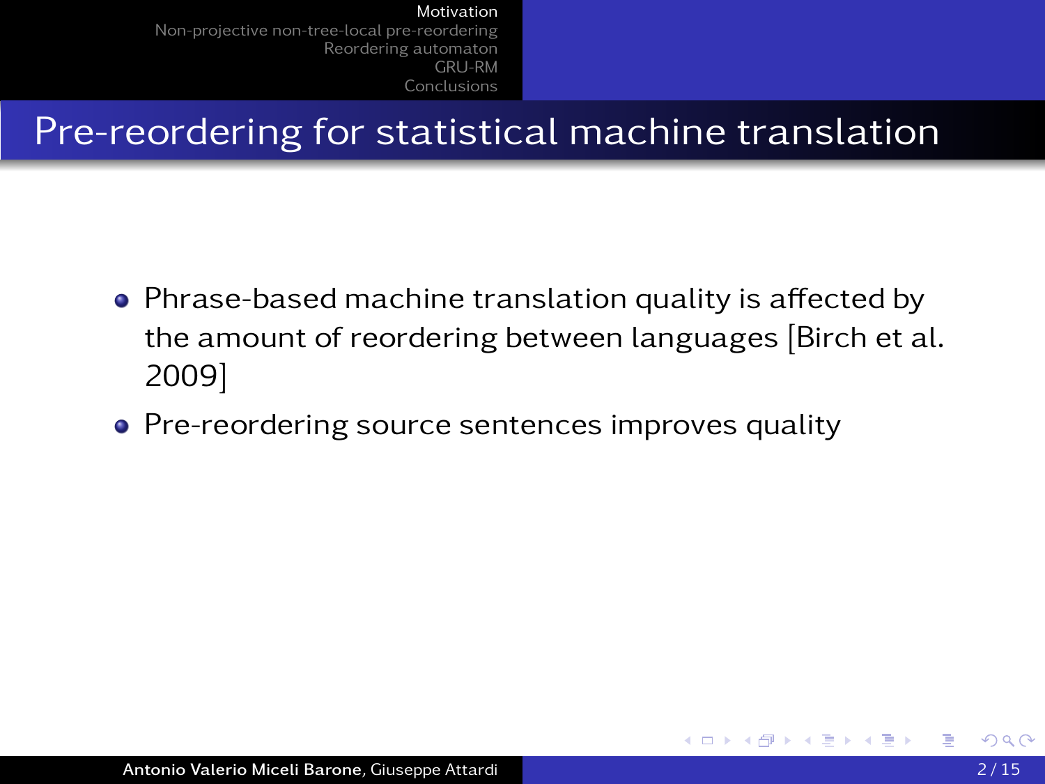# Pre-reordering for statistical machine translation

- Phrase-based machine translation quality is affected by the amount of reordering between languages [Birch et al. 2009]
- Pre-reordering source sentences improves quality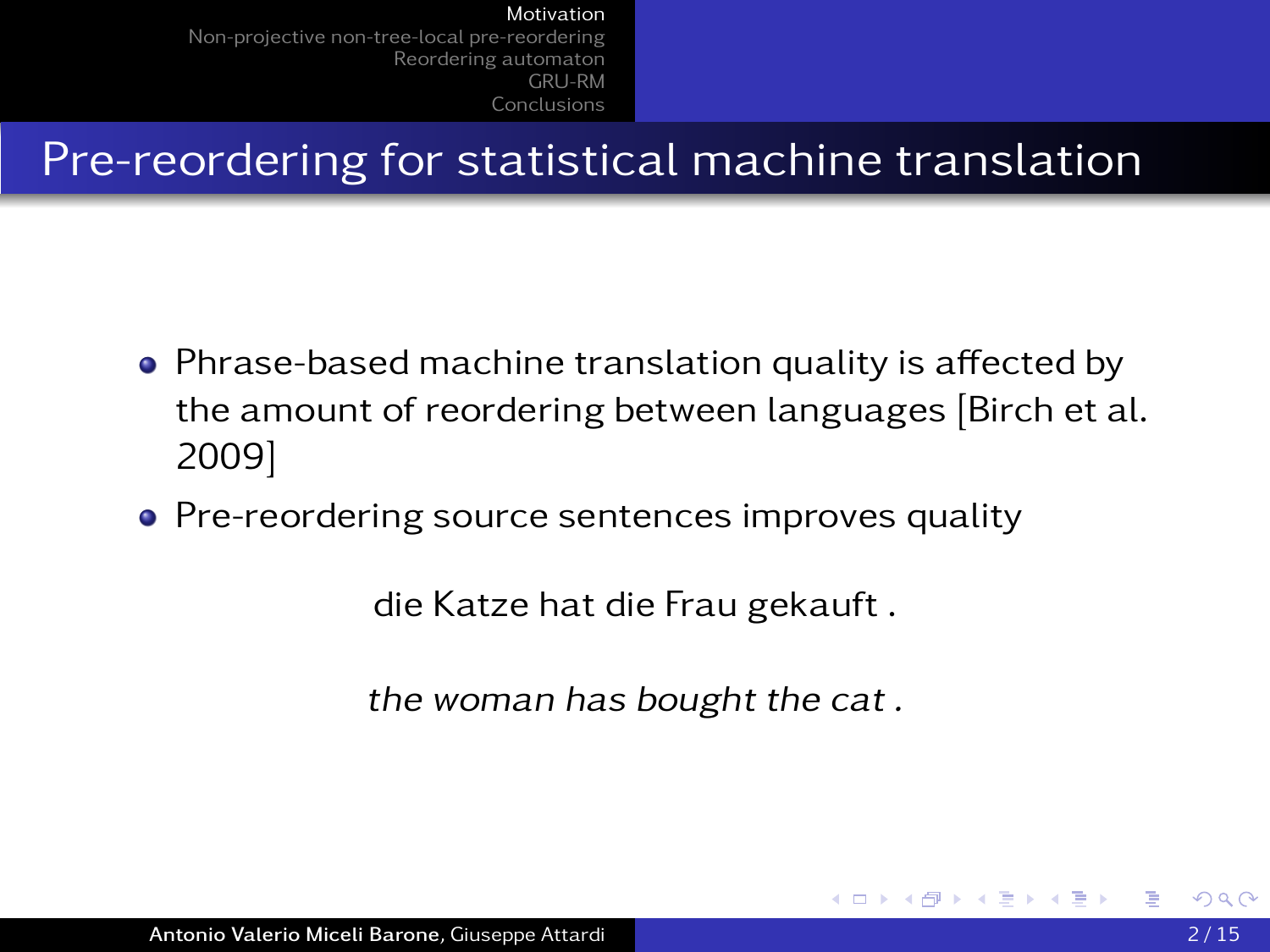# Pre-reordering for statistical machine translation

- Phrase-based machine translation quality is affected by the amount of reordering between languages [Birch et al. 2009]
- Pre-reordering source sentences improves quality

die Katze hat die Frau gekauft .

*the woman has bought the cat .*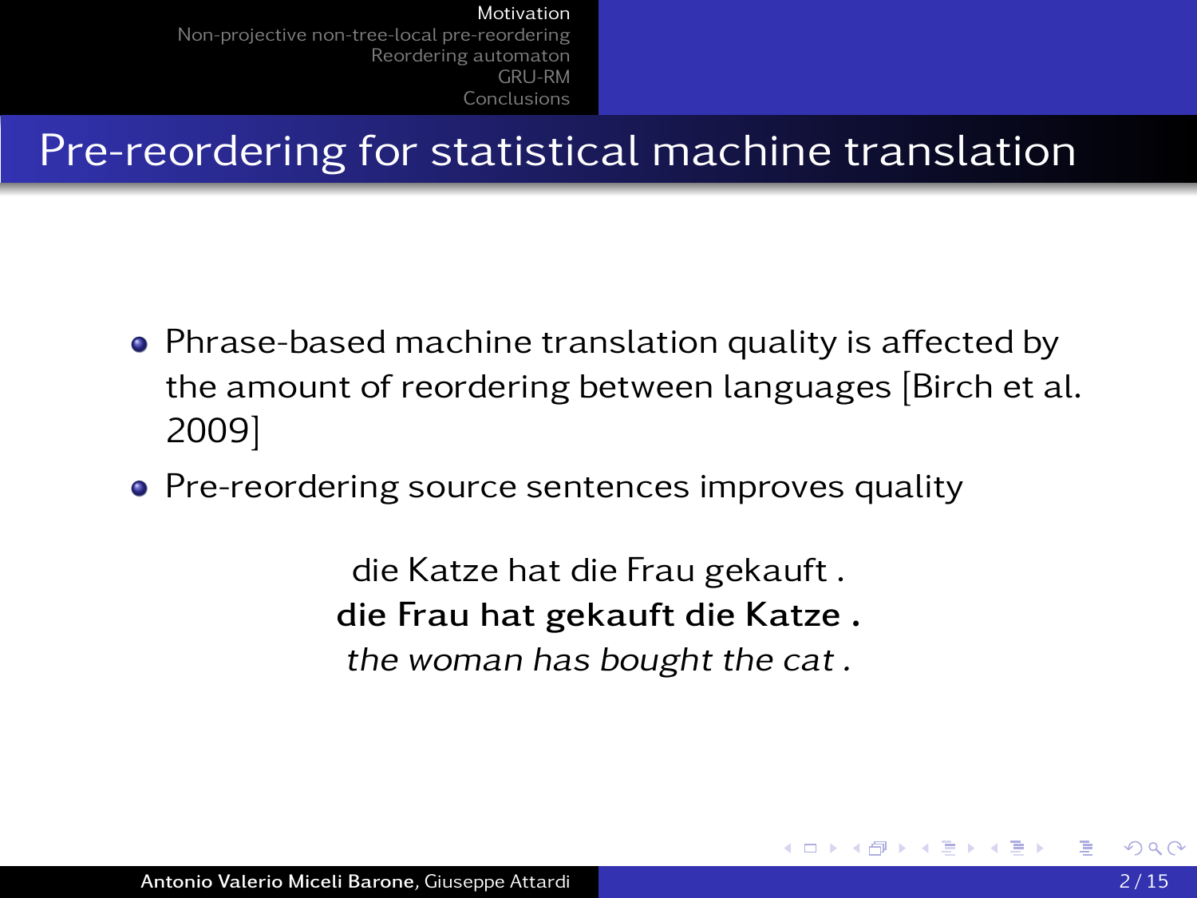# Pre-reordering for statistical machine translation

- Phrase-based machine translation quality is affected by the amount of reordering between languages [Birch et al. 2009]
- Pre-reordering source sentences improves quality

die Katze hat die Frau gekauft .
**die Frau hat gekauft die Katze .**
*the woman has bought the cat .*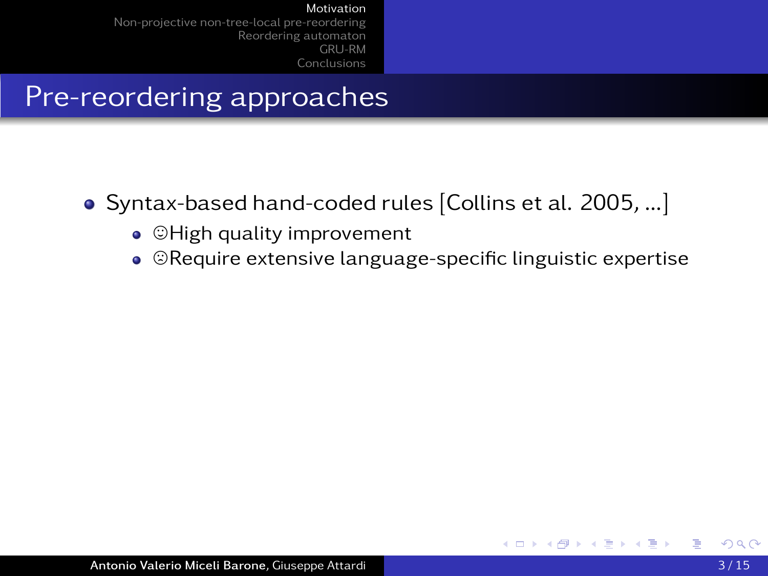# Pre-reordering approaches

- Syntax-based hand-coded rules [Collins et al. 2005, ...]
  - ☺High quality improvement
  - ☹Require extensive language-specific linguistic expertise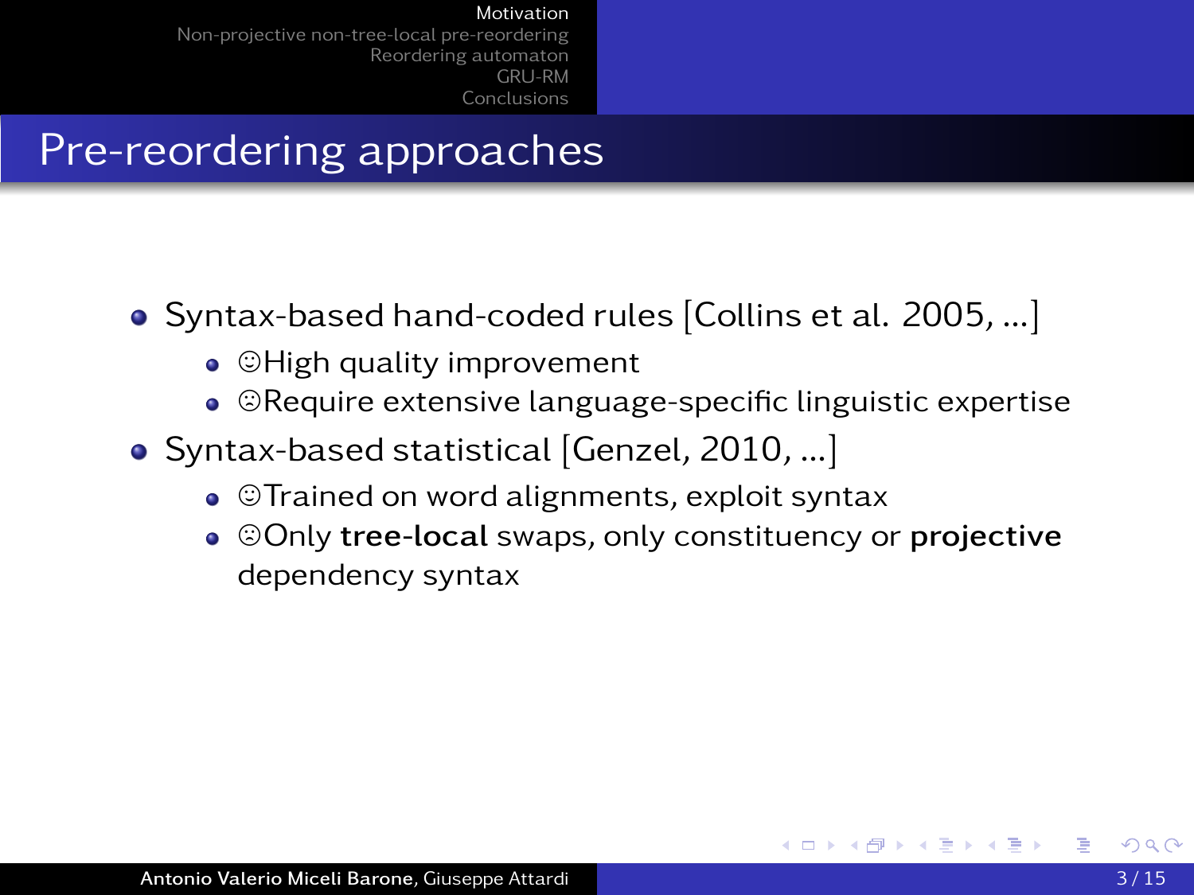# Pre-reordering approaches

- Syntax-based hand-coded rules [Collins et al. 2005, ...]
  - ☺High quality improvement
  - ☹Require extensive language-specific linguistic expertise
- Syntax-based statistical [Genzel, 2010, ...]
  - ☺Trained on word alignments, exploit syntax
  - ☹Only **tree-local** swaps, only constituency or **projective** dependency syntax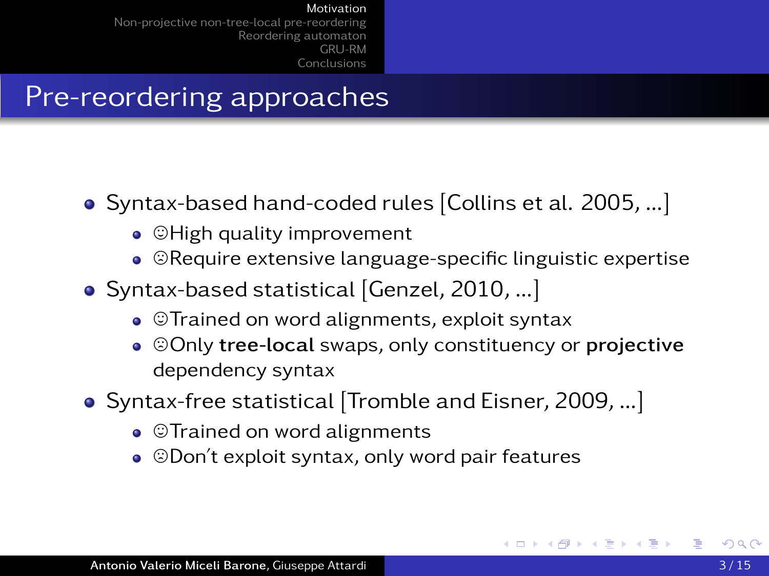# Pre-reordering approaches

- Syntax-based hand-coded rules [Collins et al. 2005, ...]
  - ☺High quality improvement
  - ☹Require extensive language-specific linguistic expertise
- Syntax-based statistical [Genzel, 2010, ...]
  - ☺Trained on word alignments, exploit syntax
  - ☹Only **tree-local** swaps, only constituency or **projective** dependency syntax
- Syntax-free statistical [Tromble and Eisner, 2009, ...]
  - ☺Trained on word alignments
  - ☹Don't exploit syntax, only word pair features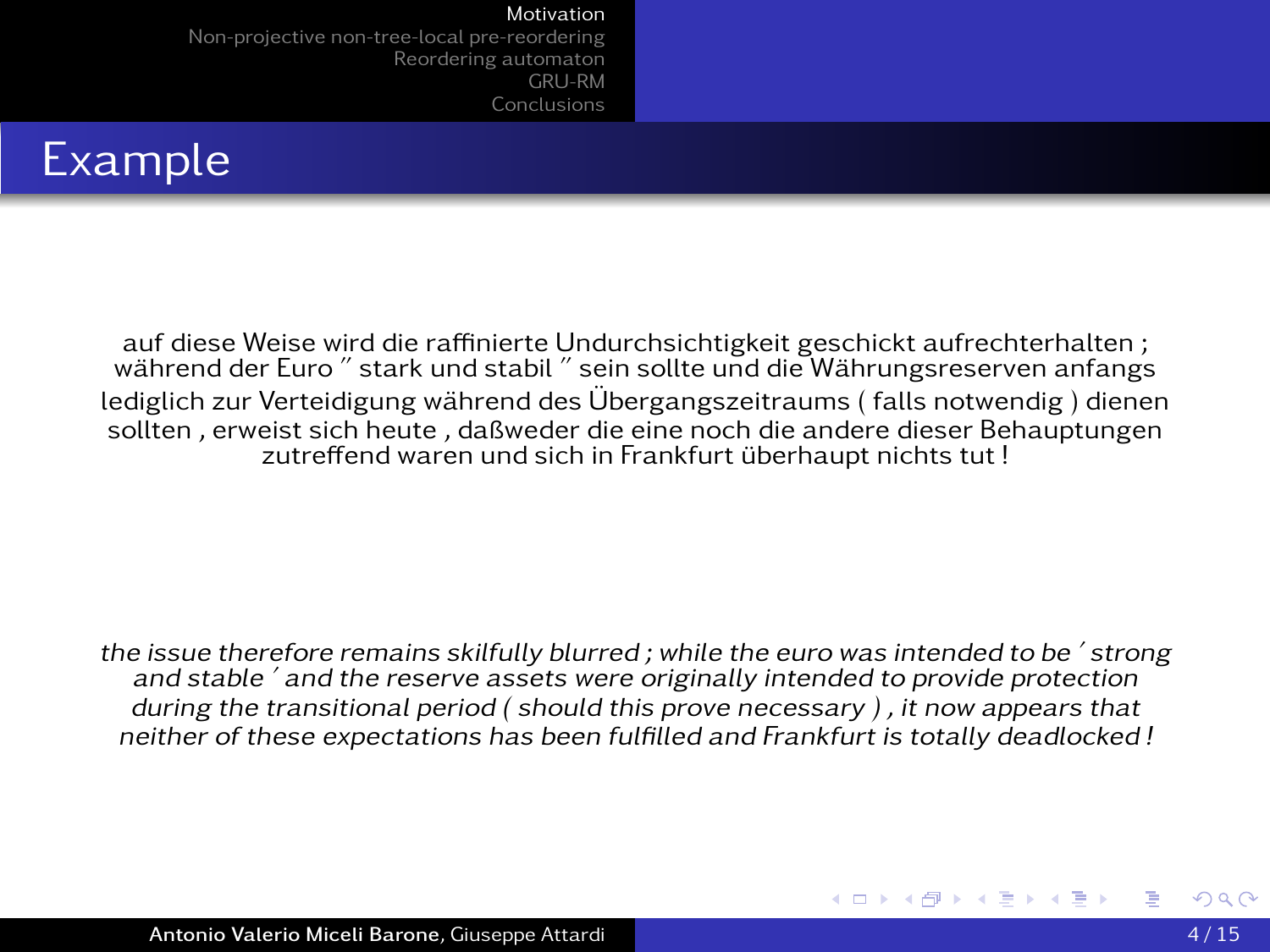# Example

auf diese Weise wird die raffinierte Undurchsichtigkeit geschickt aufrechterhalten ; während der Euro " stark und stabil " sein sollte und die Währungsreserven anfangs lediglich zur Verteidigung während des Übergangszeitraums ( falls notwendig ) dienen sollten , erweist sich heute , daßweder die eine noch die andere dieser Behauptungen zutreffend waren und sich in Frankfurt überhaupt nichts tut !

*the issue therefore remains skilfully blurred ; while the euro was intended to be ' strong and stable ' and the reserve assets were originally intended to provide protection during the transitional period ( should this prove necessary ) , it now appears that neither of these expectations has been fulfilled and Frankfurt is totally deadlocked !*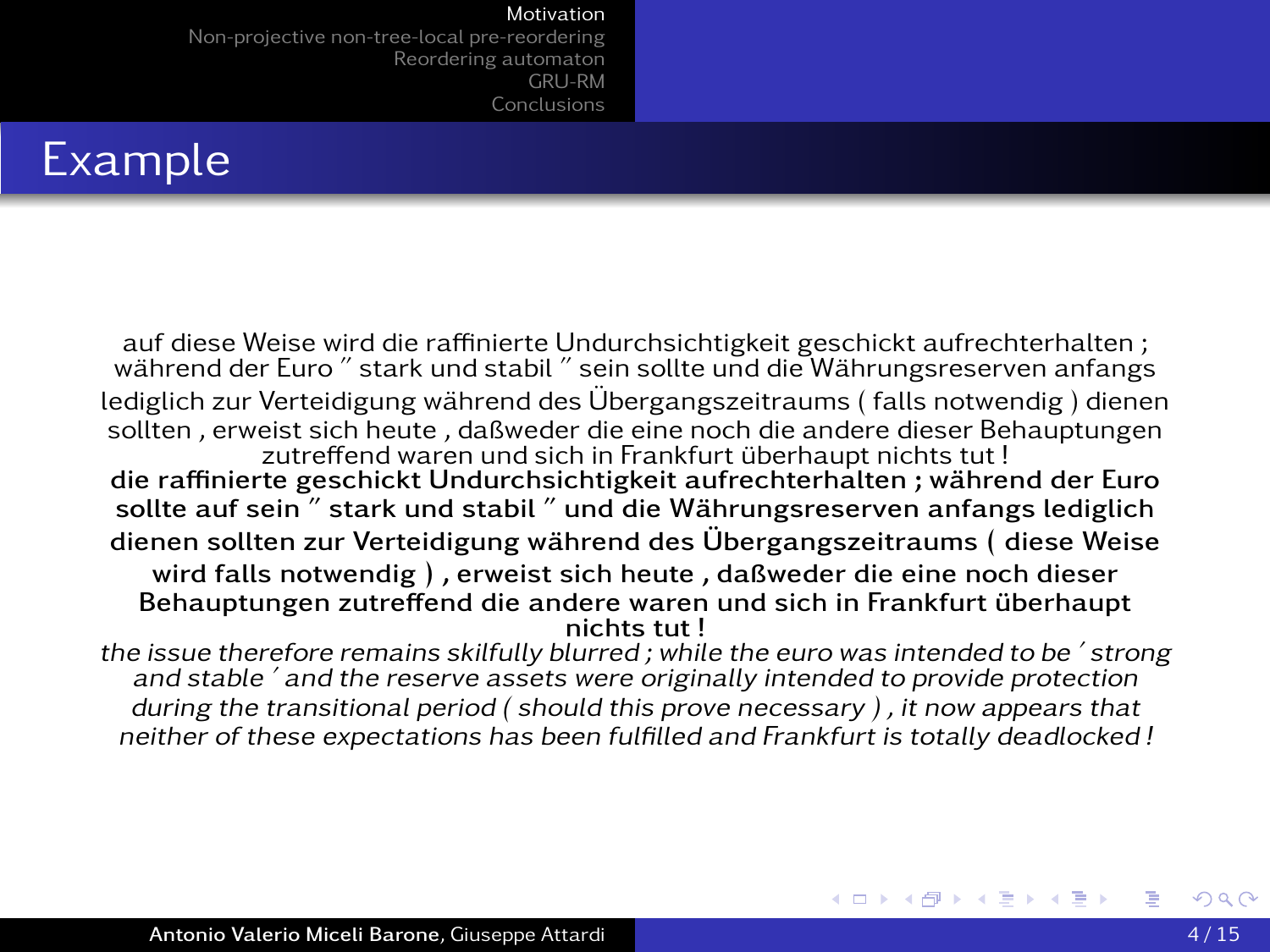## Example

auf diese Weise wird die raffinierte Undurchsichtigkeit geschickt aufrechterhalten ; während der Euro " stark und stabil " sein sollte und die Währungsreserven anfangs lediglich zur Verteidigung während des Übergangszeitraums ( falls notwendig ) dienen sollten , erweist sich heute , daßweder die eine noch die andere dieser Behauptungen zutreffend waren und sich in Frankfurt überhaupt nichts tut !

**die raffinierte geschickt Undurchsichtigkeit aufrechterhalten ; während der Euro sollte auf sein " stark und stabil " und die Währungsreserven anfangs lediglich dienen sollten zur Verteidigung während des Übergangszeitraums ( diese Weise wird falls notwendig ) , erweist sich heute , daßweder die eine noch dieser Behauptungen zutreffend die andere waren und sich in Frankfurt überhaupt nichts tut !**

*the issue therefore remains skilfully blurred ; while the euro was intended to be ´ strong and stable ´ and the reserve assets were originally intended to provide protection during the transitional period ( should this prove necessary ) , it now appears that neither of these expectations has been fulfilled and Frankfurt is totally deadlocked !*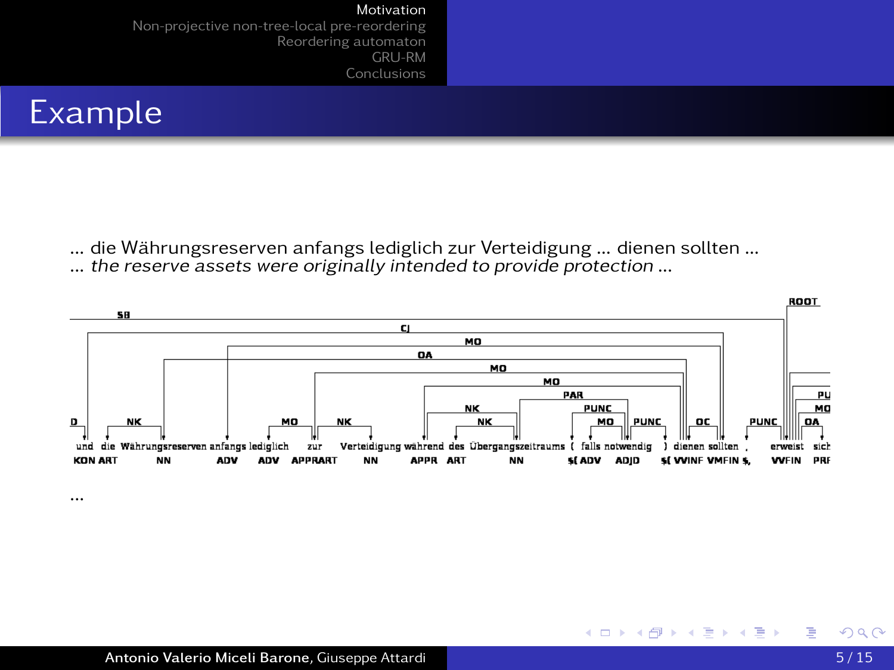# Example

... die Währungsreserven anfangs lediglich zur Verteidigung ... dienen sollten ...
... *the reserve assets were originally intended to provide protection* ...

...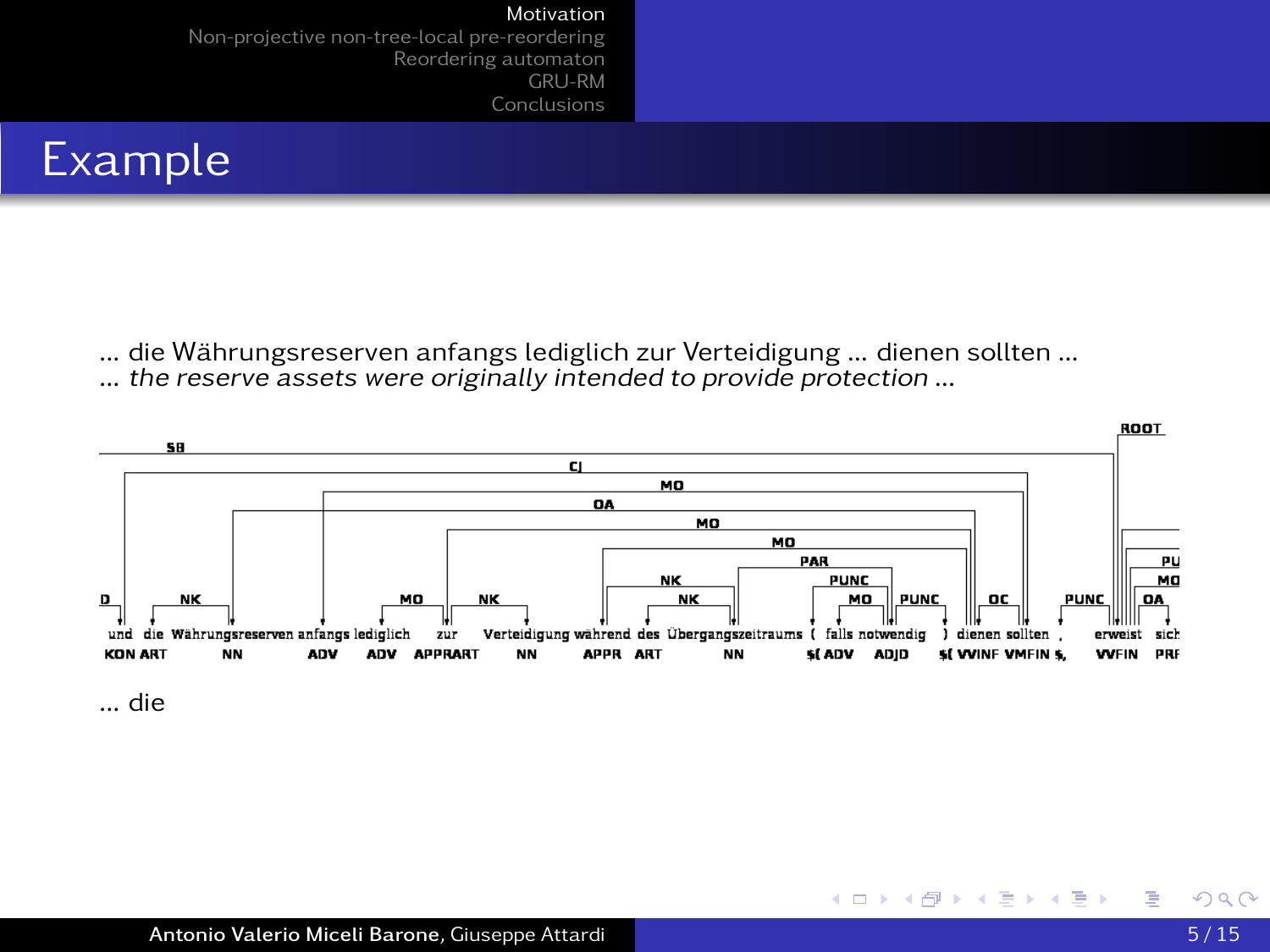# Example

... die Währungsreserven anfangs lediglich zur Verteidigung ... dienen sollten ...
... *the reserve assets were originally intended to provide protection* ...

... die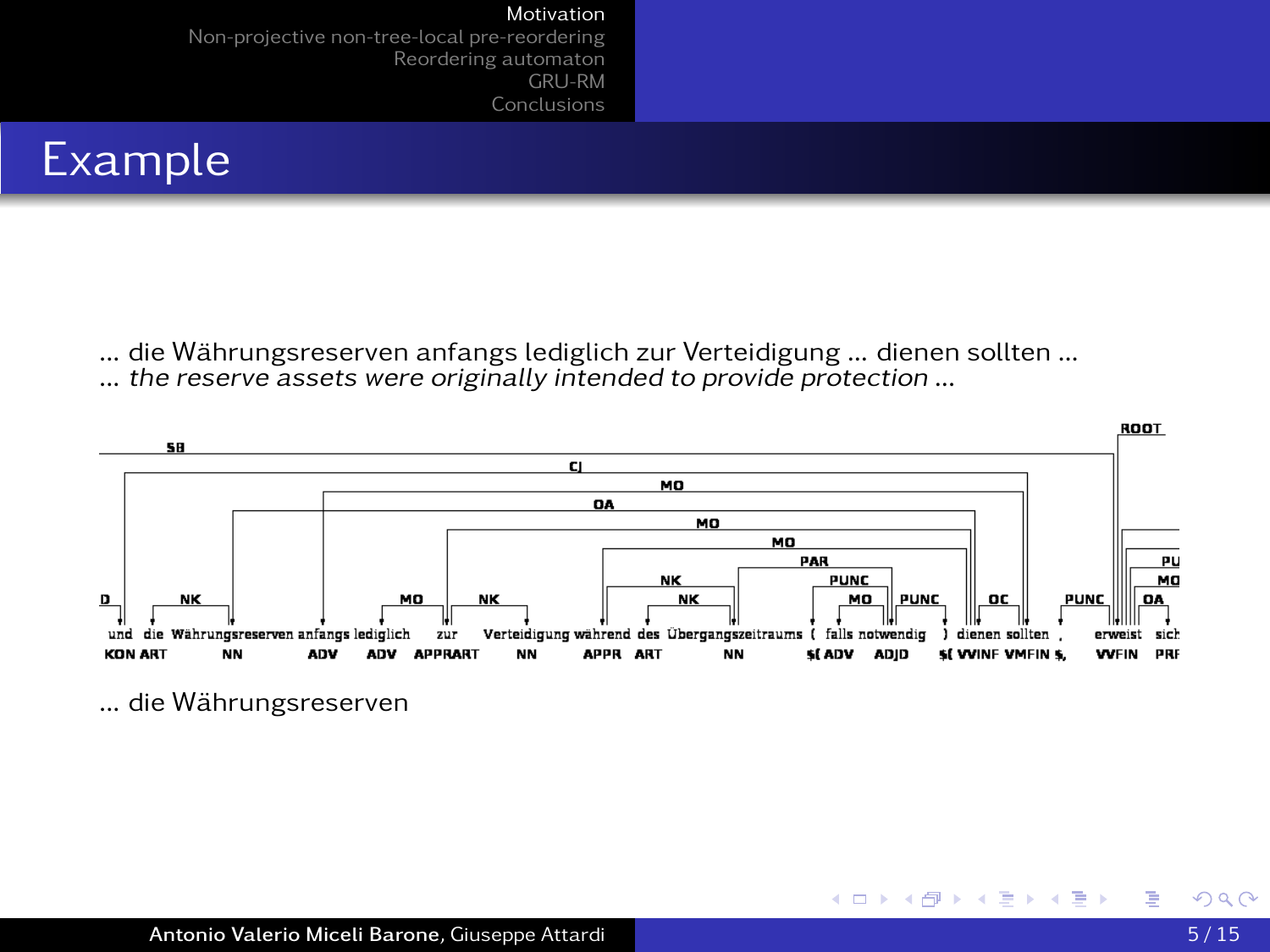# Example

... die Währungsreserven anfangs lediglich zur Verteidigung ... dienen sollten ...
... *the reserve assets were originally intended to provide protection* ...

| und | die | Währungsreserven | anfangs | lediglich | zur | Verteidigung | während | des | Übergangszeitraums | ( | falls | notwendig | ) | dienen | sollten | , | erweist | sich |
|---|---|---|---|---|---|---|---|---|---|---|---|---|---|---|---|---|---|---|
| KON | ART | NN | ADV | ADV | APPRART | NN | APPR | ART | NN | $( | ADV | ADJD | $( | VVINF | VMFIN | $, | VVFIN | PRF |

... die Währungsreserven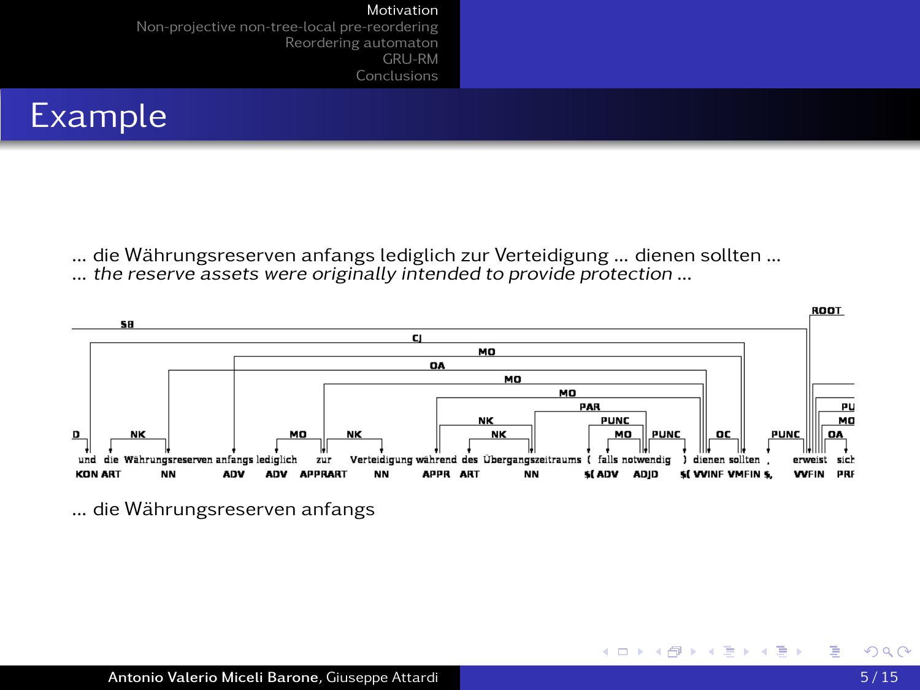# Example

... die Währungsreserven anfangs lediglich zur Verteidigung ... dienen sollten ...
... *the reserve assets were originally intended to provide protection* ...

... die Währungsreserven anfangs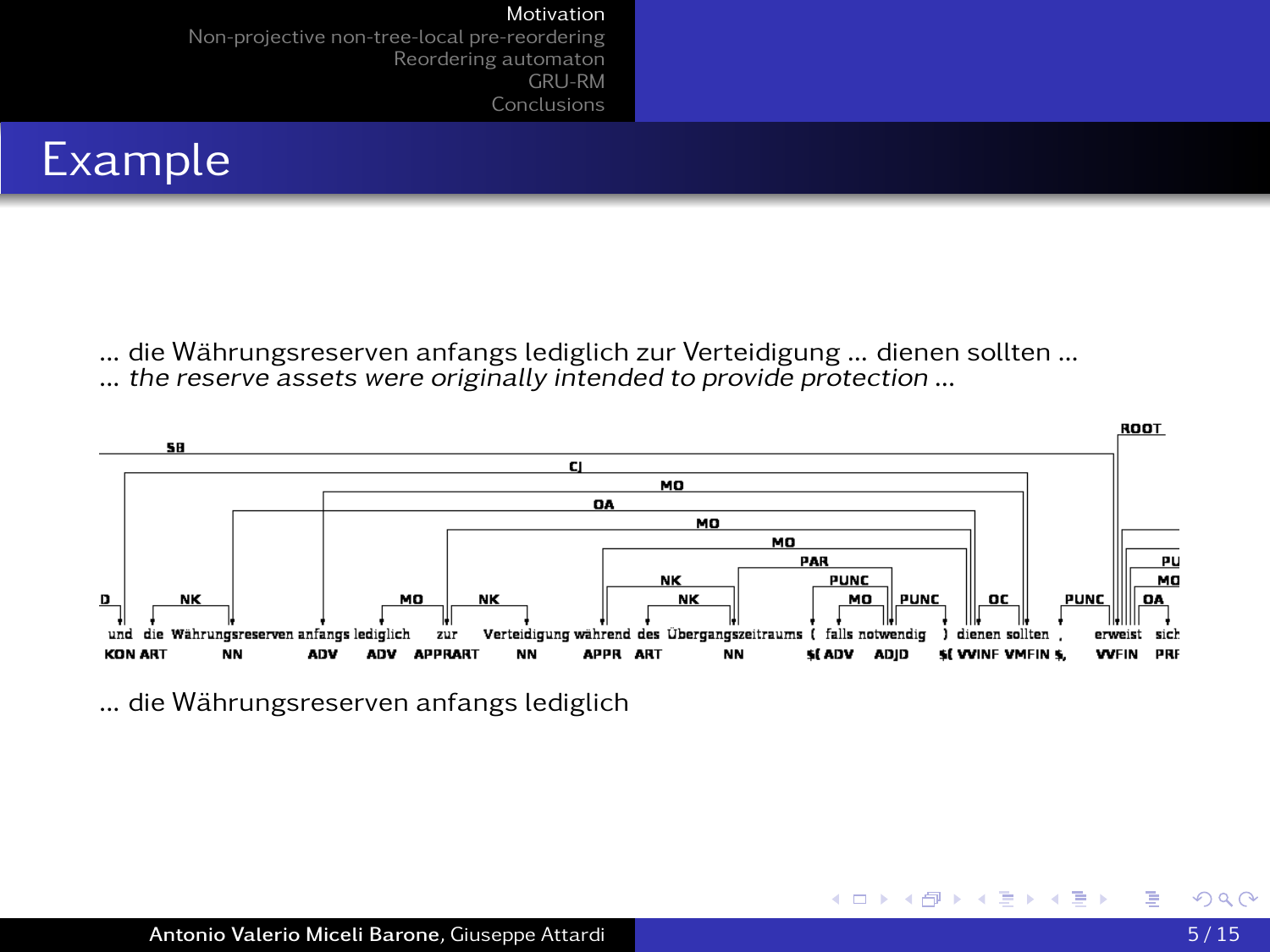# Example

... die Währungsreserven anfangs lediglich zur Verteidigung ... dienen sollten ...
... *the reserve assets were originally intended to provide protection* ...

... die Währungsreserven anfangs lediglich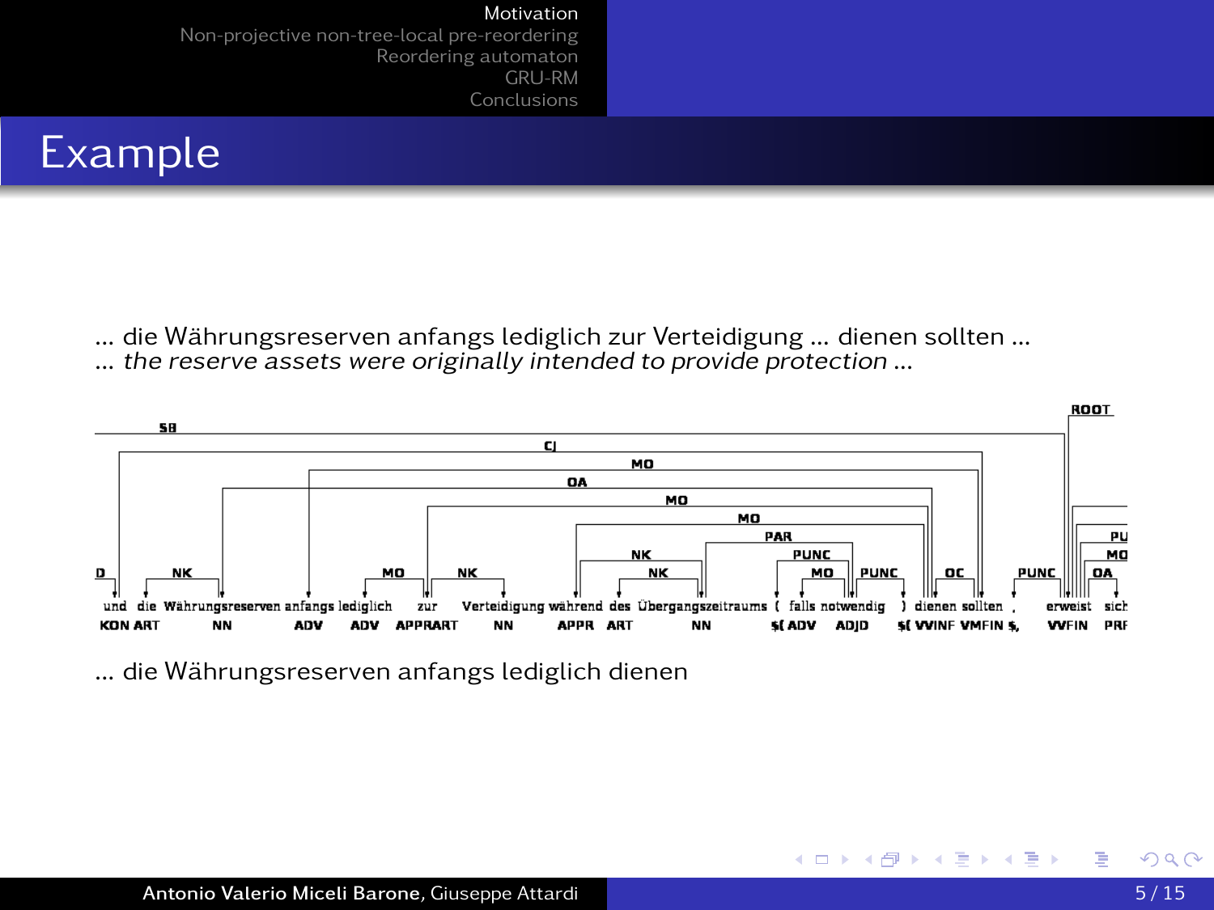# Example

... die Währungsreserven anfangs lediglich zur Verteidigung ... dienen sollten ...
... *the reserve assets were originally intended to provide protection* ...

... die Währungsreserven anfangs lediglich dienen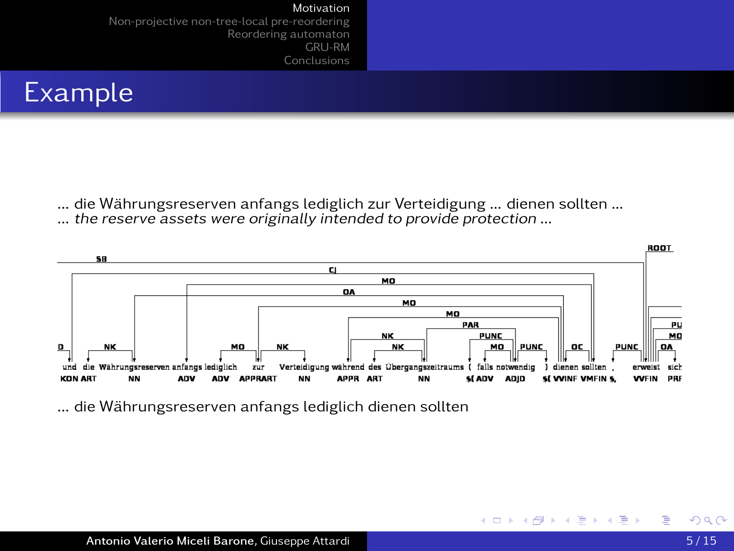# Example

... die Währungsreserven anfangs lediglich zur Verteidigung ... dienen sollten ...
... *the reserve assets were originally intended to provide protection* ...

... die Währungsreserven anfangs lediglich dienen sollten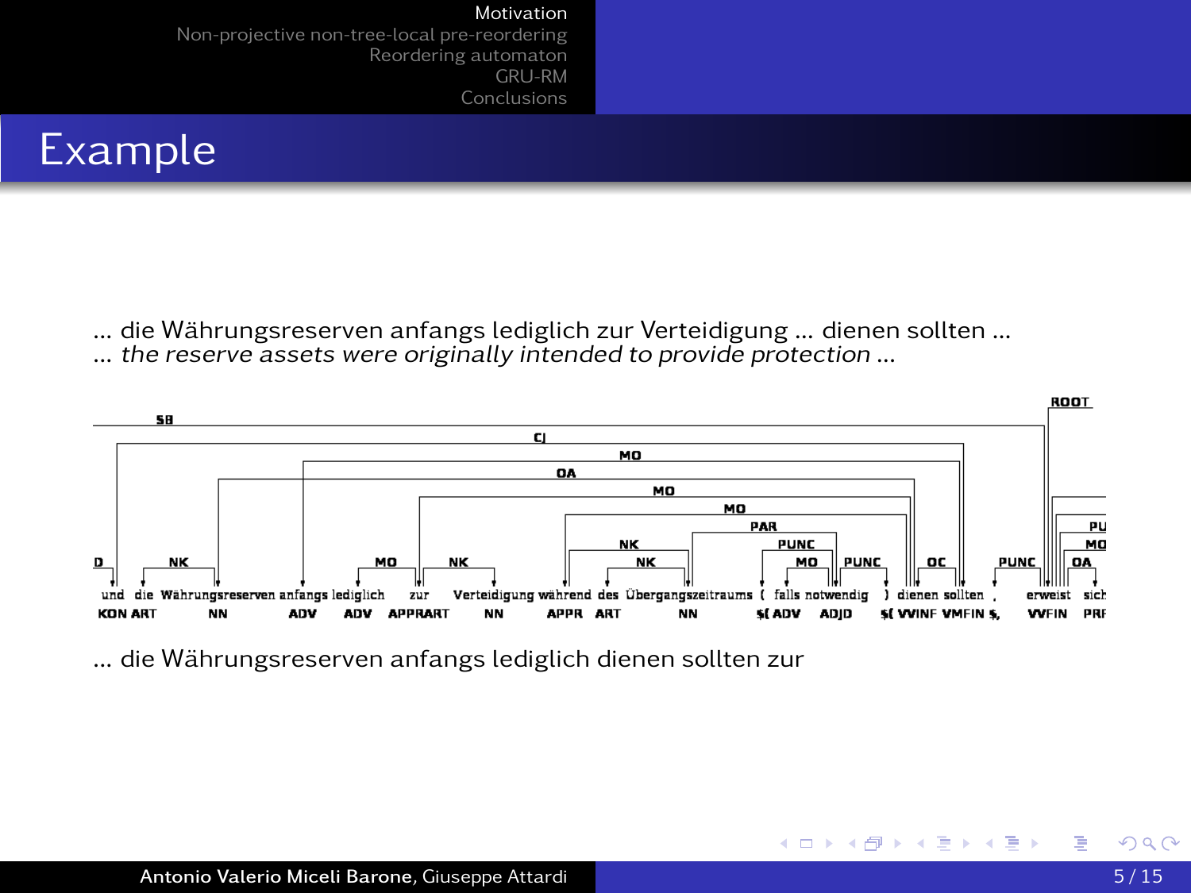## Example

... die Währungsreserven anfangs lediglich zur Verteidigung ... dienen sollten ...
... *the reserve assets were originally intended to provide protection* ...

und die Währungsreserven anfangs lediglich zur Verteidigung während des Übergangszeitraums ( falls notwendig ) dienen sollten , erweist sich
KON ART NN ADV ADV APPRART NN APPR ART NN $( ADV ADJD $( VVINF VMFIN $, VVFIN PRF

... die Währungsreserven anfangs lediglich dienen sollten zur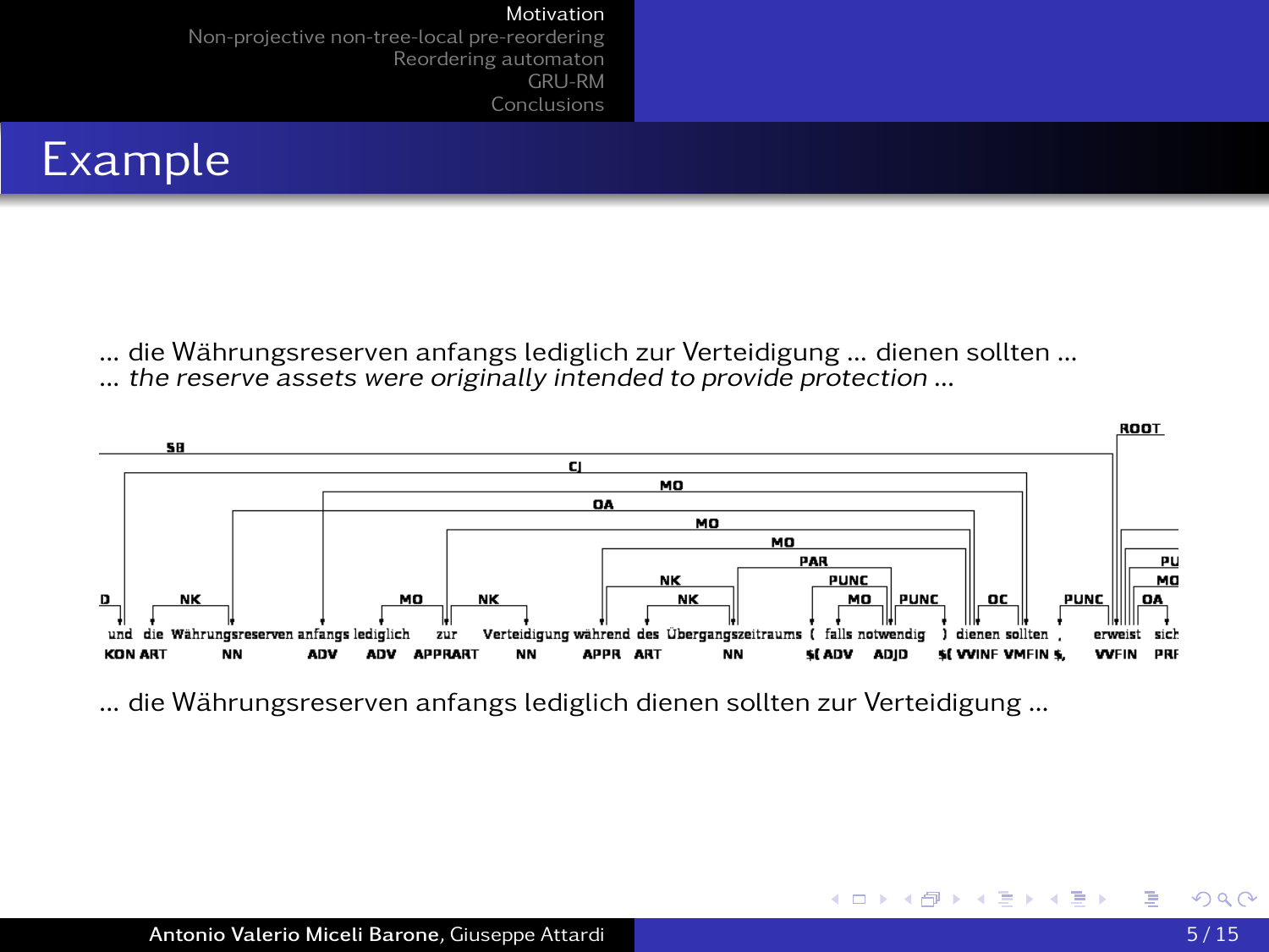# Example

... die Währungsreserven anfangs lediglich zur Verteidigung ... dienen sollten ...
... *the reserve assets were originally intended to provide protection* ...

... die Währungsreserven anfangs lediglich dienen sollten zur Verteidigung ...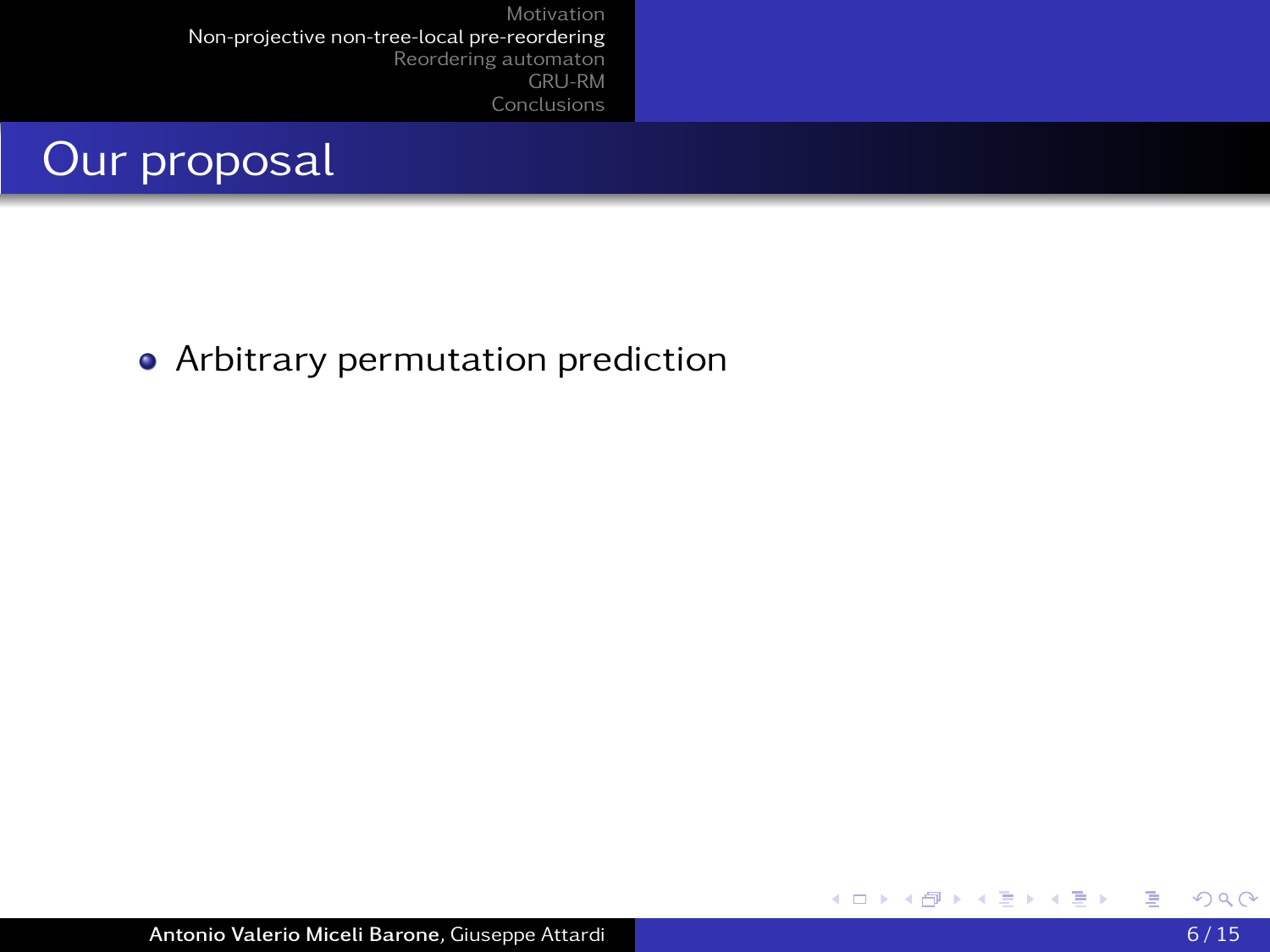## Our proposal

- Arbitrary permutation prediction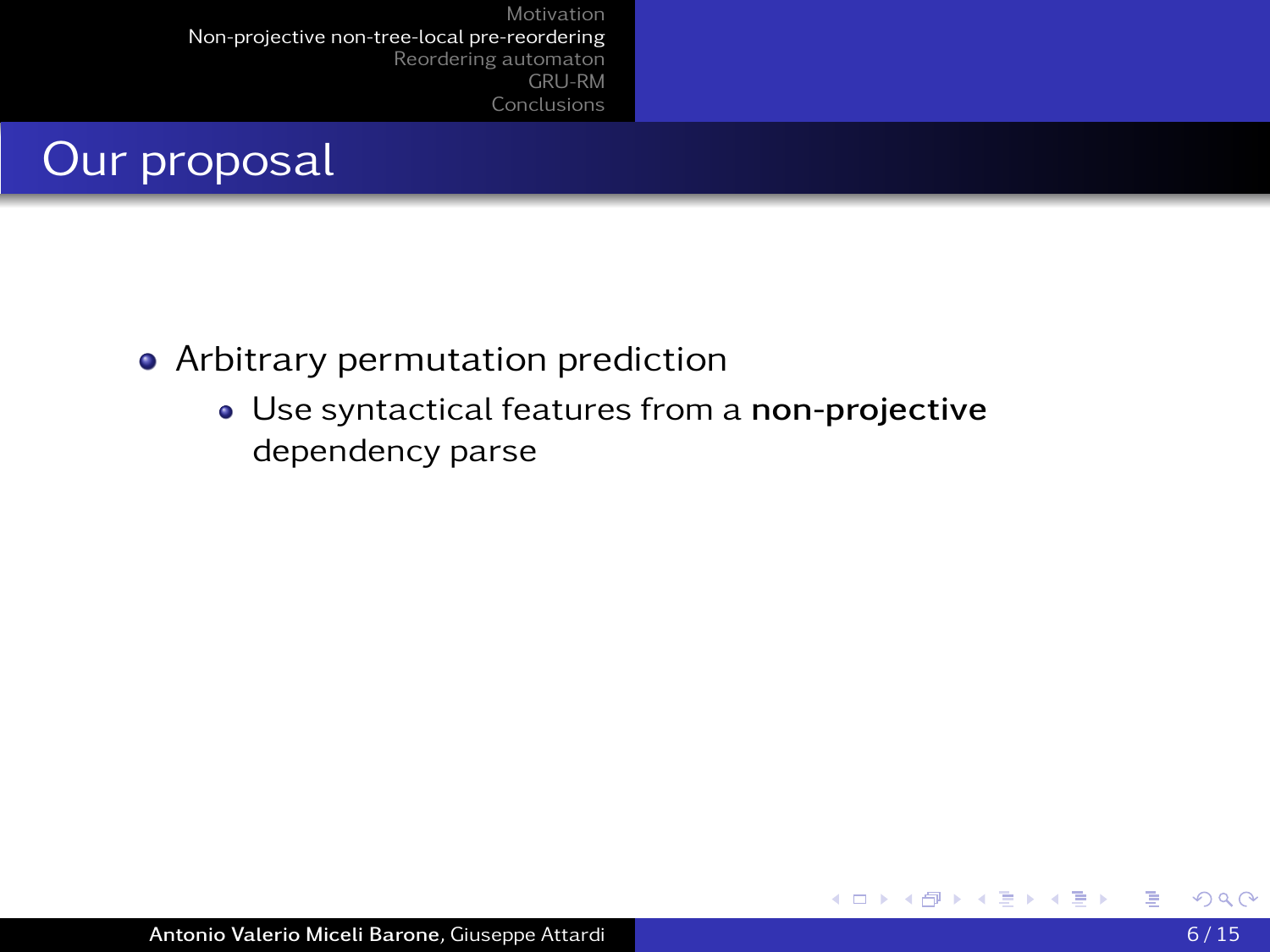# Our proposal

- Arbitrary permutation prediction
  - Use syntactical features from a **non-projective** dependency parse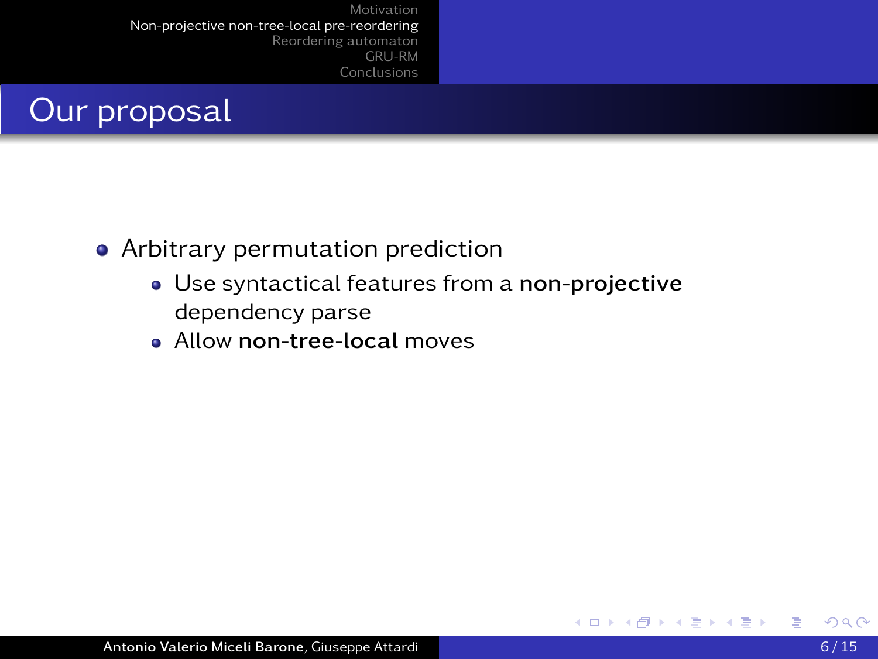# Our proposal

- Arbitrary permutation prediction
  - Use syntactical features from a **non-projective** dependency parse
  - Allow **non-tree-local** moves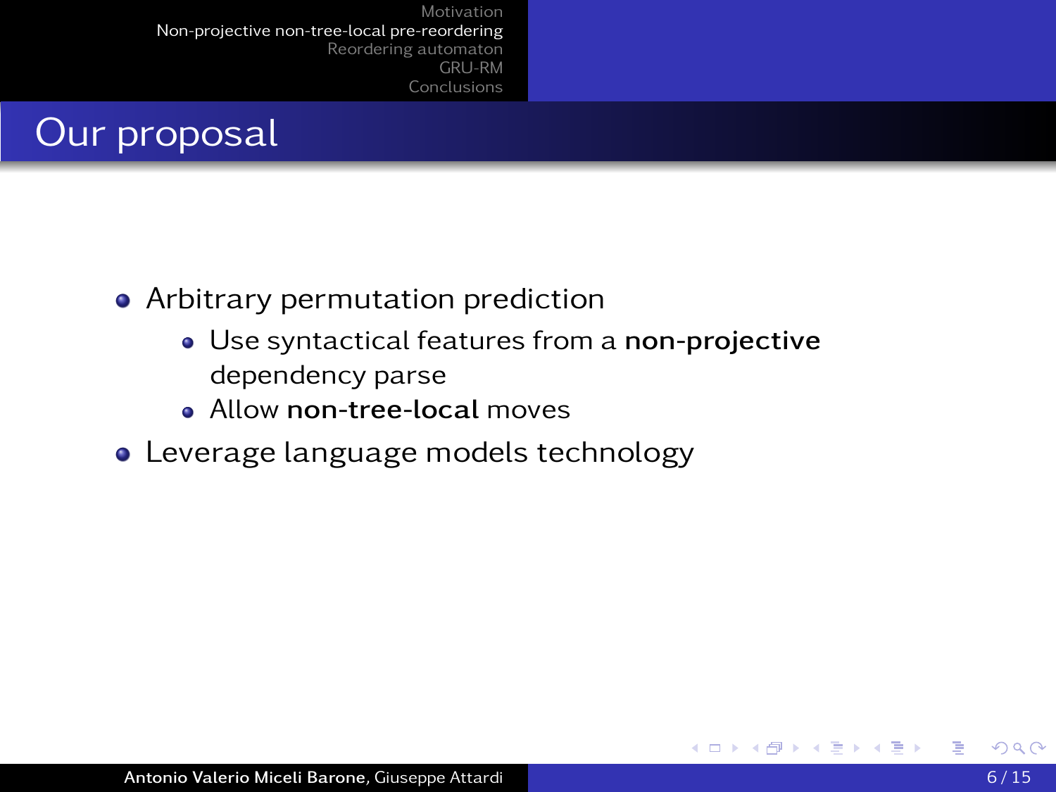# Our proposal

- Arbitrary permutation prediction
  - Use syntactical features from a **non-projective** dependency parse
  - Allow **non-tree-local** moves
- Leverage language models technology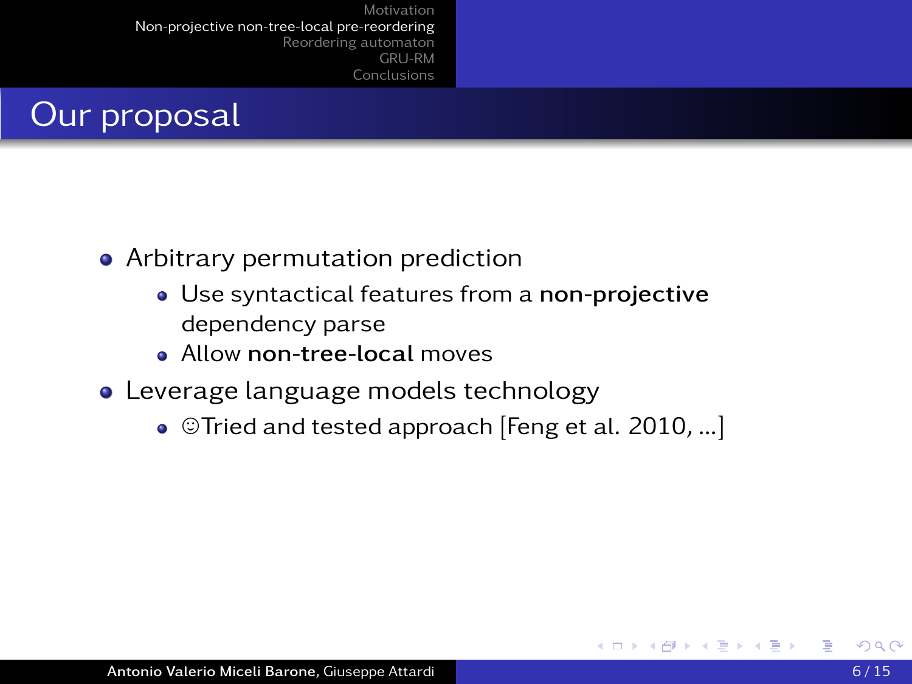## Our proposal

- Arbitrary permutation prediction
  - Use syntactical features from a **non-projective** dependency parse
  - Allow **non-tree-local** moves
- Leverage language models technology
  - ☺Tried and tested approach [Feng et al. 2010, ...]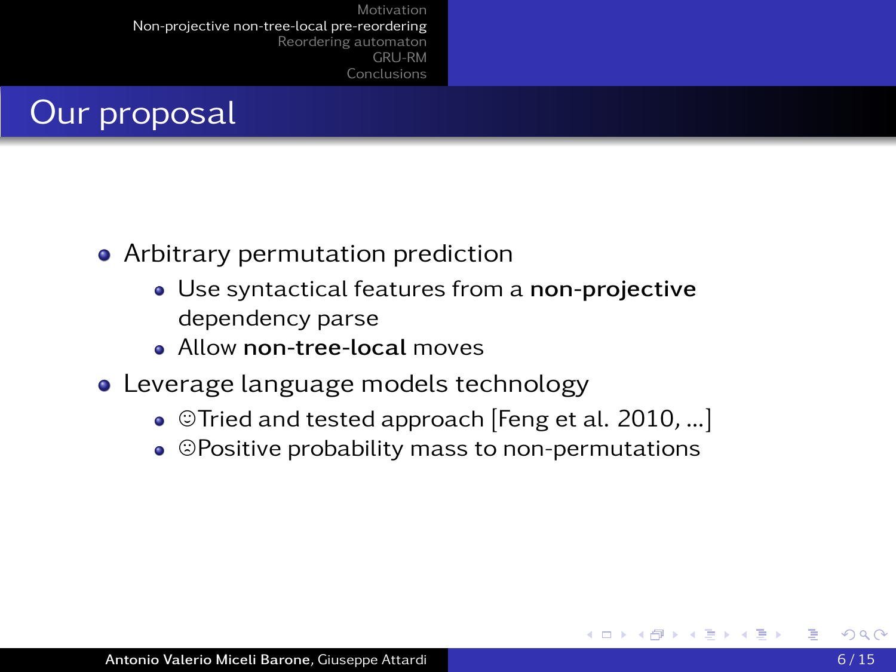# Our proposal

- Arbitrary permutation prediction
  - Use syntactical features from a **non-projective** dependency parse
  - Allow **non-tree-local** moves
- Leverage language models technology
  - ☺Tried and tested approach [Feng et al. 2010, ...]
  - ☹Positive probability mass to non-permutations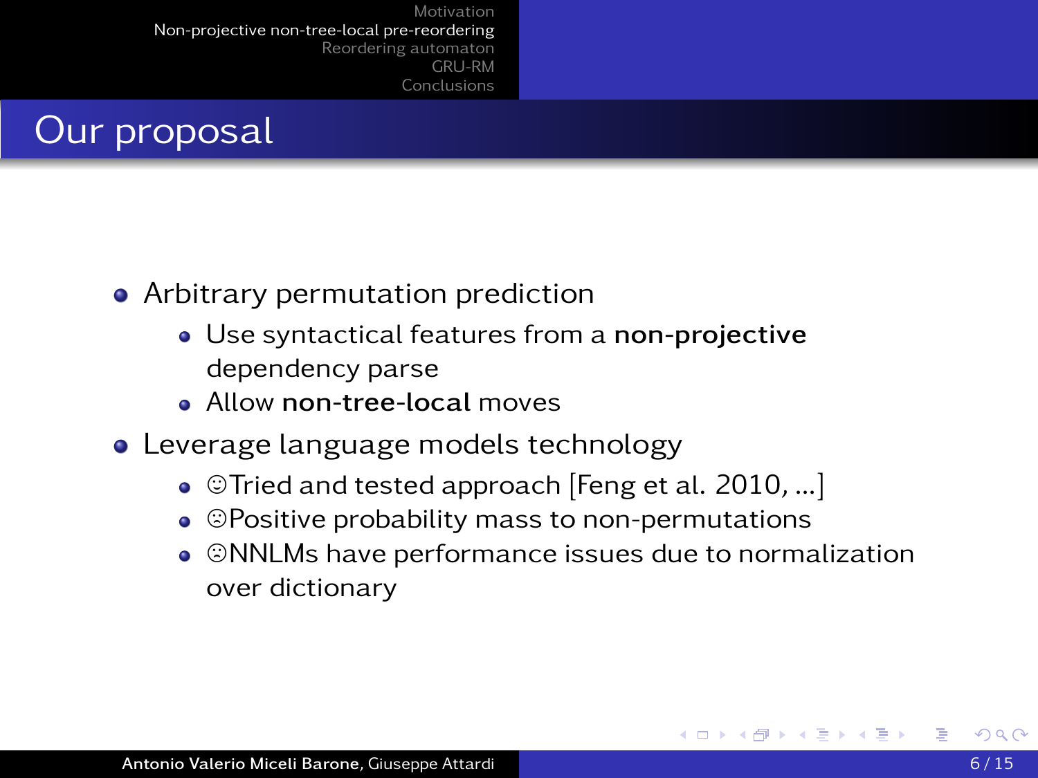# Our proposal

- Arbitrary permutation prediction
  - Use syntactical features from a **non-projective** dependency parse
  - Allow **non-tree-local** moves
- Leverage language models technology
  - ☺Tried and tested approach [Feng et al. 2010, ...]
  - ☹Positive probability mass to non-permutations
  - ☹NNLMs have performance issues due to normalization over dictionary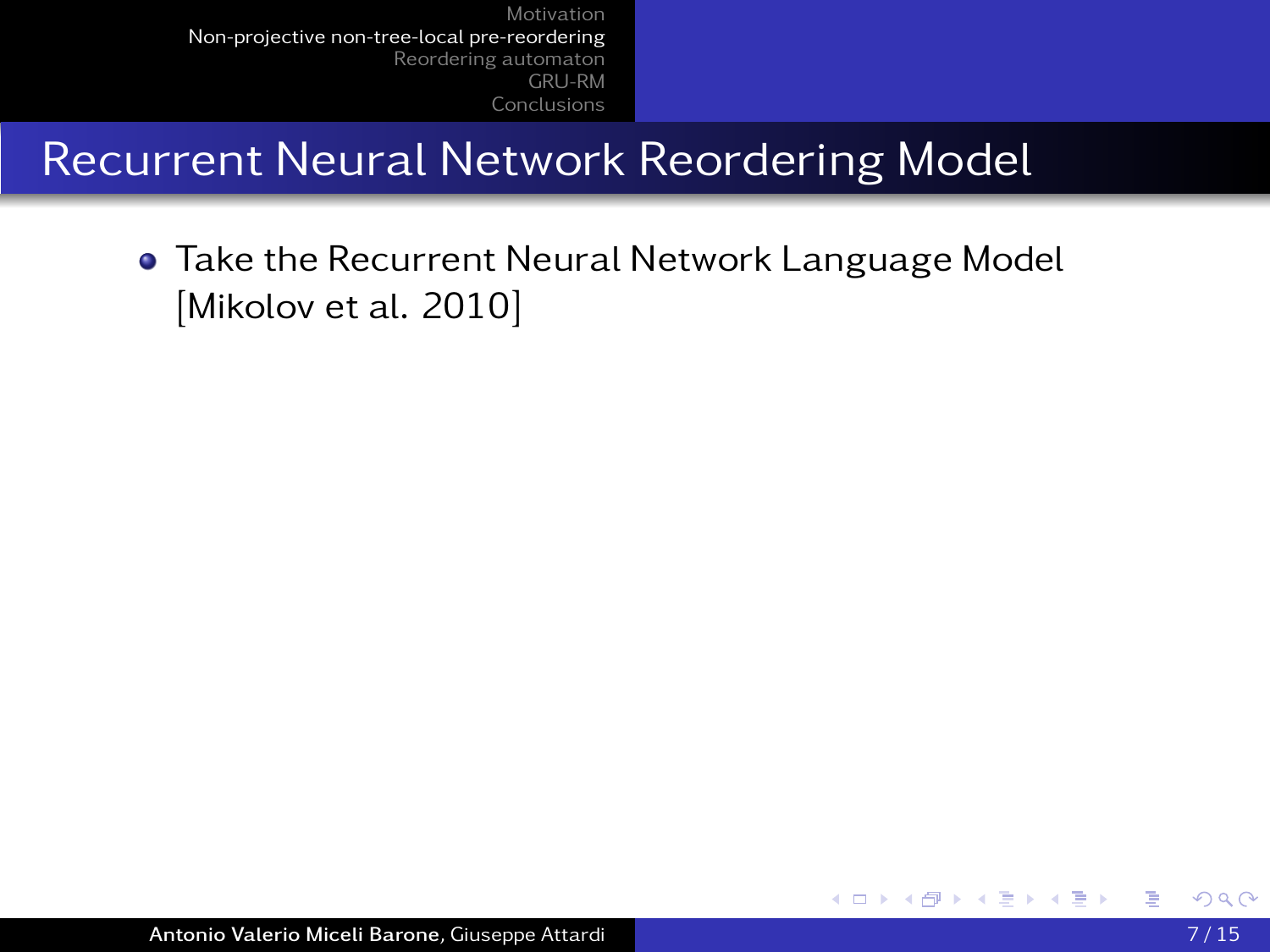# Recurrent Neural Network Reordering Model

- Take the Recurrent Neural Network Language Model [Mikolov et al. 2010]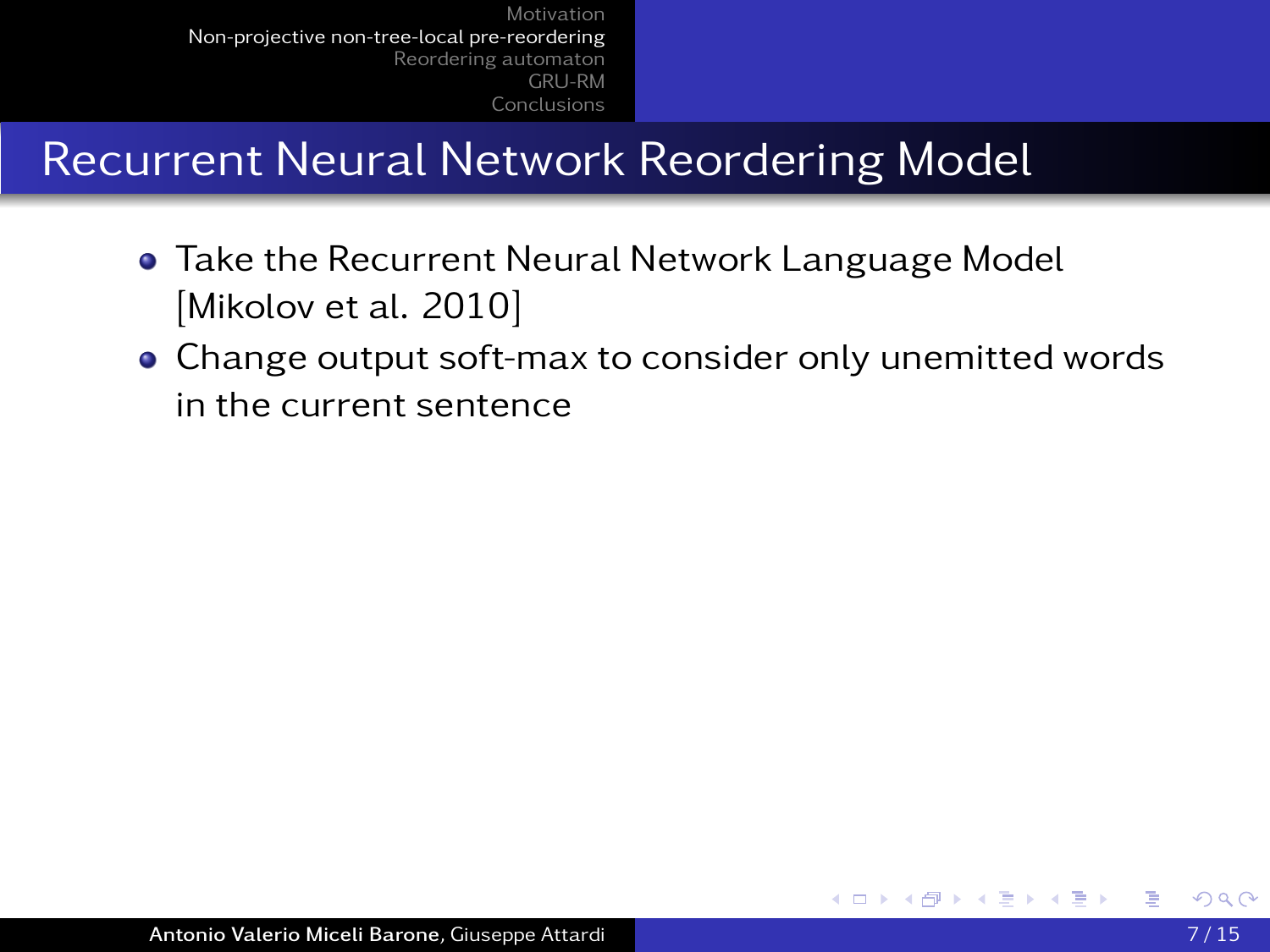## Recurrent Neural Network Reordering Model

- Take the Recurrent Neural Network Language Model [Mikolov et al. 2010]
- Change output soft-max to consider only unemitted words in the current sentence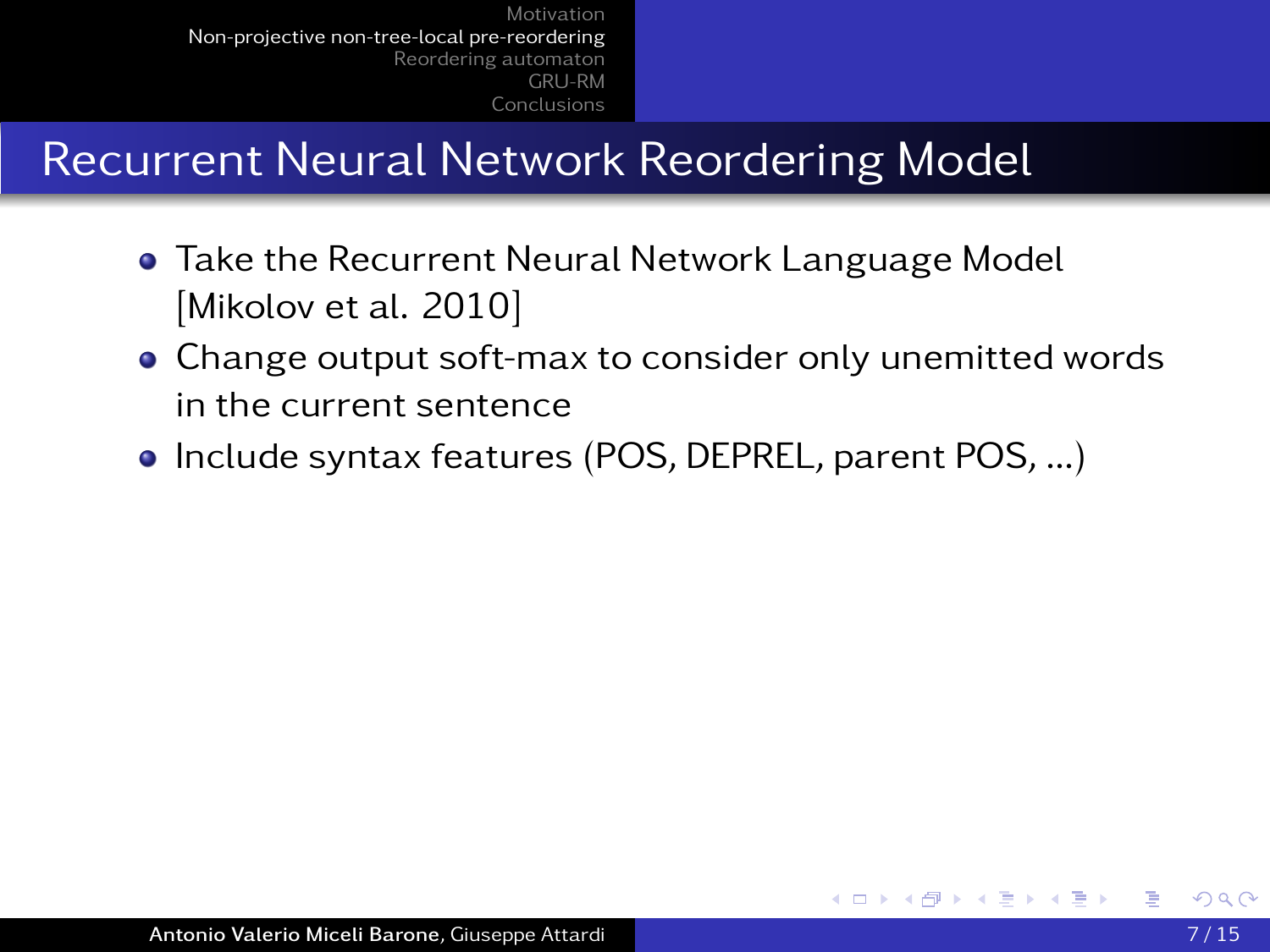# Recurrent Neural Network Reordering Model

- Take the Recurrent Neural Network Language Model [Mikolov et al. 2010]
- Change output soft-max to consider only unemitted words in the current sentence
- Include syntax features (POS, DEPREL, parent POS, ...)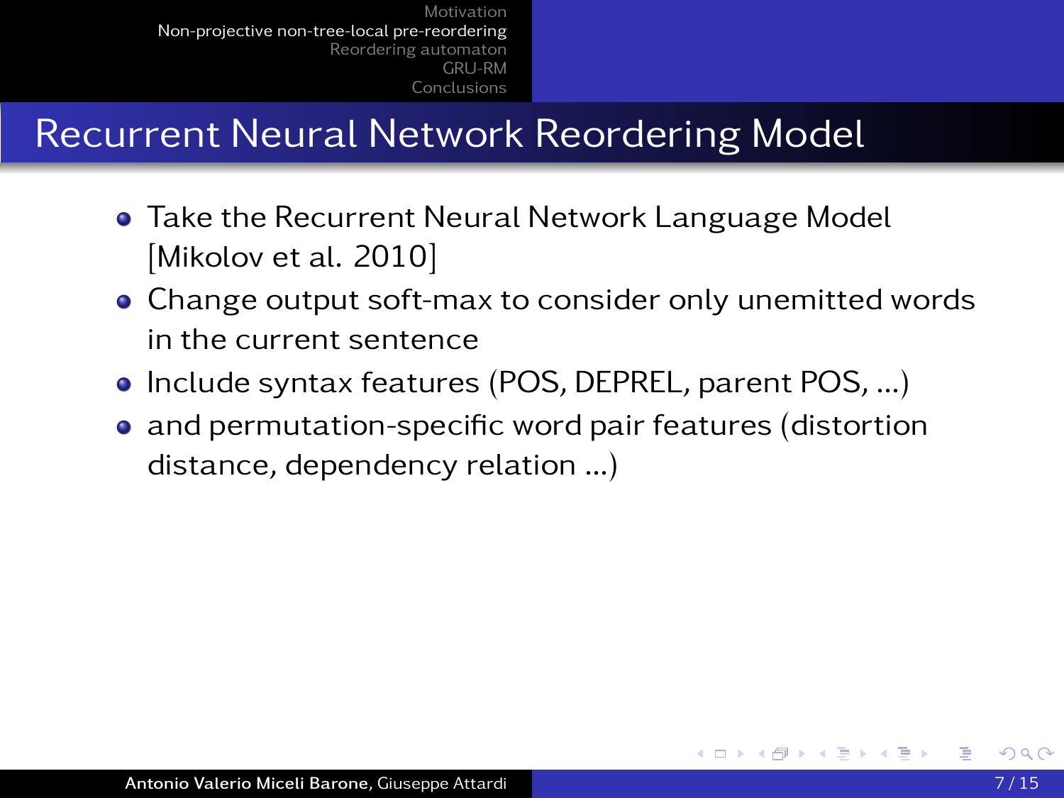# Recurrent Neural Network Reordering Model

- Take the Recurrent Neural Network Language Model [Mikolov et al. 2010]
- Change output soft-max to consider only unemitted words in the current sentence
- Include syntax features (POS, DEPREL, parent POS, ...)
- and permutation-specific word pair features (distortion distance, dependency relation ...)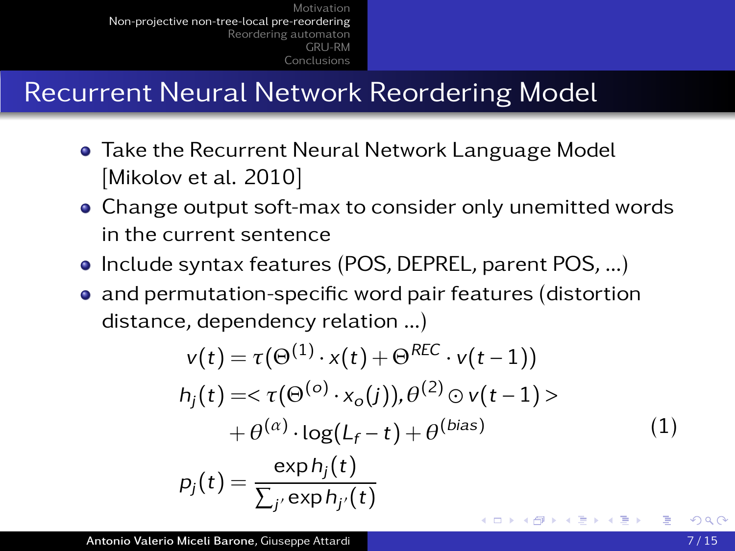## Recurrent Neural Network Reordering Model

- Take the Recurrent Neural Network Language Model [Mikolov et al. 2010]
- Change output soft-max to consider only unemitted words in the current sentence
- Include syntax features (POS, DEPREL, parent POS, ...)
- and permutation-specific word pair features (distortion distance, dependency relation ...)

$$
\begin{aligned}
v(t) &= \tau(\Theta^{(1)} \cdot x(t) + \Theta^{REC} \cdot v(t-1)) \\
h_j(t) &= < \tau(\Theta^{(o)} \cdot x_o(j)), \theta^{(2)} \odot v(t-1) > \\
&\quad + \theta^{(\alpha)} \cdot \log(L_f - t) + \theta^{(bias)} \\
p_j(t) &= \frac{\exp h_j(t)}{\sum_{j'} \exp h_{j'}(t)}
\end{aligned}
\tag{1}
$$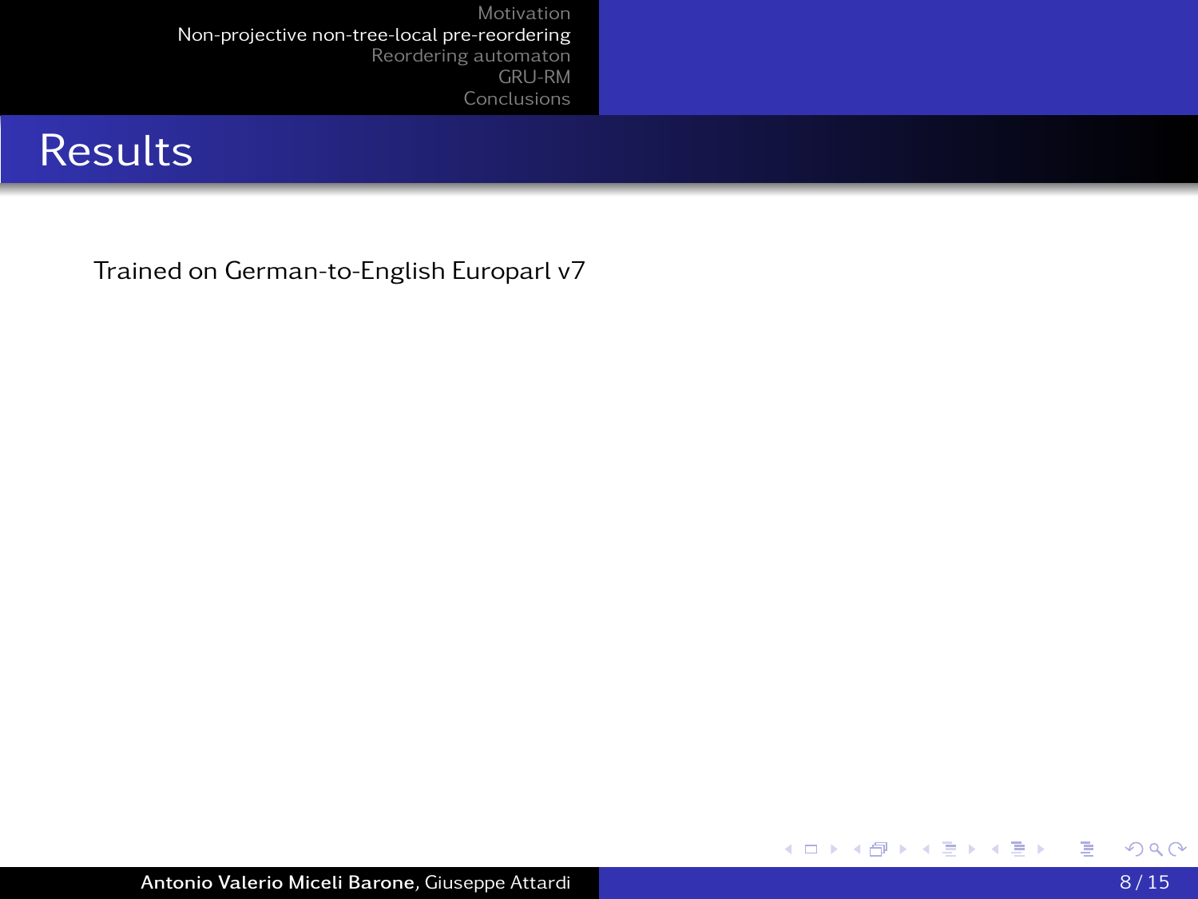# Results

Trained on German-to-English Europarl v7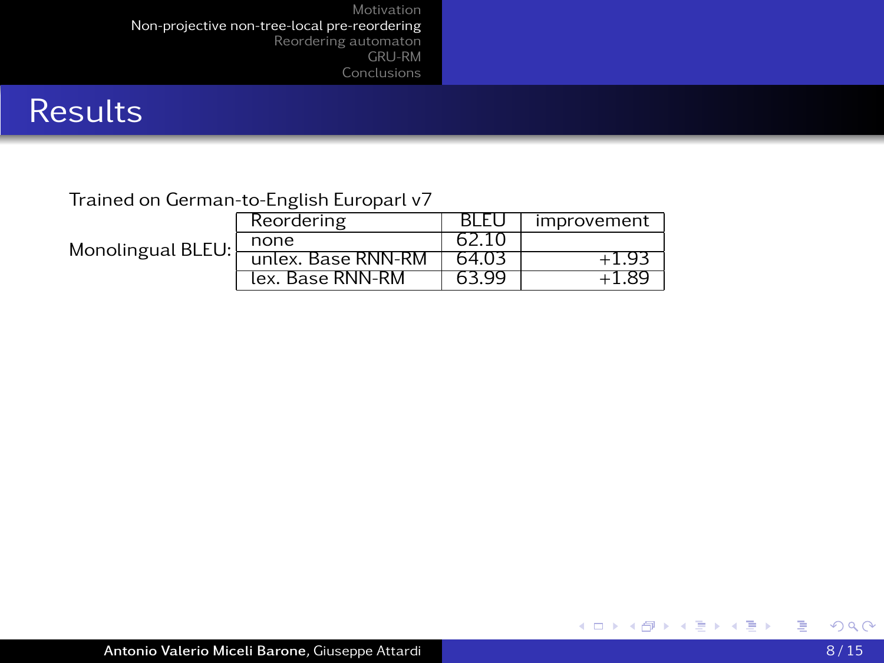# Results

Trained on German-to-English Europarl v7

Monolingual BLEU:

| Reordering | BLEU | improvement |
|---|---|---|
| none | 62.10 | |
| unlex. Base RNN-RM | 64.03 | +1.93 |
| lex. Base RNN-RM | 63.99 | +1.89 |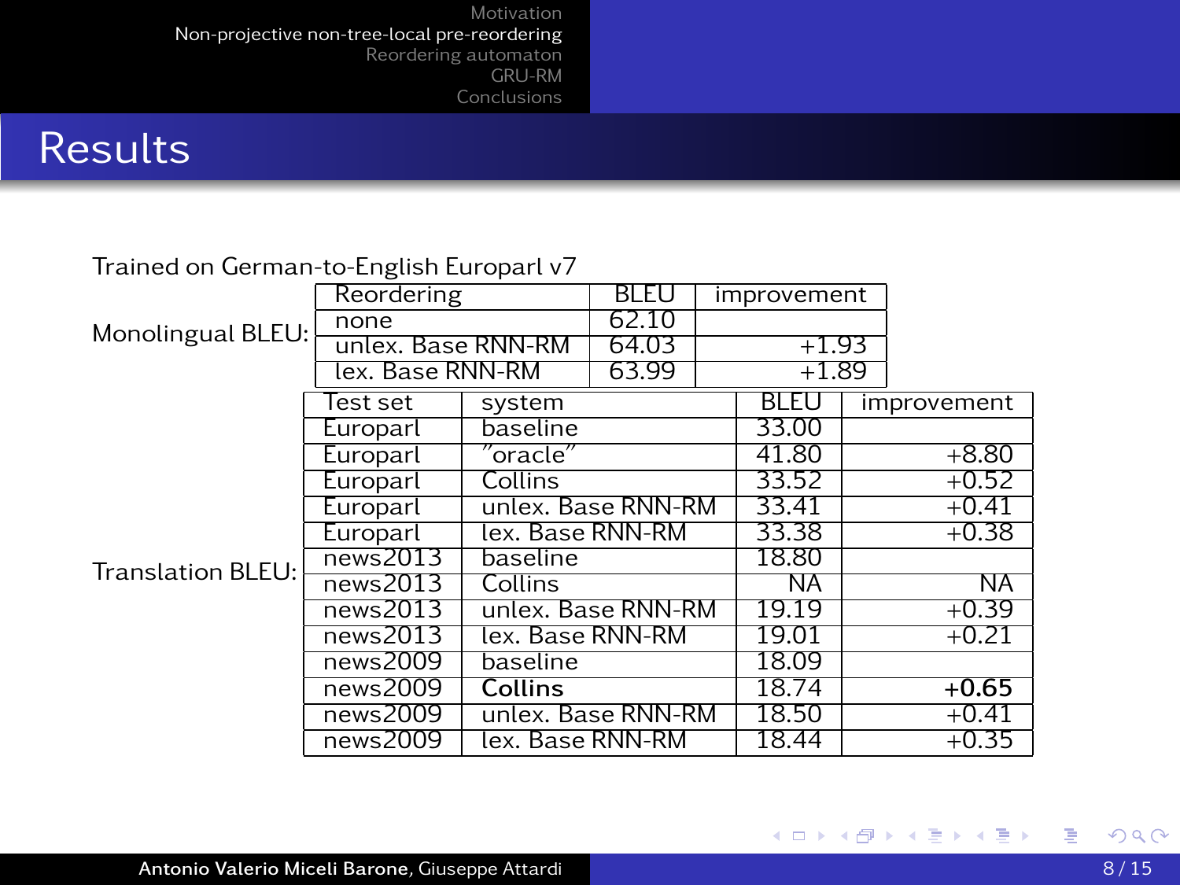## Results

Trained on German-to-English Europarl v7

Monolingual BLEU:

| Reordering | BLEU | improvement |
|---|---|---|
| none | 62.10 | |
| unlex. Base RNN-RM | 64.03 | +1.93 |
| lex. Base RNN-RM | 63.99 | +1.89 |

Translation BLEU:

| Test set | system | BLEU | improvement |
|---|---|---|---|
| Europarl | baseline | 33.00 | |
| Europarl | "oracle" | 41.80 | +8.80 |
| Europarl | Collins | 33.52 | +0.52 |
| Europarl | unlex. Base RNN-RM | 33.41 | +0.41 |
| Europarl | lex. Base RNN-RM | 33.38 | +0.38 |
| news2013 | baseline | 18.80 | |
| news2013 | Collins | NA | NA |
| news2013 | unlex. Base RNN-RM | 19.19 | +0.39 |
| news2013 | lex. Base RNN-RM | 19.01 | +0.21 |
| news2009 | baseline | 18.09 | |
| news2009 | **Collins** | 18.74 | **+0.65** |
| news2009 | unlex. Base RNN-RM | 18.50 | +0.41 |
| news2009 | lex. Base RNN-RM | 18.44 | +0.35 |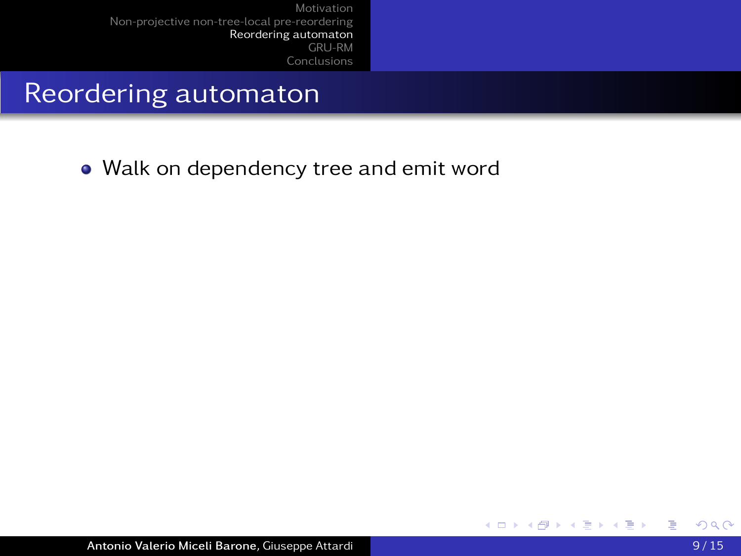# Reordering automaton

- Walk on dependency tree and emit word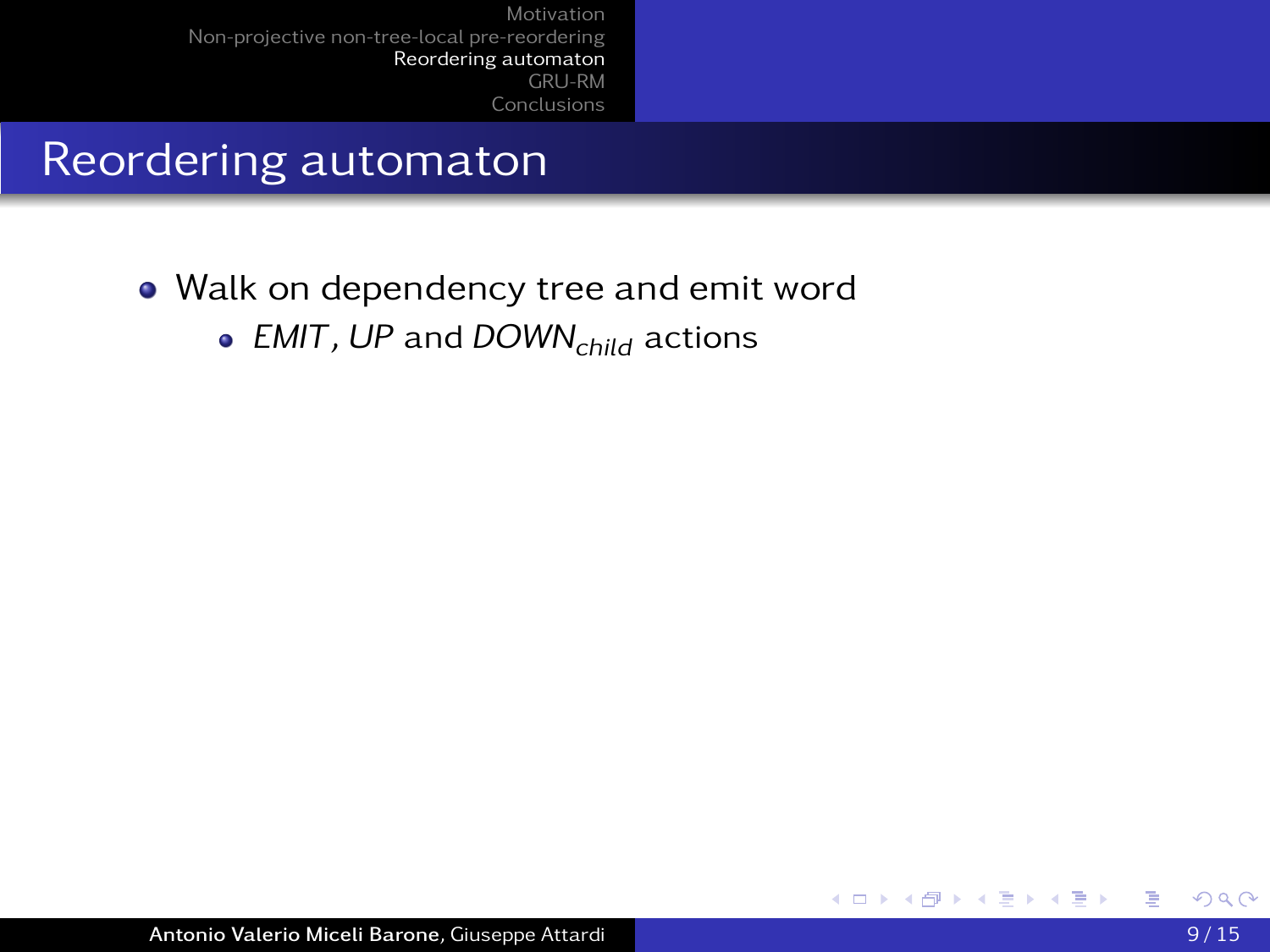# Reordering automaton

- Walk on dependency tree and emit word
  - *EMIT*, *UP* and $DOWN_{child}$ actions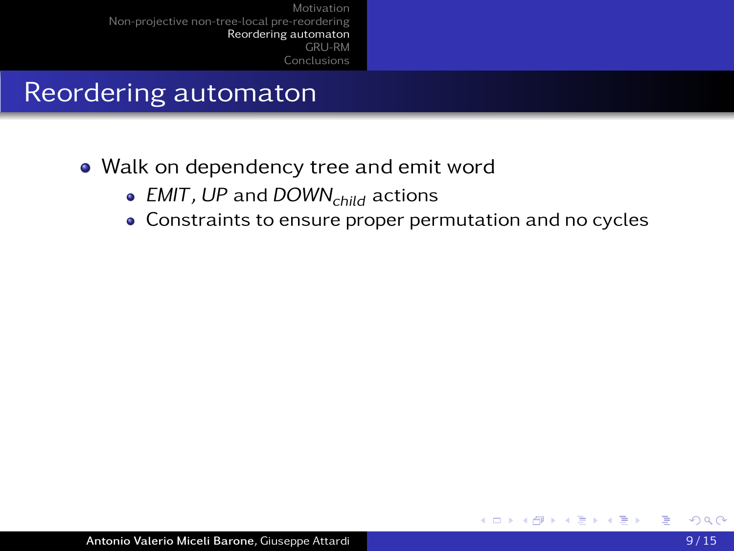# Reordering automaton

- Walk on dependency tree and emit word
  - *EMIT*, *UP* and $DOWN_{child}$ actions
  - Constraints to ensure proper permutation and no cycles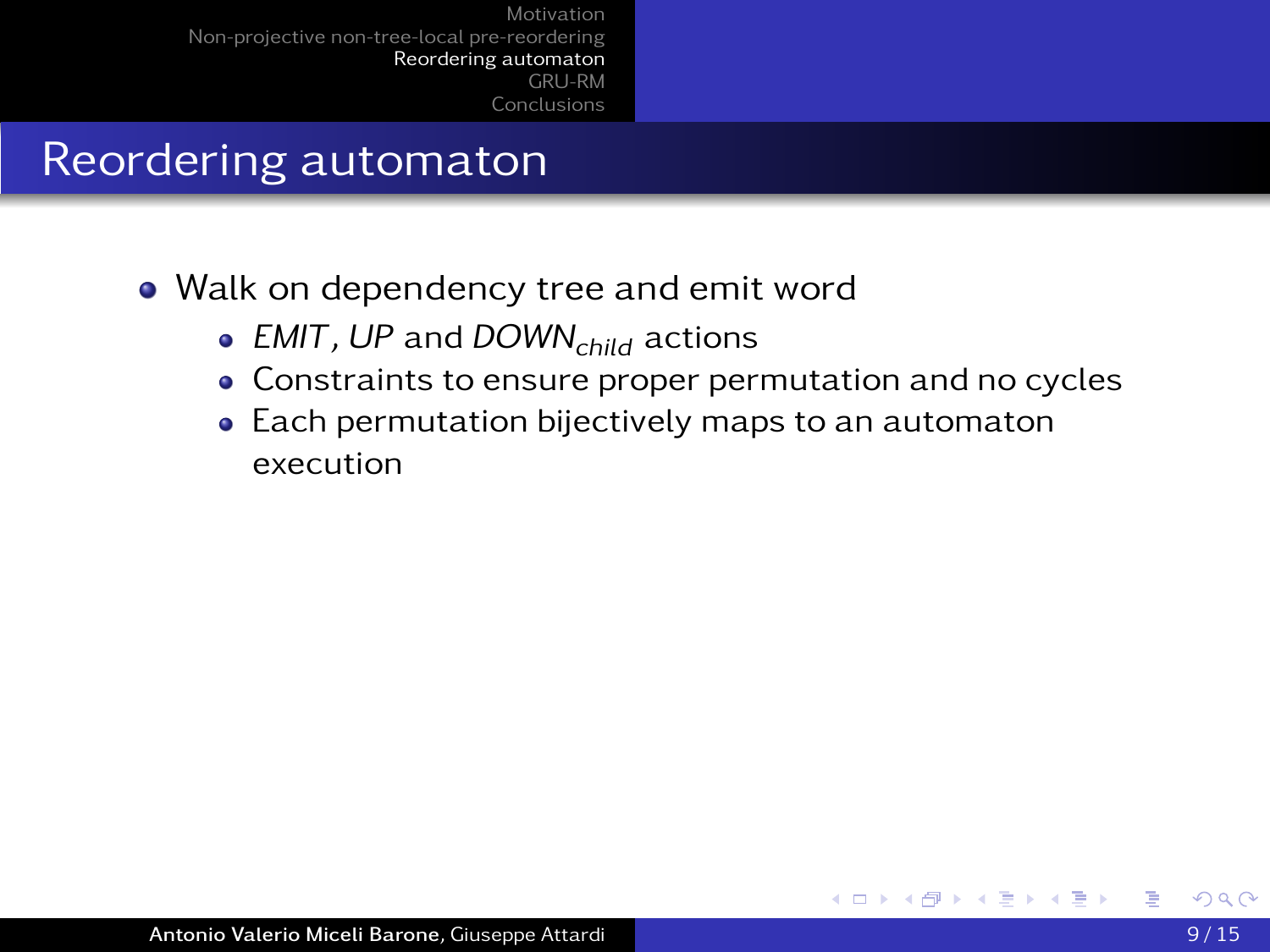# Reordering automaton

- Walk on dependency tree and emit word
  - *EMIT*, *UP* and $DOWN_{child}$ actions
  - Constraints to ensure proper permutation and no cycles
  - Each permutation bijectively maps to an automaton execution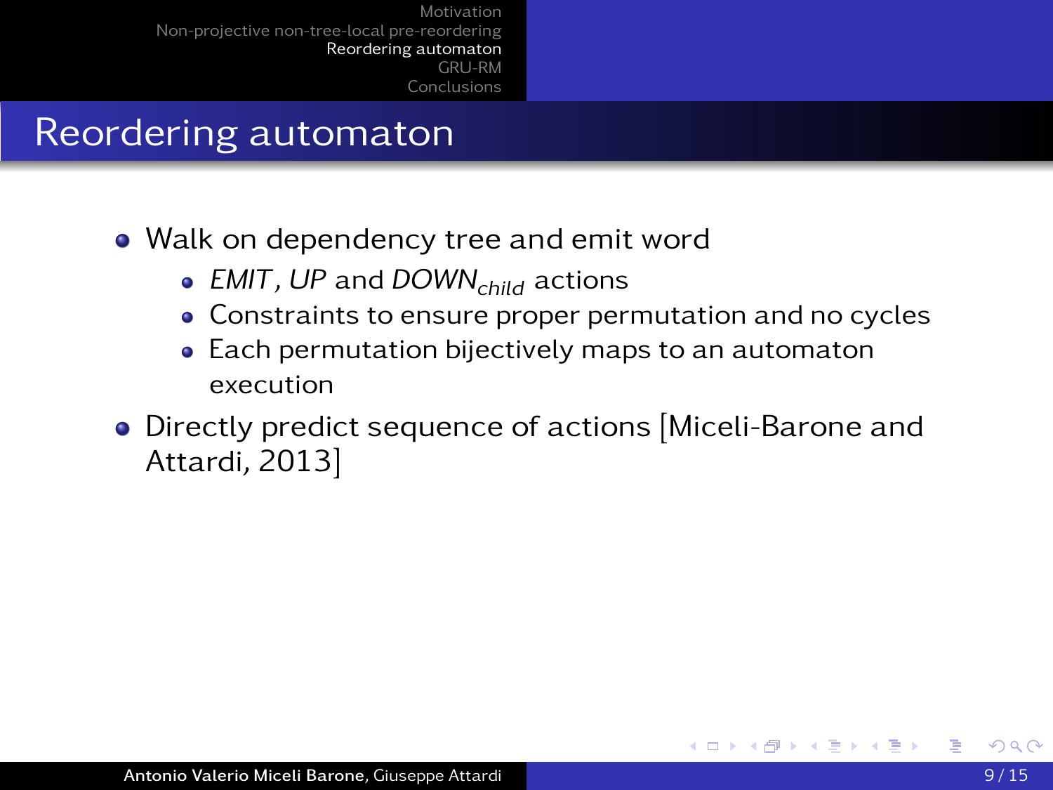# Reordering automaton

- Walk on dependency tree and emit word
  - *EMIT*, *UP* and $DOWN_{child}$ actions
  - Constraints to ensure proper permutation and no cycles
  - Each permutation bijectively maps to an automaton execution
- Directly predict sequence of actions [Miceli-Barone and Attardi, 2013]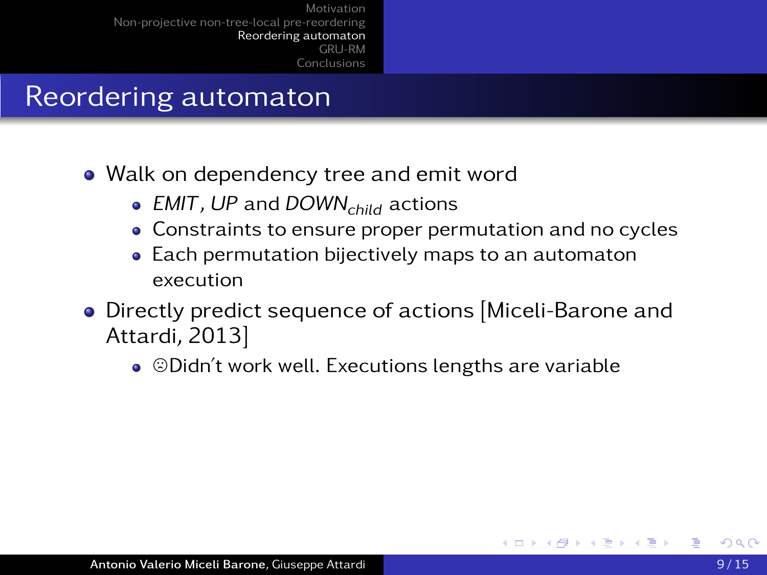# Reordering automaton

- Walk on dependency tree and emit word
  - *EMIT*, *UP* and $DOWN_{child}$ actions
  - Constraints to ensure proper permutation and no cycles
  - Each permutation bijectively maps to an automaton execution
- Directly predict sequence of actions [Miceli-Barone and Attardi, 2013]
  - ☹Didn't work well. Executions lengths are variable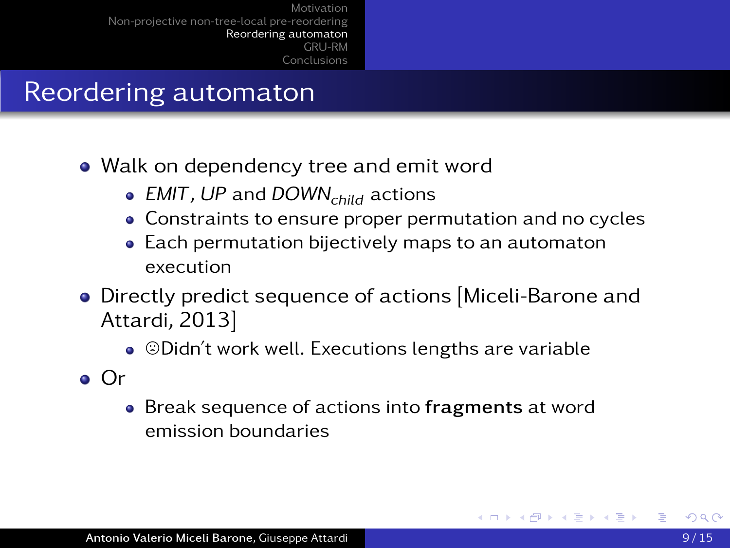# Reordering automaton

- Walk on dependency tree and emit word
  - *EMIT*, *UP* and $DOWN_{child}$ actions
  - Constraints to ensure proper permutation and no cycles
  - Each permutation bijectively maps to an automaton execution
- Directly predict sequence of actions [Miceli-Barone and Attardi, 2013]
  - ☹Didn't work well. Executions lengths are variable
- Or
  - Break sequence of actions into **fragments** at word emission boundaries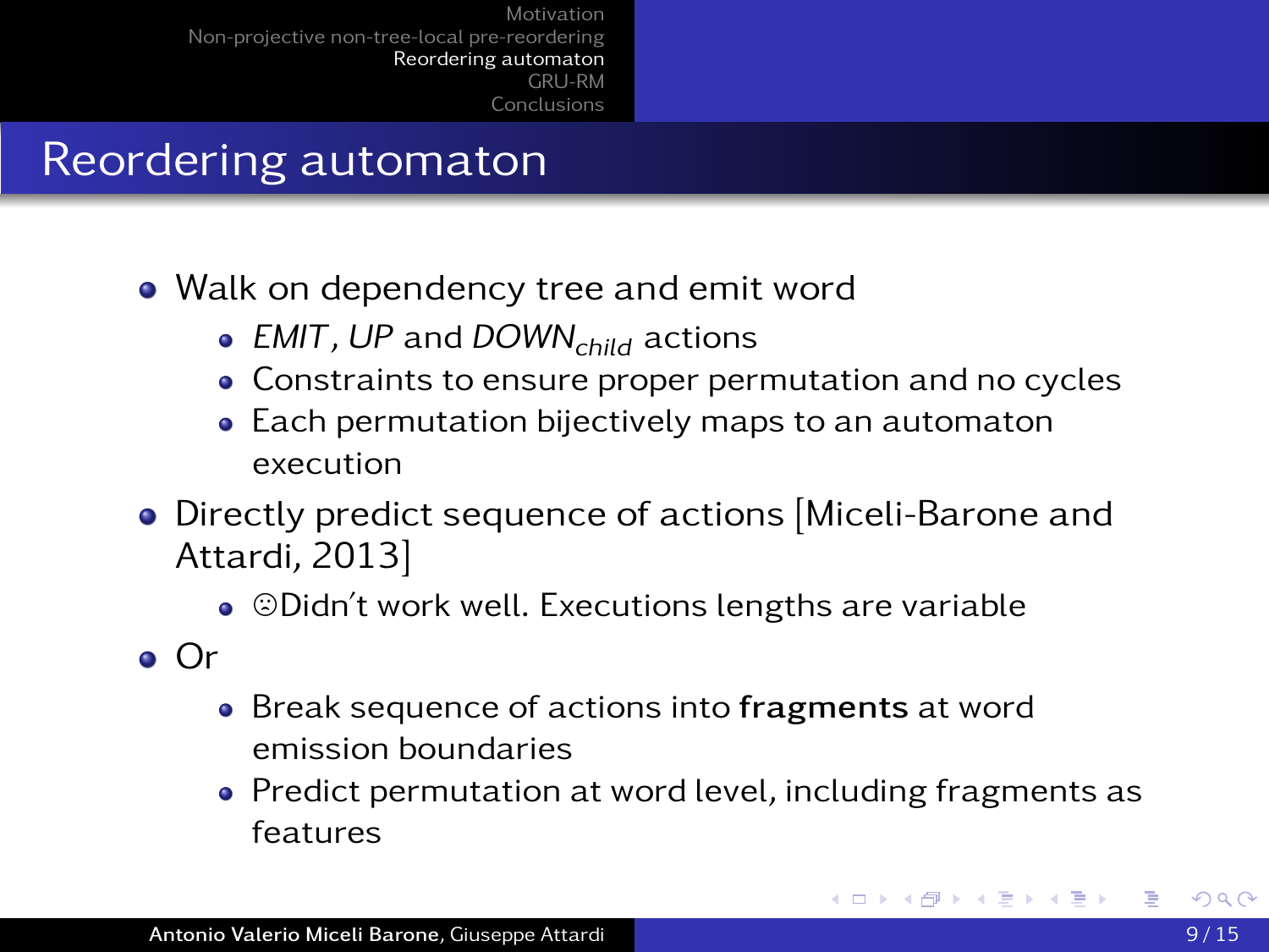# Reordering automaton

- Walk on dependency tree and emit word
  - *EMIT*, *UP* and $DOWN_{child}$ actions
  - Constraints to ensure proper permutation and no cycles
  - Each permutation bijectively maps to an automaton execution
- Directly predict sequence of actions [Miceli-Barone and Attardi, 2013]
  - ☹Didn't work well. Executions lengths are variable
- Or
  - Break sequence of actions into **fragments** at word emission boundaries
  - Predict permutation at word level, including fragments as features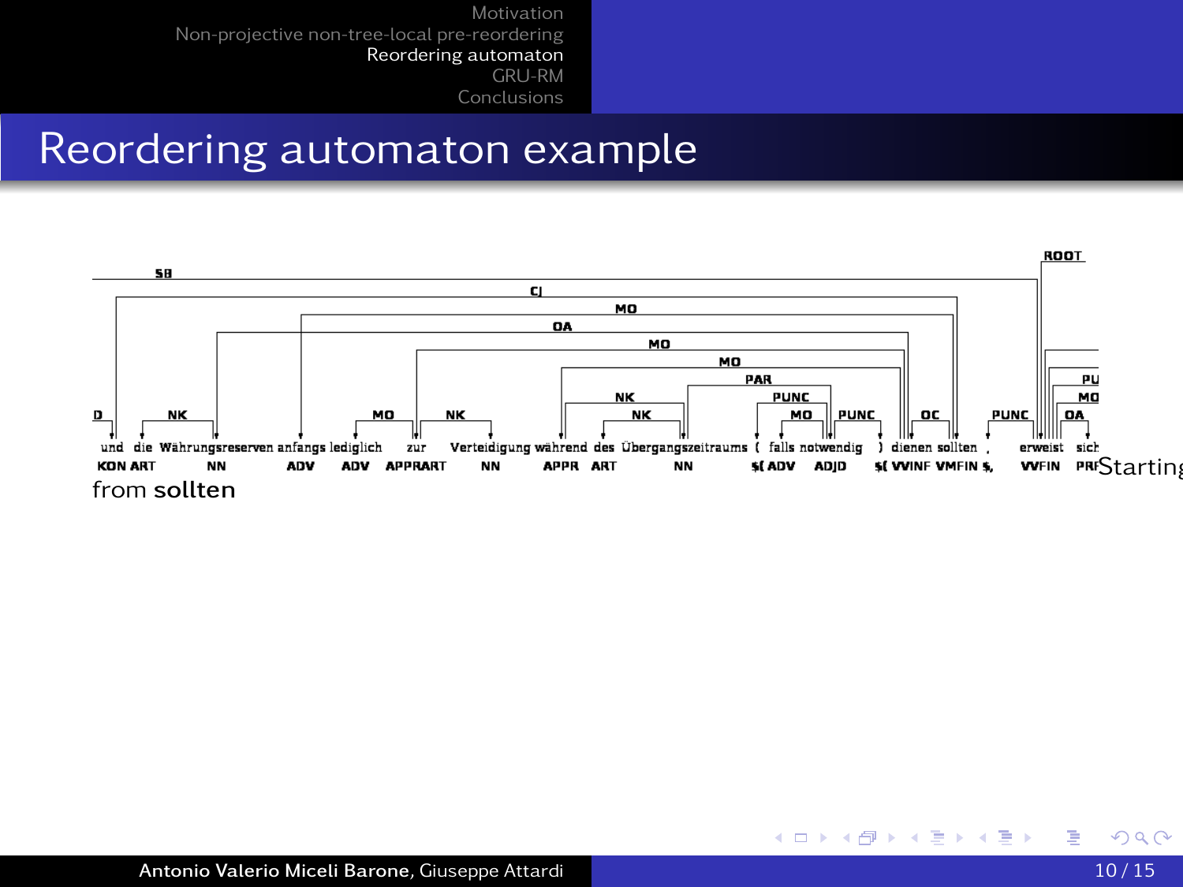# Reordering automaton example

| und | die | Währungsreserven | anfangs | lediglich | zur | Verteidigung | während | des | Übergangszeitraums | ( | falls | notwendig | ) | dienen | sollten | , | erweist | sich |
|---|---|---|---|---|---|---|---|---|---|---|---|---|---|---|---|---|---|---|
| KON | ART | NN | ADV | ADV | APPRART | NN | APPR | ART | NN | $( | ADV | ADJD | $( | VVINF | VMFIN | $, | VVFIN | PRF |

Dependency labels: ROOT, SB, CJ, MO, OA, MO, MO, PAR, NK, NK, PUNC, D, NK, MO, NK, MO, PUNC, OC, PUNC, PU, MO, OA

Starting from **sollten**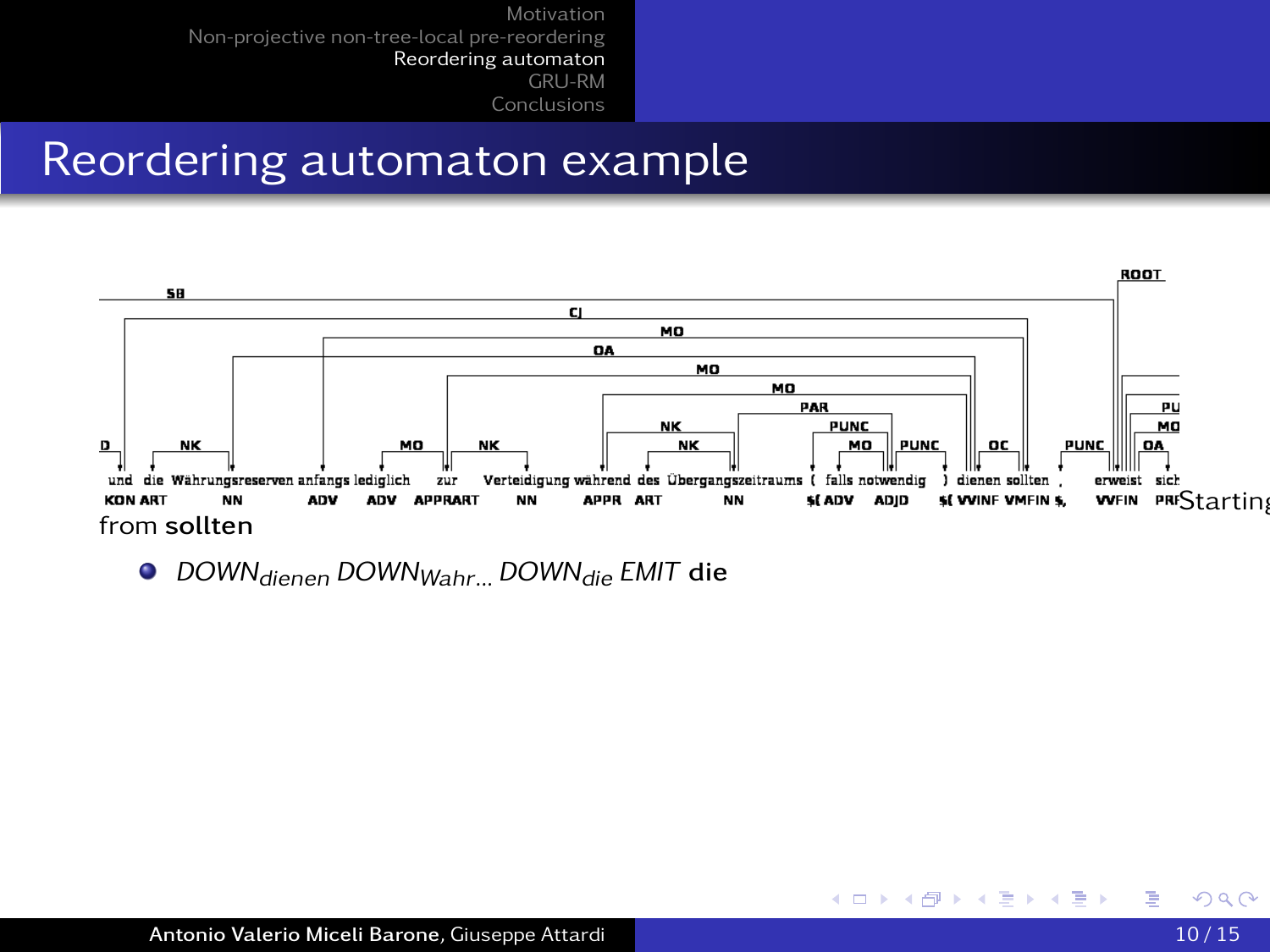# Reordering automaton example

und die Währungsreserven anfangs lediglich zur Verteidigung während des Übergangszeitraums ( falls notwendig ) dienen sollten , erweist sich

KON ART NN ADV ADV APPRART NN APPR ART NN $( ADV ADJD $( VVINF VMFIN $, VVFIN PRF

Starting from **sollten**

- *DOWN*$_{dienen}$ *DOWN*$_{Wahr...}$ *DOWN*$_{die}$ *EMIT* **die**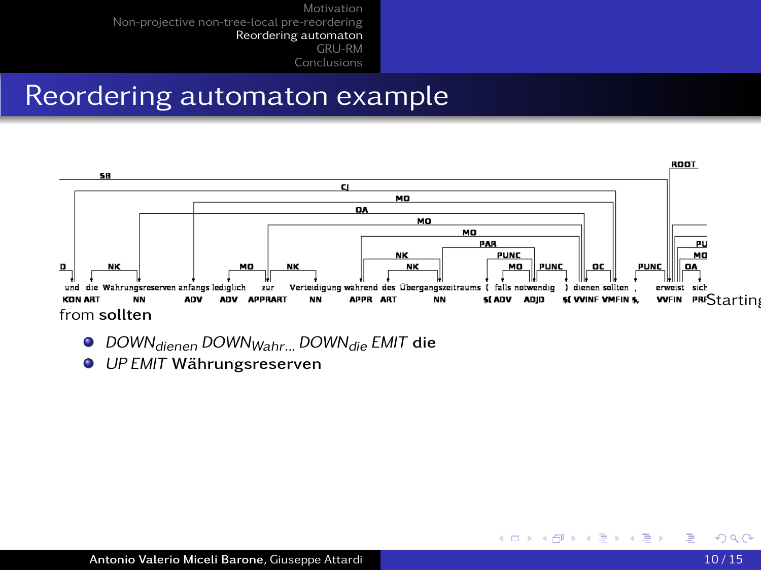# Reordering automaton example

D | NK | MO | NK | NK | NK | MO | PUNC | MO | PUNC | OC | PUNC | OA | MO | PU

SB, CJ, MO, OA, MO, MO, PAR, ROOT

und die Währungsreserven anfangs lediglich zur Verteidigung während des Übergangszeitraums ( falls notwendig ) dienen sollten , erweist sich

KON ART NN ADV ADV APPRART NN APPR ART NN $( ADV ADJD $( VVINF VMFIN $, VVFIN PRF

Starting from **sollten**

- *DOWN*$_{dienen}$ *DOWN*$_{Wahr...}$ *DOWN*$_{die}$ *EMIT* **die**
- *UP EMIT* **Währungsreserven**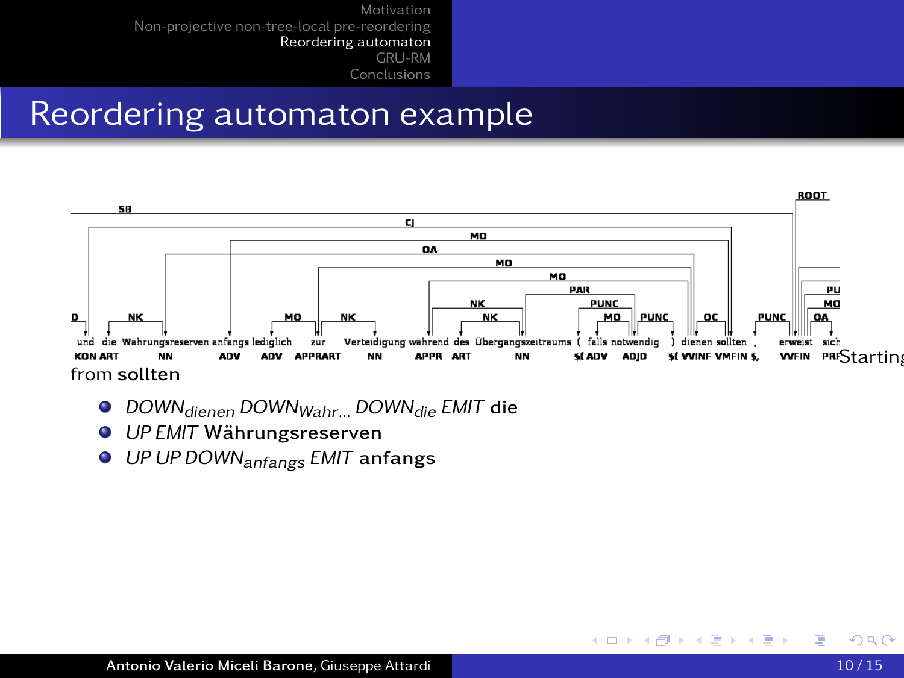# Reordering automaton example

Starting from **sollten**

- *DOWN*$_{dienen}$ *DOWN*$_{Wahr...}$ *DOWN*$_{die}$ *EMIT* **die**
- *UP EMIT* **Währungsreserven**
- *UP UP DOWN*$_{anfangs}$ *EMIT* **anfangs**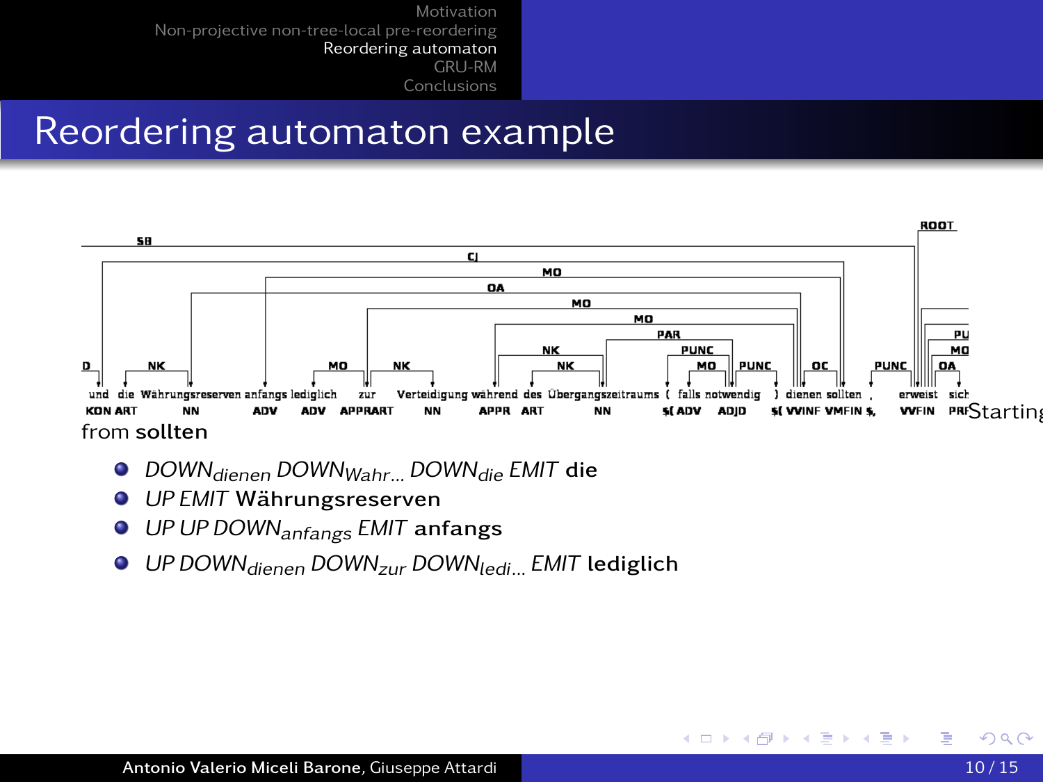# Reordering automaton example

und die Währungsreserven anfangs lediglich zur Verteidigung während des Übergangszeitraums ( falls notwendig ) dienen sollten , erweist sich

KON ART NN ADV ADV APPRART NN APPR ART NN $( ADV ADJD $( VVINF VMFIN $, VVFIN PRF

Starting from **sollten**

- *DOWN*$_{dienen}$ *DOWN*$_{Wahr...}$ *DOWN*$_{die}$ *EMIT* **die**
- *UP EMIT* **Währungsreserven**
- *UP UP DOWN*$_{anfangs}$ *EMIT* **anfangs**
- *UP DOWN*$_{dienen}$ *DOWN*$_{zur}$ *DOWN*$_{ledi...}$ *EMIT* **lediglich**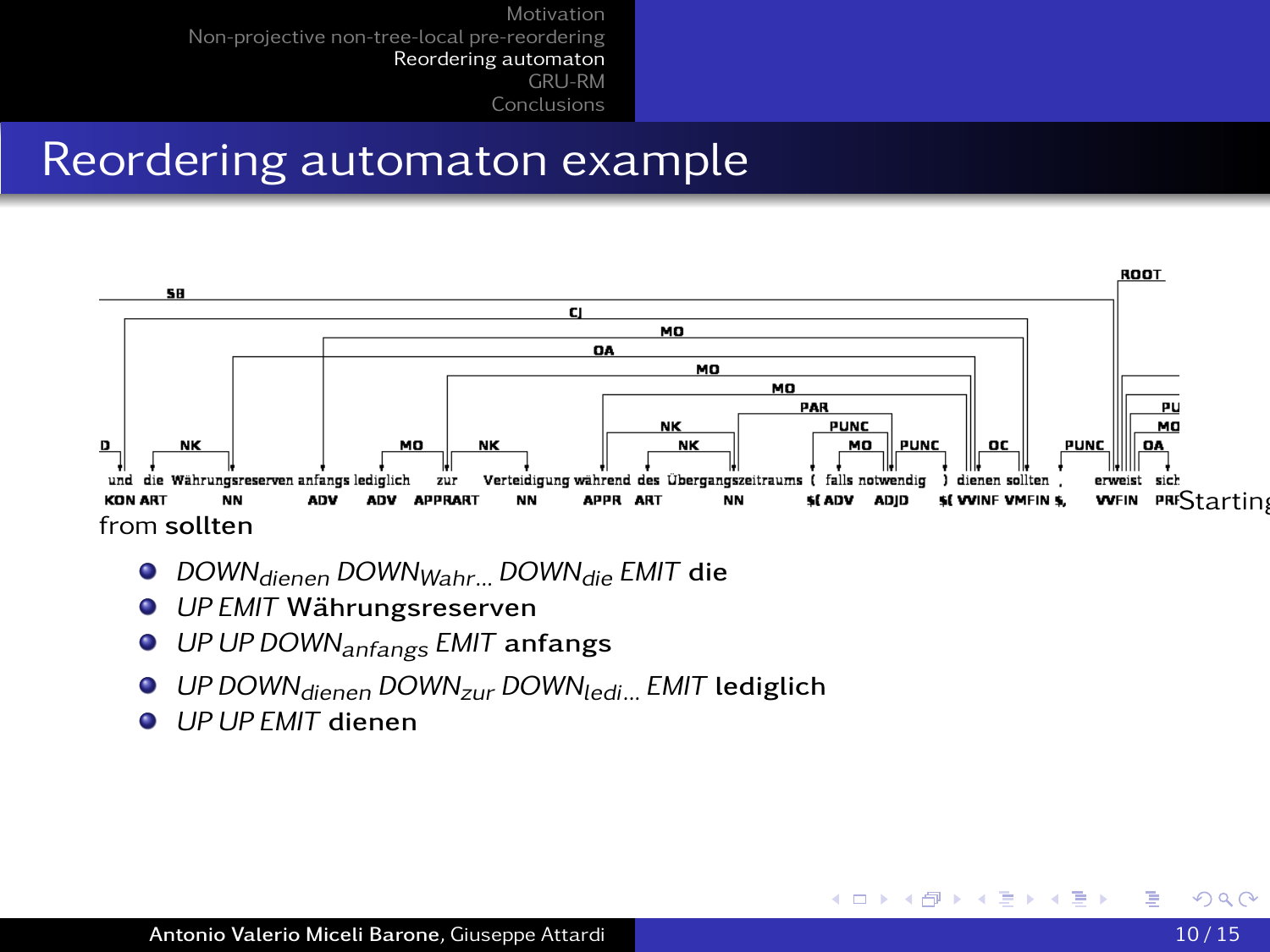## Reordering automaton example

und die Währungsreserven anfangs lediglich zur Verteidigung während des Übergangszeitraums ( falls notwendig ) dienen sollten , erweist sich

KON ART NN ADV ADV APPRART NN APPR ART NN $( ADV ADJD $( VVINF VMFIN $, VVFIN PRF

Starting from **sollten**

- *DOWN*$_{dienen}$ *DOWN*$_{Wahr...}$ *DOWN*$_{die}$ *EMIT* **die**
- *UP EMIT* **Währungsreserven**
- *UP UP DOWN*$_{anfangs}$ *EMIT* **anfangs**
- *UP DOWN*$_{dienen}$ *DOWN*$_{zur}$ *DOWN*$_{ledi...}$ *EMIT* **lediglich**
- *UP UP EMIT* **dienen**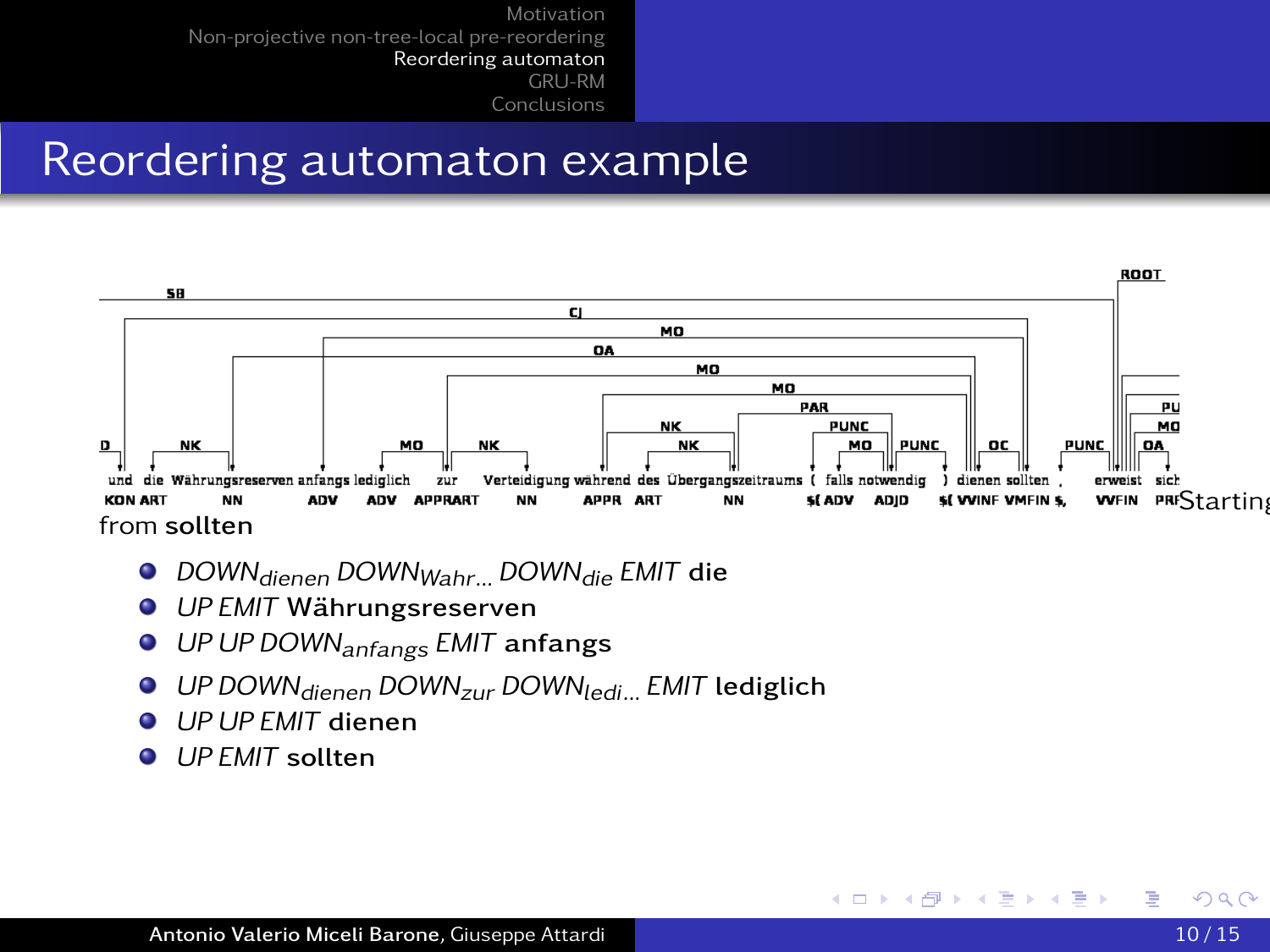# Reordering automaton example

Starting from **sollten**

- *DOWN*$_{dienen}$ *DOWN*$_{Wahr...}$ *DOWN*$_{die}$ *EMIT* **die**
- *UP EMIT* **Währungsreserven**
- *UP UP DOWN*$_{anfangs}$ *EMIT* **anfangs**
- *UP DOWN*$_{dienen}$ *DOWN*$_{zur}$ *DOWN*$_{ledi...}$ *EMIT* **lediglich**
- *UP UP EMIT* **dienen**
- *UP EMIT* **sollten**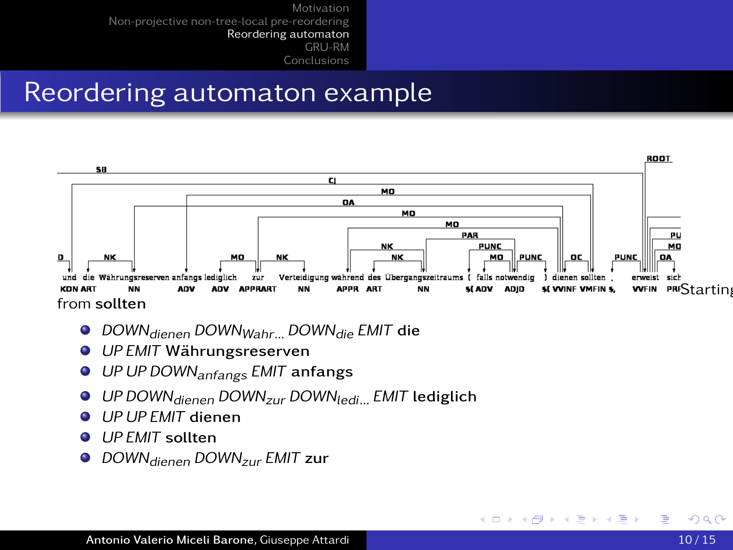# Reordering automaton example

und die Währungsreserven anfangs lediglich zur Verteidigung während des Übergangszeitraums ( falls notwendig ) dienen sollten , erweist sich

KON ART NN ADV ADV APPRART NN APPR ART NN $( ADV ADJD $( VVINF VMFIN $, VVFIN PRF

Starting from **sollten**

- *DOWN*$_{dienen}$ *DOWN*$_{Wahr...}$ *DOWN*$_{die}$ *EMIT* **die**
- *UP EMIT* **Währungsreserven**
- *UP UP DOWN*$_{anfangs}$ *EMIT* **anfangs**
- *UP DOWN*$_{dienen}$ *DOWN*$_{zur}$ *DOWN*$_{ledi...}$ *EMIT* **lediglich**
- *UP UP EMIT* **dienen**
- *UP EMIT* **sollten**
- *DOWN*$_{dienen}$ *DOWN*$_{zur}$ *EMIT* **zur**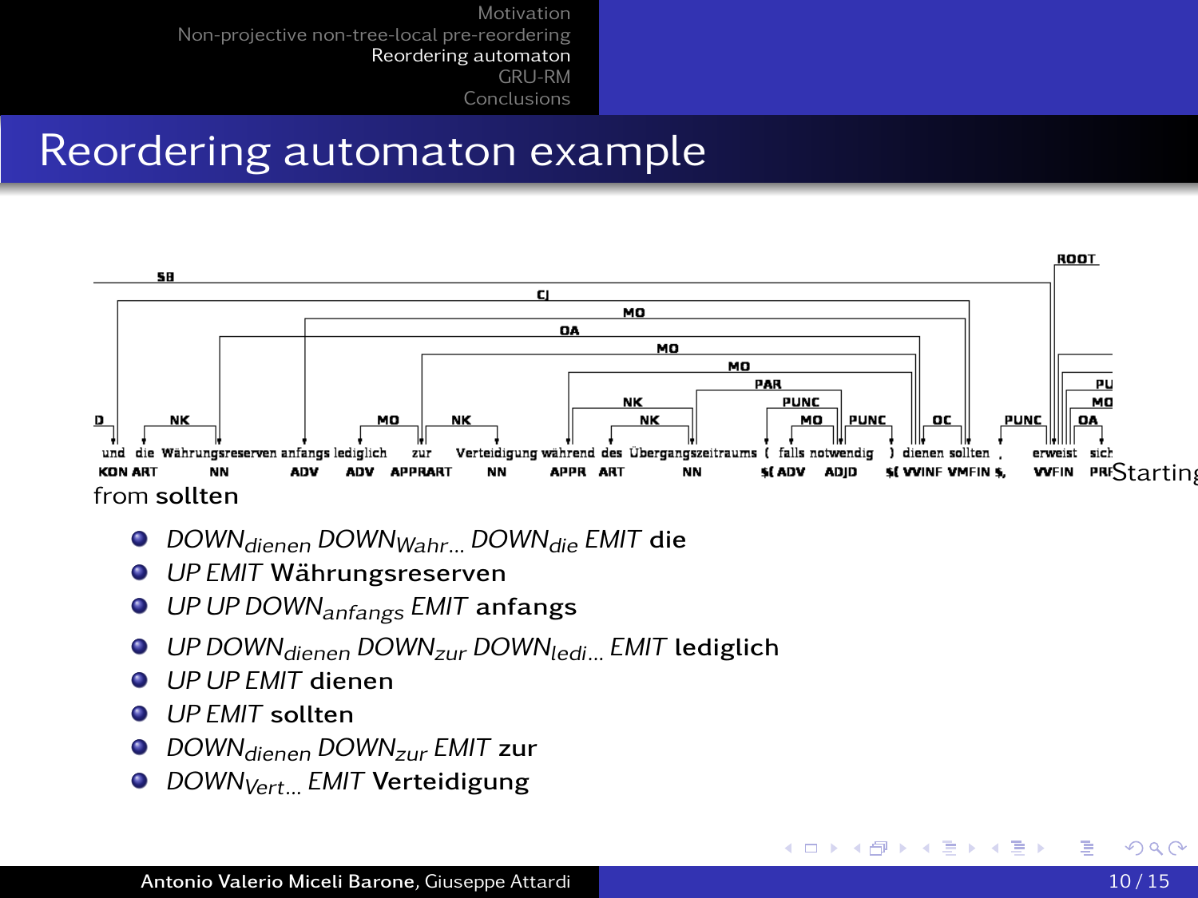# Reordering automaton example

Starting from sollten

- *DOWN*$_{dienen}$ *DOWN*$_{Wahr...}$ *DOWN*$_{die}$ *EMIT* die
- *UP EMIT* Währungsreserven
- *UP UP DOWN*$_{anfangs}$ *EMIT* anfangs
- *UP DOWN*$_{dienen}$ *DOWN*$_{zur}$ *DOWN*$_{ledi...}$ *EMIT* lediglich
- *UP UP EMIT* dienen
- *UP EMIT* sollten
- *DOWN*$_{dienen}$ *DOWN*$_{zur}$ *EMIT* zur
- *DOWN*$_{Vert...}$ *EMIT* Verteidigung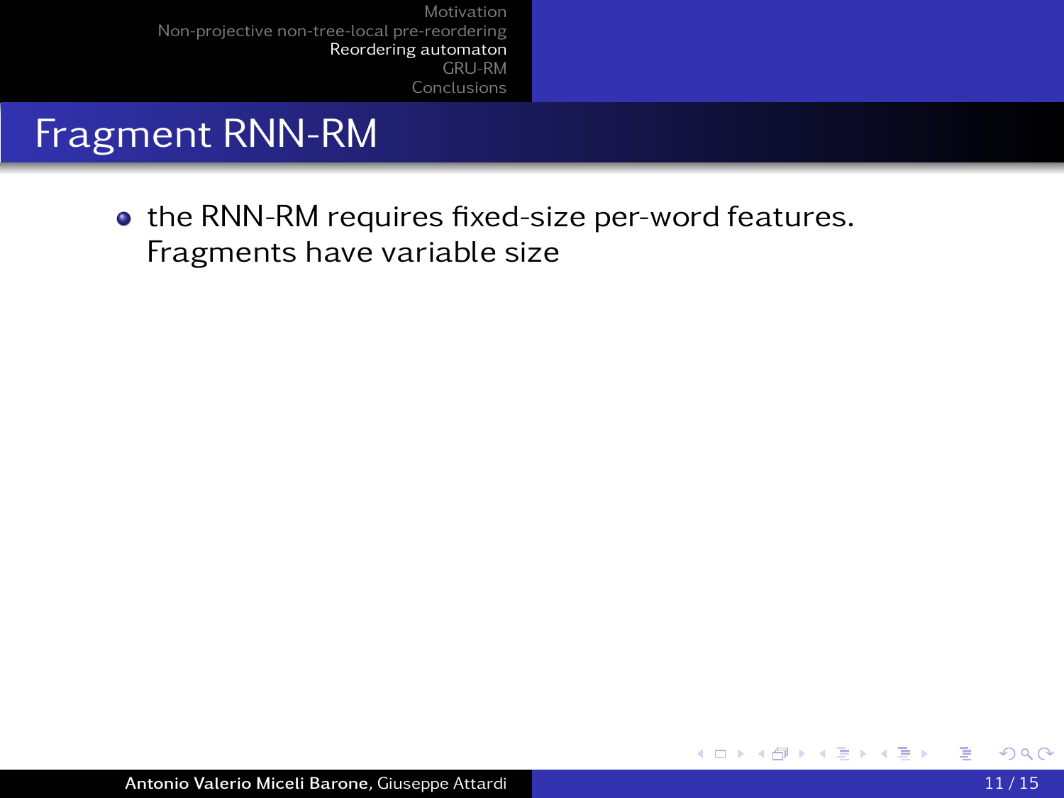# Fragment RNN-RM

- the RNN-RM requires fixed-size per-word features. Fragments have variable size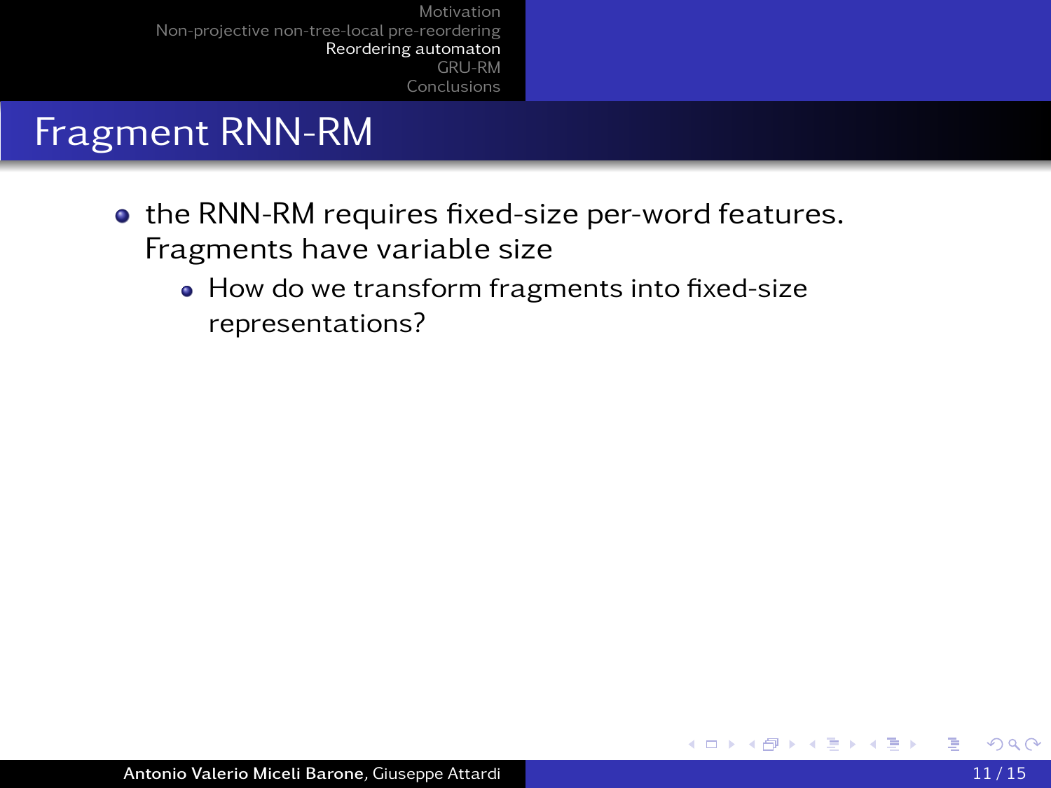# Fragment RNN-RM

- the RNN-RM requires fixed-size per-word features. Fragments have variable size
  - How do we transform fragments into fixed-size representations?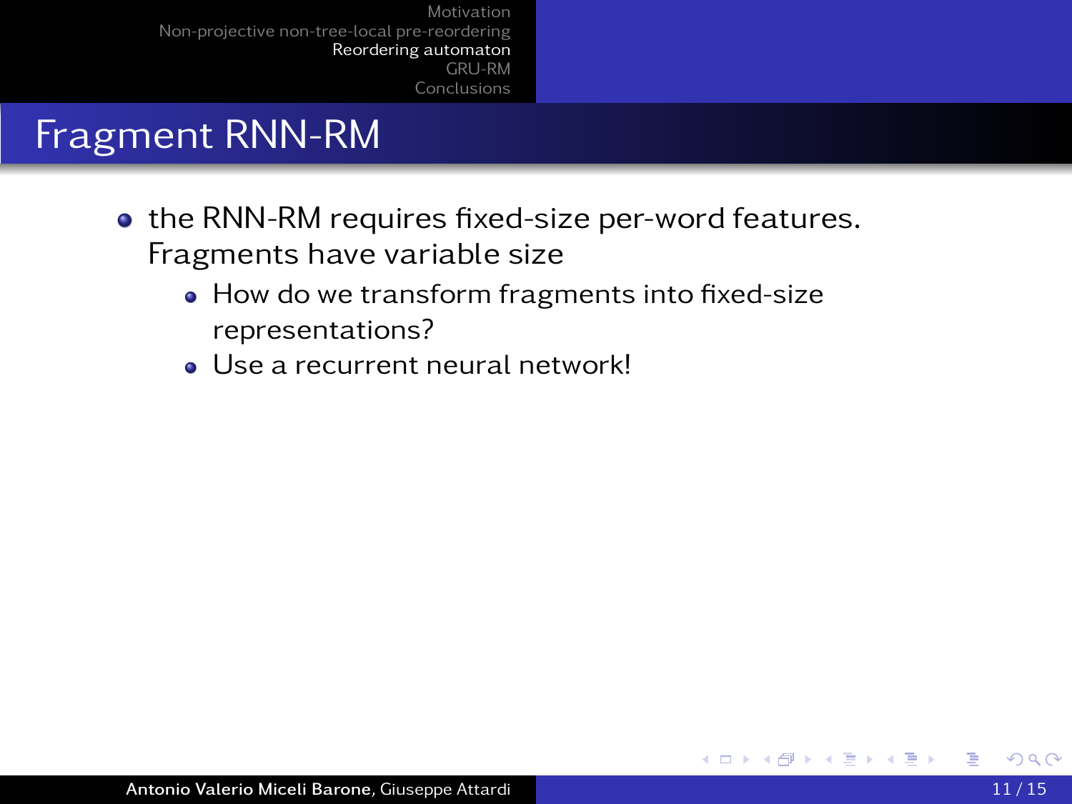# Fragment RNN-RM

- the RNN-RM requires fixed-size per-word features. Fragments have variable size
  - How do we transform fragments into fixed-size representations?
  - Use a recurrent neural network!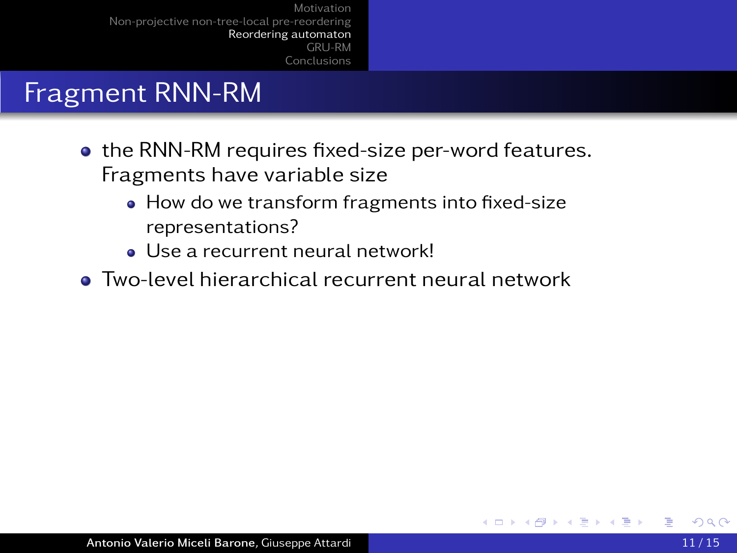# Fragment RNN-RM

- the RNN-RM requires fixed-size per-word features. Fragments have variable size
  - How do we transform fragments into fixed-size representations?
  - Use a recurrent neural network!
- Two-level hierarchical recurrent neural network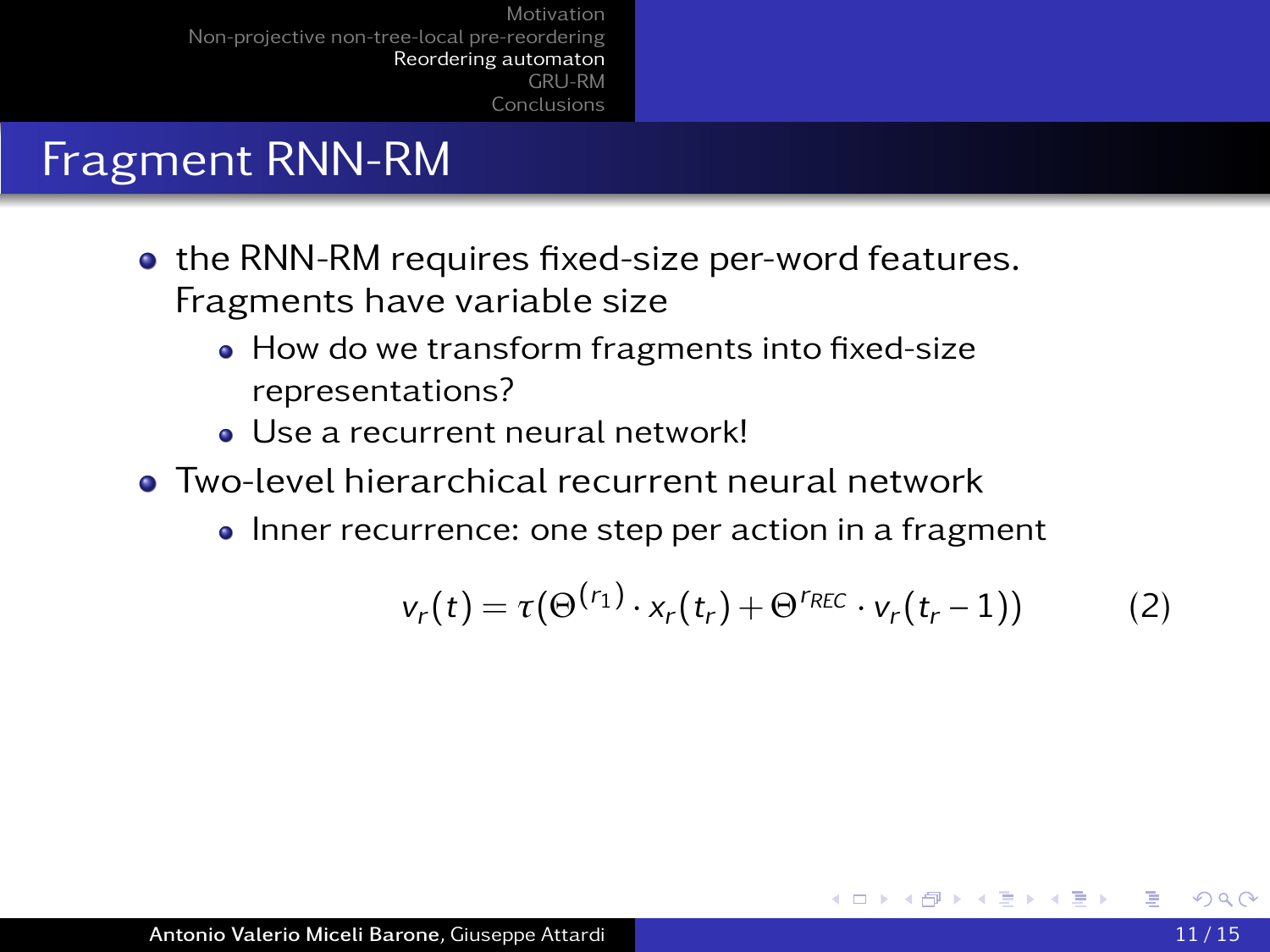# Fragment RNN-RM

- the RNN-RM requires fixed-size per-word features. Fragments have variable size
  - How do we transform fragments into fixed-size representations?
  - Use a recurrent neural network!
- Two-level hierarchical recurrent neural network
  - Inner recurrence: one step per action in a fragment

$$v_r(t) = \tau(\Theta^{(r_1)} \cdot x_r(t_r) + \Theta^{r_{REC}} \cdot v_r(t_r - 1)) \qquad (2)$$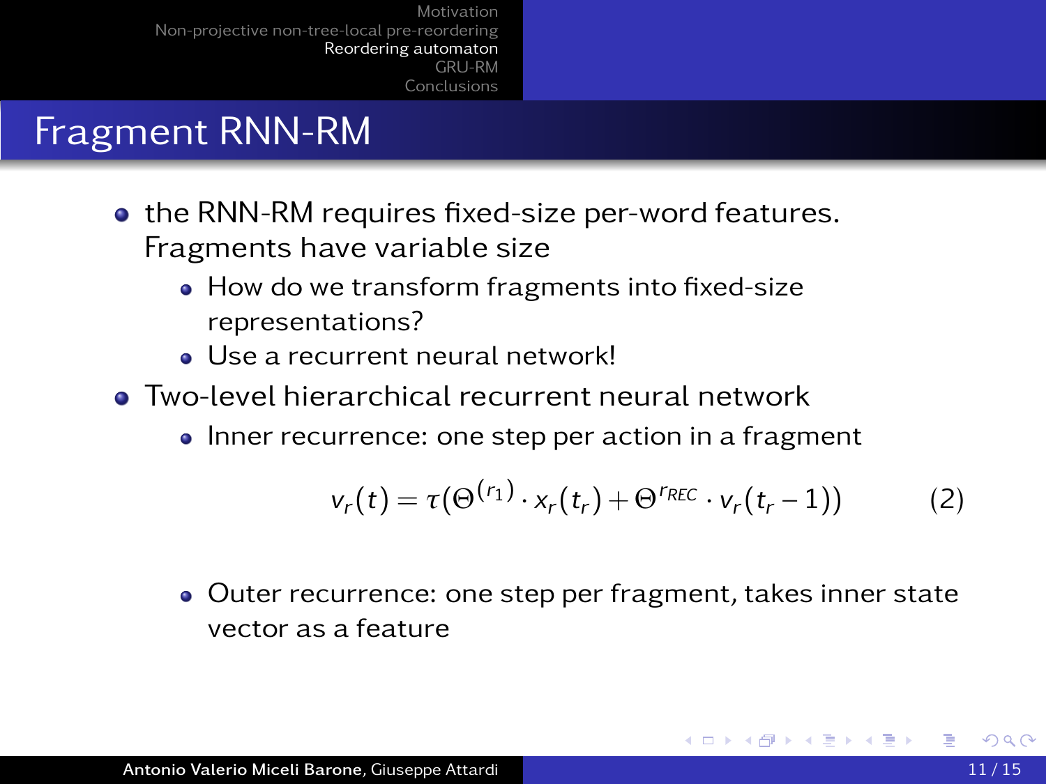# Fragment RNN-RM

- the RNN-RM requires fixed-size per-word features. Fragments have variable size
  - How do we transform fragments into fixed-size representations?
  - Use a recurrent neural network!
- Two-level hierarchical recurrent neural network
  - Inner recurrence: one step per action in a fragment

$$v_r(t) = \tau(\Theta^{(r_1)} \cdot x_r(t_r) + \Theta^{rREC} \cdot v_r(t_r - 1)) \qquad (2)$$

  - Outer recurrence: one step per fragment, takes inner state vector as a feature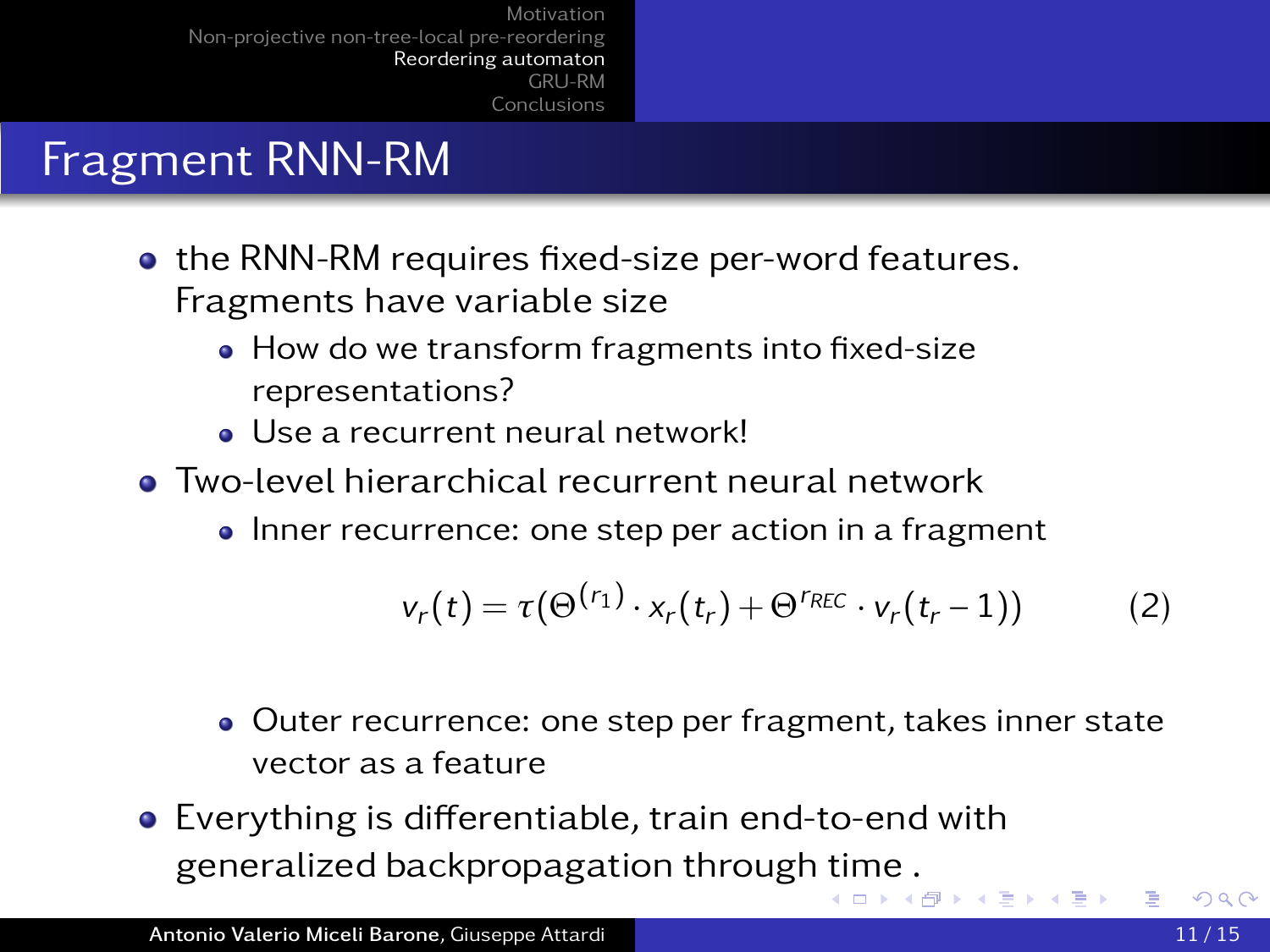# Fragment RNN-RM

- the RNN-RM requires fixed-size per-word features. Fragments have variable size
  - How do we transform fragments into fixed-size representations?
  - Use a recurrent neural network!
- Two-level hierarchical recurrent neural network
  - Inner recurrence: one step per action in a fragment

$$v_r(t) = \tau(\Theta^{(r_1)} \cdot x_r(t_r) + \Theta^{r_{REC}} \cdot v_r(t_r - 1)) \tag{2}$$

  - Outer recurrence: one step per fragment, takes inner state vector as a feature
- Everything is differentiable, train end-to-end with generalized backpropagation through time .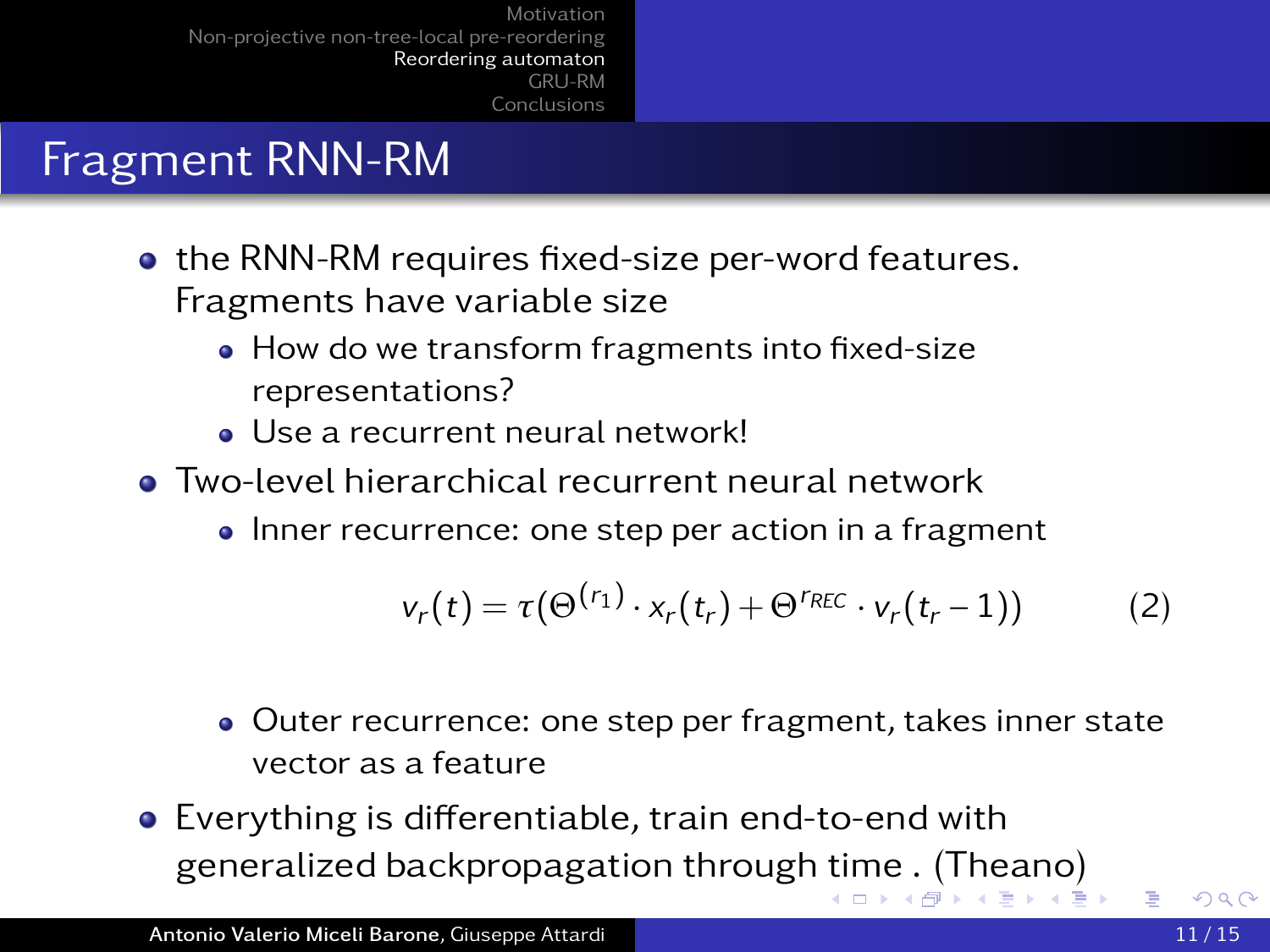# Fragment RNN-RM

- the RNN-RM requires fixed-size per-word features. Fragments have variable size
  - How do we transform fragments into fixed-size representations?
  - Use a recurrent neural network!
- Two-level hierarchical recurrent neural network
  - Inner recurrence: one step per action in a fragment

$$v_r(t) = \tau(\Theta^{(r_1)} \cdot x_r(t_r) + \Theta^{r_{REC}} \cdot v_r(t_r - 1)) \tag{2}$$

  - Outer recurrence: one step per fragment, takes inner state vector as a feature
- Everything is differentiable, train end-to-end with generalized backpropagation through time . (Theano)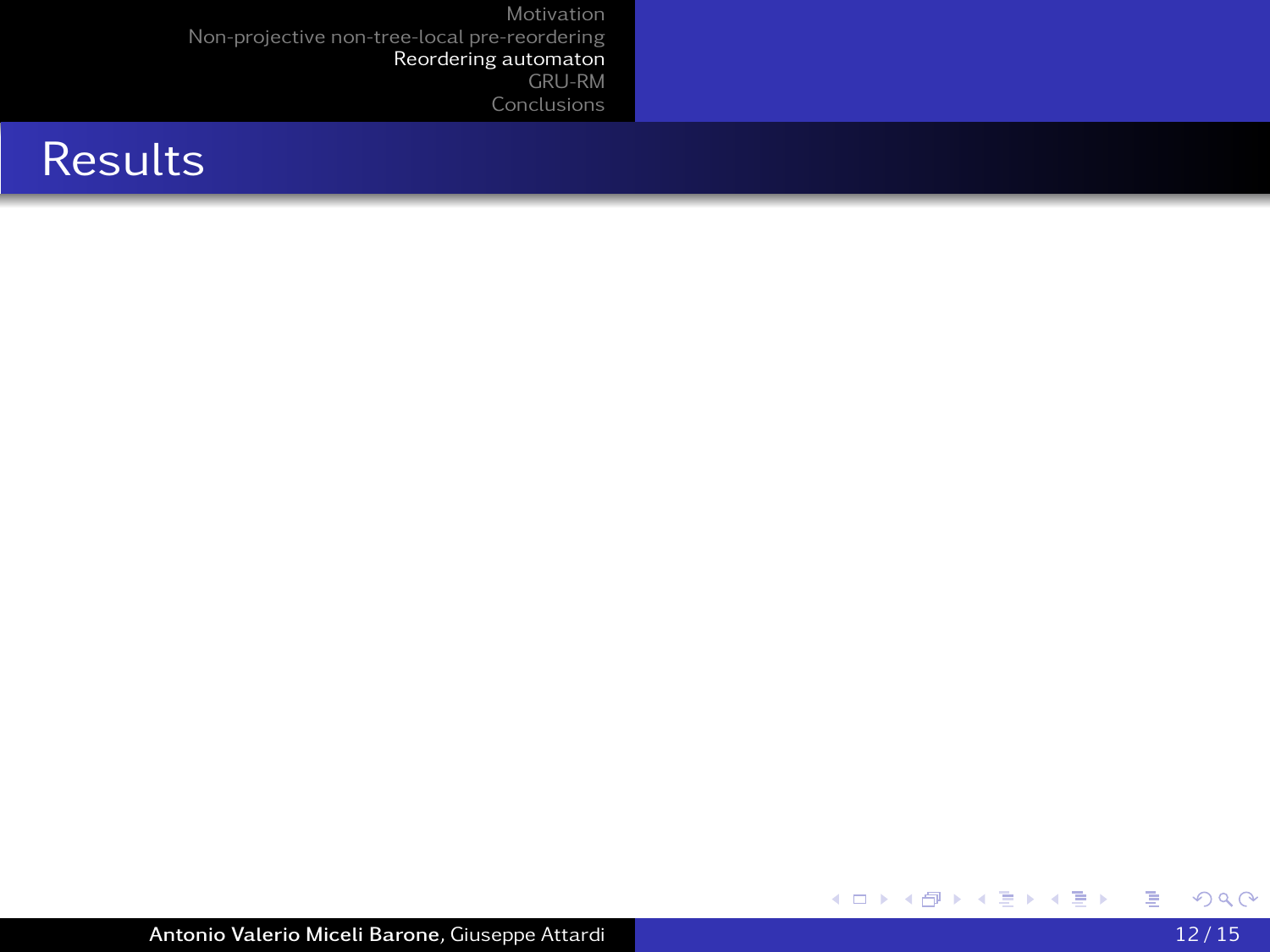# Results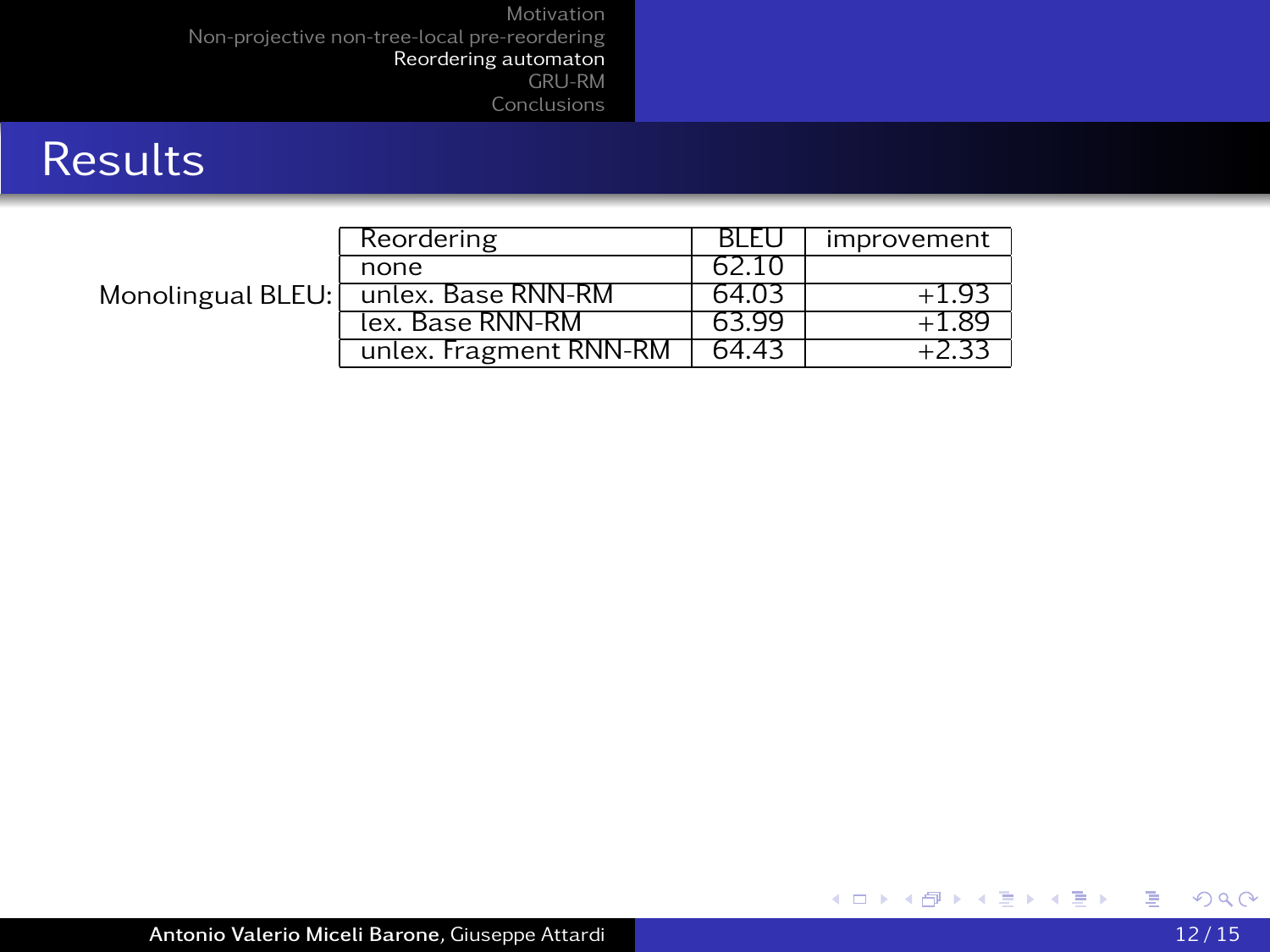## Results

Monolingual BLEU:

| Reordering | BLEU | improvement |
|---|---|---|
| none | 62.10 | |
| unlex. Base RNN-RM | 64.03 | +1.93 |
| lex. Base RNN-RM | 63.99 | +1.89 |
| unlex. Fragment RNN-RM | 64.43 | +2.33 |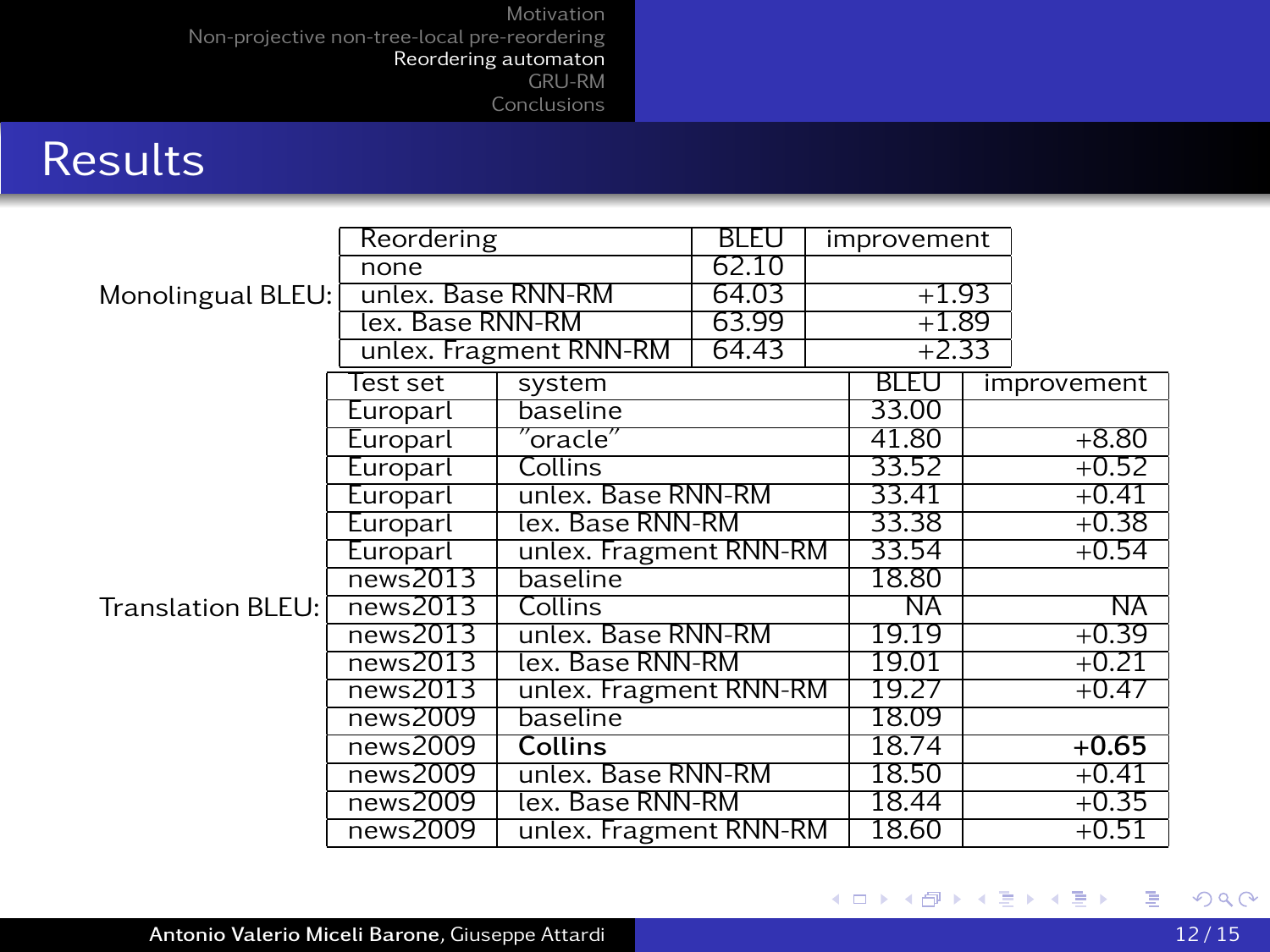## Results

Monolingual BLEU:

| Reordering | BLEU | improvement |
|---|---|---|
| none | 62.10 | |
| unlex. Base RNN-RM | 64.03 | +1.93 |
| lex. Base RNN-RM | 63.99 | +1.89 |
| unlex. Fragment RNN-RM | 64.43 | +2.33 |

Translation BLEU:

| Test set | system | BLEU | improvement |
|---|---|---|---|
| Europarl | baseline | 33.00 | |
| Europarl | "oracle" | 41.80 | +8.80 |
| Europarl | Collins | 33.52 | +0.52 |
| Europarl | unlex. Base RNN-RM | 33.41 | +0.41 |
| Europarl | lex. Base RNN-RM | 33.38 | +0.38 |
| Europarl | unlex. Fragment RNN-RM | 33.54 | +0.54 |
| news2013 | baseline | 18.80 | |
| news2013 | Collins | NA | NA |
| news2013 | unlex. Base RNN-RM | 19.19 | +0.39 |
| news2013 | lex. Base RNN-RM | 19.01 | +0.21 |
| news2013 | unlex. Fragment RNN-RM | 19.27 | +0.47 |
| news2009 | baseline | 18.09 | |
| news2009 | **Collins** | 18.74 | **+0.65** |
| news2009 | unlex. Base RNN-RM | 18.50 | +0.41 |
| news2009 | lex. Base RNN-RM | 18.44 | +0.35 |
| news2009 | unlex. Fragment RNN-RM | 18.60 | +0.51 |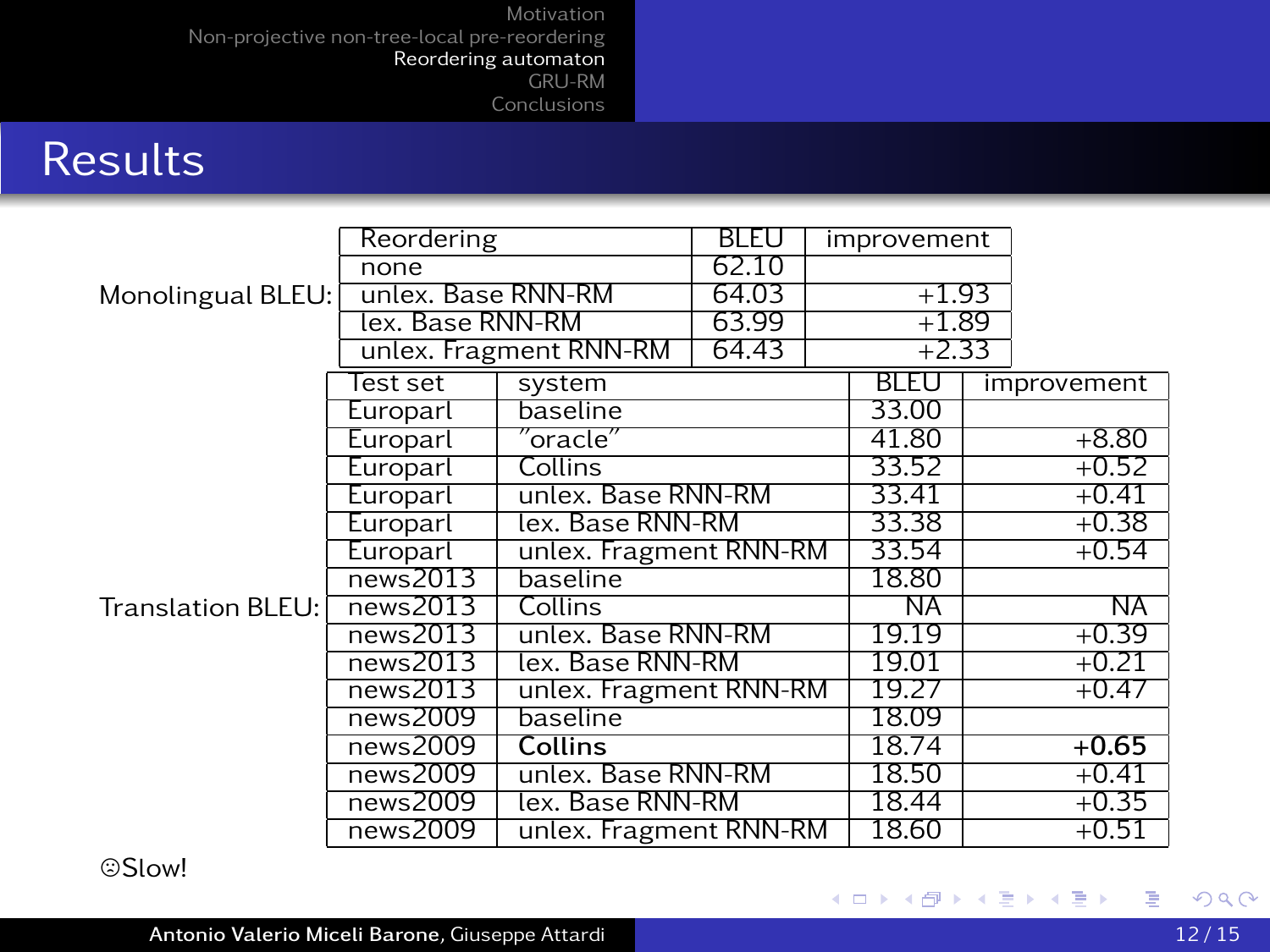## Results

Monolingual BLEU:

| Reordering | BLEU | improvement |
|---|---|---|
| none | 62.10 | |
| unlex. Base RNN-RM | 64.03 | +1.93 |
| lex. Base RNN-RM | 63.99 | +1.89 |
| unlex. Fragment RNN-RM | 64.43 | +2.33 |

Translation BLEU:

| Test set | system | BLEU | improvement |
|---|---|---|---|
| Europarl | baseline | 33.00 | |
| Europarl | "oracle" | 41.80 | +8.80 |
| Europarl | Collins | 33.52 | +0.52 |
| Europarl | unlex. Base RNN-RM | 33.41 | +0.41 |
| Europarl | lex. Base RNN-RM | 33.38 | +0.38 |
| Europarl | unlex. Fragment RNN-RM | 33.54 | +0.54 |
| news2013 | baseline | 18.80 | |
| news2013 | Collins | NA | NA |
| news2013 | unlex. Base RNN-RM | 19.19 | +0.39 |
| news2013 | lex. Base RNN-RM | 19.01 | +0.21 |
| news2013 | unlex. Fragment RNN-RM | 19.27 | +0.47 |
| news2009 | baseline | 18.09 | |
| news2009 | **Collins** | 18.74 | **+0.65** |
| news2009 | unlex. Base RNN-RM | 18.50 | +0.41 |
| news2009 | lex. Base RNN-RM | 18.44 | +0.35 |
| news2009 | unlex. Fragment RNN-RM | 18.60 | +0.51 |

☹Slow!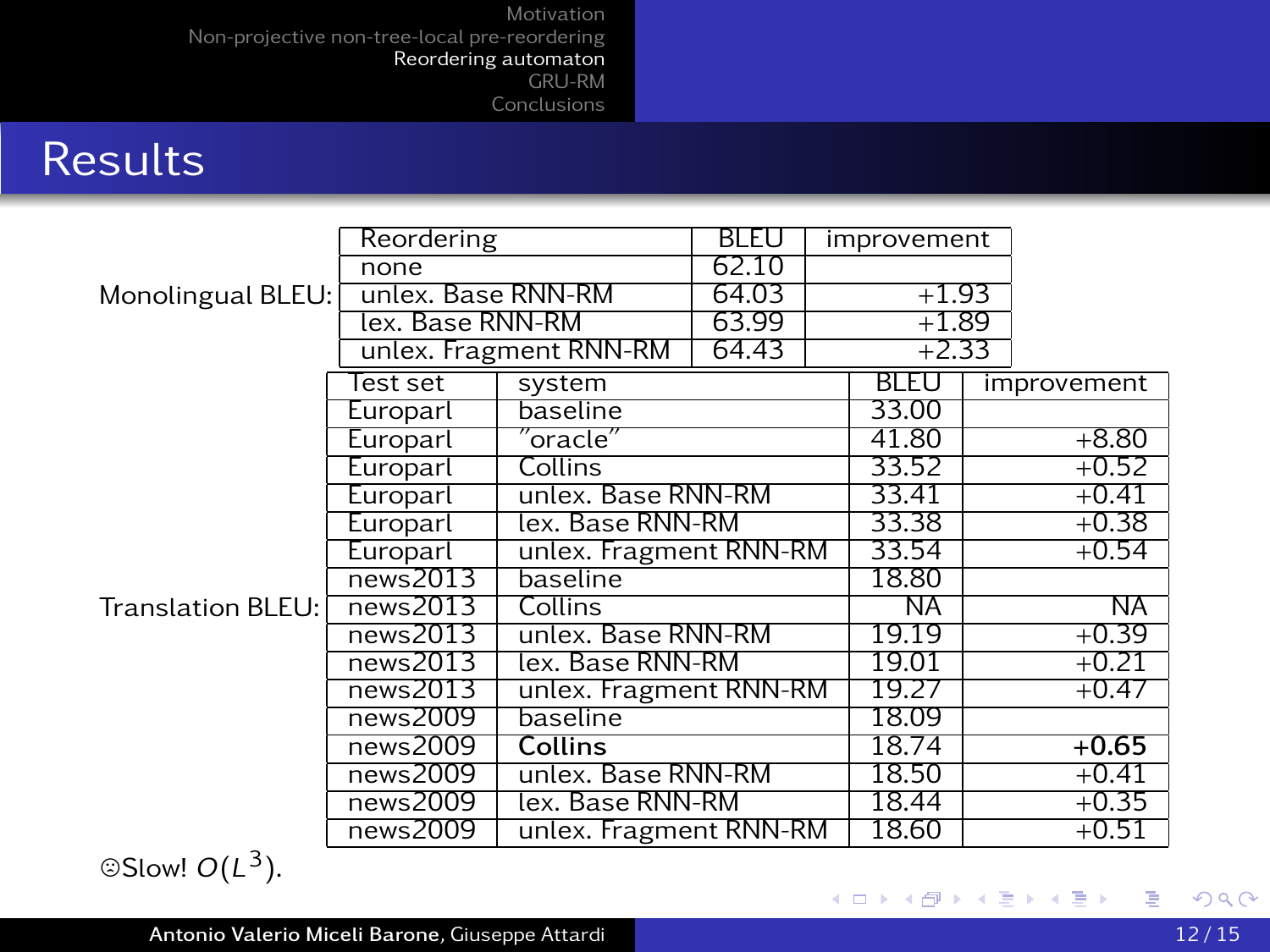# Results

Monolingual BLEU:

| Reordering | BLEU | improvement |
|---|---|---|
| none | 62.10 | |
| unlex. Base RNN-RM | 64.03 | +1.93 |
| lex. Base RNN-RM | 63.99 | +1.89 |
| unlex. Fragment RNN-RM | 64.43 | +2.33 |

Translation BLEU:

| Test set | system | BLEU | improvement |
|---|---|---|---|
| Europarl | baseline | 33.00 | |
| Europarl | "oracle" | 41.80 | +8.80 |
| Europarl | Collins | 33.52 | +0.52 |
| Europarl | unlex. Base RNN-RM | 33.41 | +0.41 |
| Europarl | lex. Base RNN-RM | 33.38 | +0.38 |
| Europarl | unlex. Fragment RNN-RM | 33.54 | +0.54 |
| news2013 | baseline | 18.80 | |
| news2013 | Collins | NA | NA |
| news2013 | unlex. Base RNN-RM | 19.19 | +0.39 |
| news2013 | lex. Base RNN-RM | 19.01 | +0.21 |
| news2013 | unlex. Fragment RNN-RM | 19.27 | +0.47 |
| news2009 | baseline | 18.09 | |
| news2009 | **Collins** | 18.74 | **+0.65** |
| news2009 | unlex. Base RNN-RM | 18.50 | +0.41 |
| news2009 | lex. Base RNN-RM | 18.44 | +0.35 |
| news2009 | unlex. Fragment RNN-RM | 18.60 | +0.51 |

☹Slow! $O(L^3)$.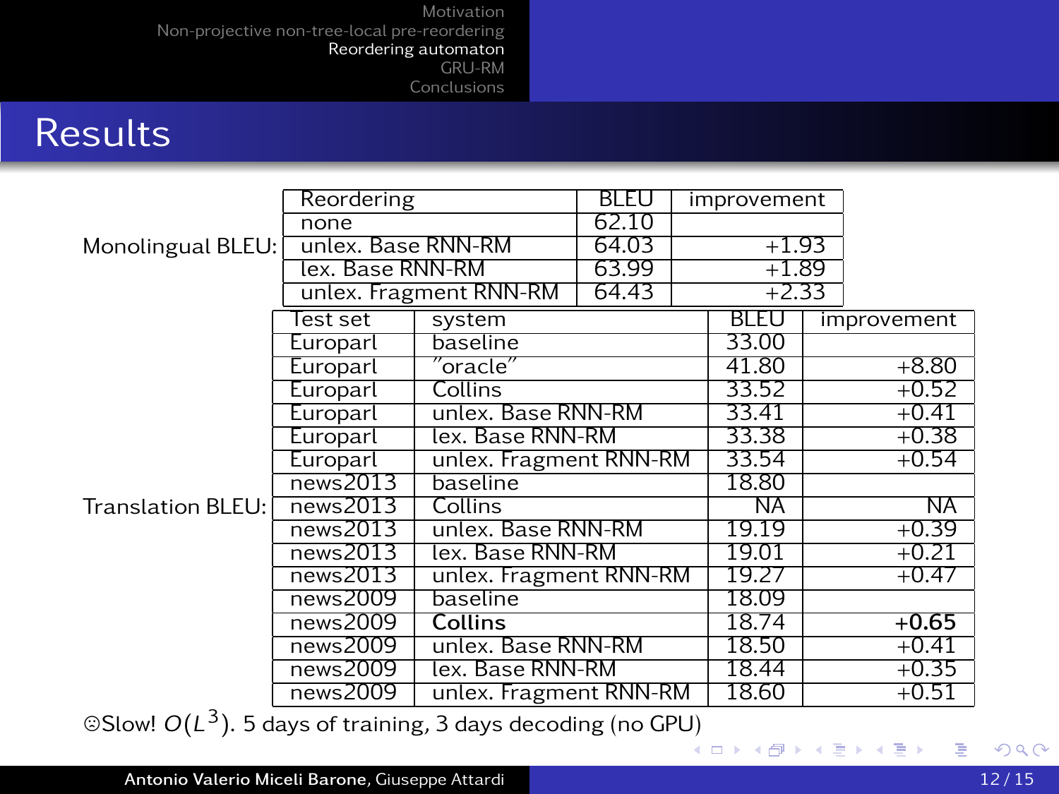# Results

Monolingual BLEU:

| Reordering | BLEU | improvement |
|---|---|---|
| none | 62.10 | |
| unlex. Base RNN-RM | 64.03 | +1.93 |
| lex. Base RNN-RM | 63.99 | +1.89 |
| unlex. Fragment RNN-RM | 64.43 | +2.33 |

Translation BLEU:

| Test set | system | BLEU | improvement |
|---|---|---|---|
| Europarl | baseline | 33.00 | |
| Europarl | "oracle" | 41.80 | +8.80 |
| Europarl | Collins | 33.52 | +0.52 |
| Europarl | unlex. Base RNN-RM | 33.41 | +0.41 |
| Europarl | lex. Base RNN-RM | 33.38 | +0.38 |
| Europarl | unlex. Fragment RNN-RM | 33.54 | +0.54 |
| news2013 | baseline | 18.80 | |
| news2013 | Collins | NA | NA |
| news2013 | unlex. Base RNN-RM | 19.19 | +0.39 |
| news2013 | lex. Base RNN-RM | 19.01 | +0.21 |
| news2013 | unlex. Fragment RNN-RM | 19.27 | +0.47 |
| news2009 | baseline | 18.09 | |
| news2009 | **Collins** | 18.74 | **+0.65** |
| news2009 | unlex. Base RNN-RM | 18.50 | +0.41 |
| news2009 | lex. Base RNN-RM | 18.44 | +0.35 |
| news2009 | unlex. Fragment RNN-RM | 18.60 | +0.51 |

☹Slow! $O(L^3)$. 5 days of training, 3 days decoding (no GPU)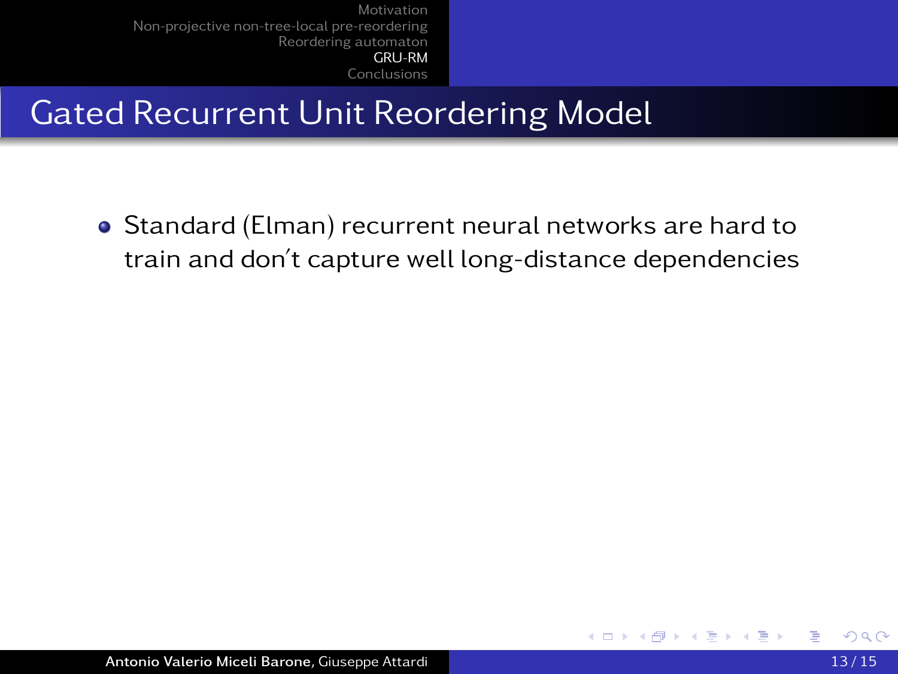# Gated Recurrent Unit Reordering Model

- Standard (Elman) recurrent neural networks are hard to train and don't capture well long-distance dependencies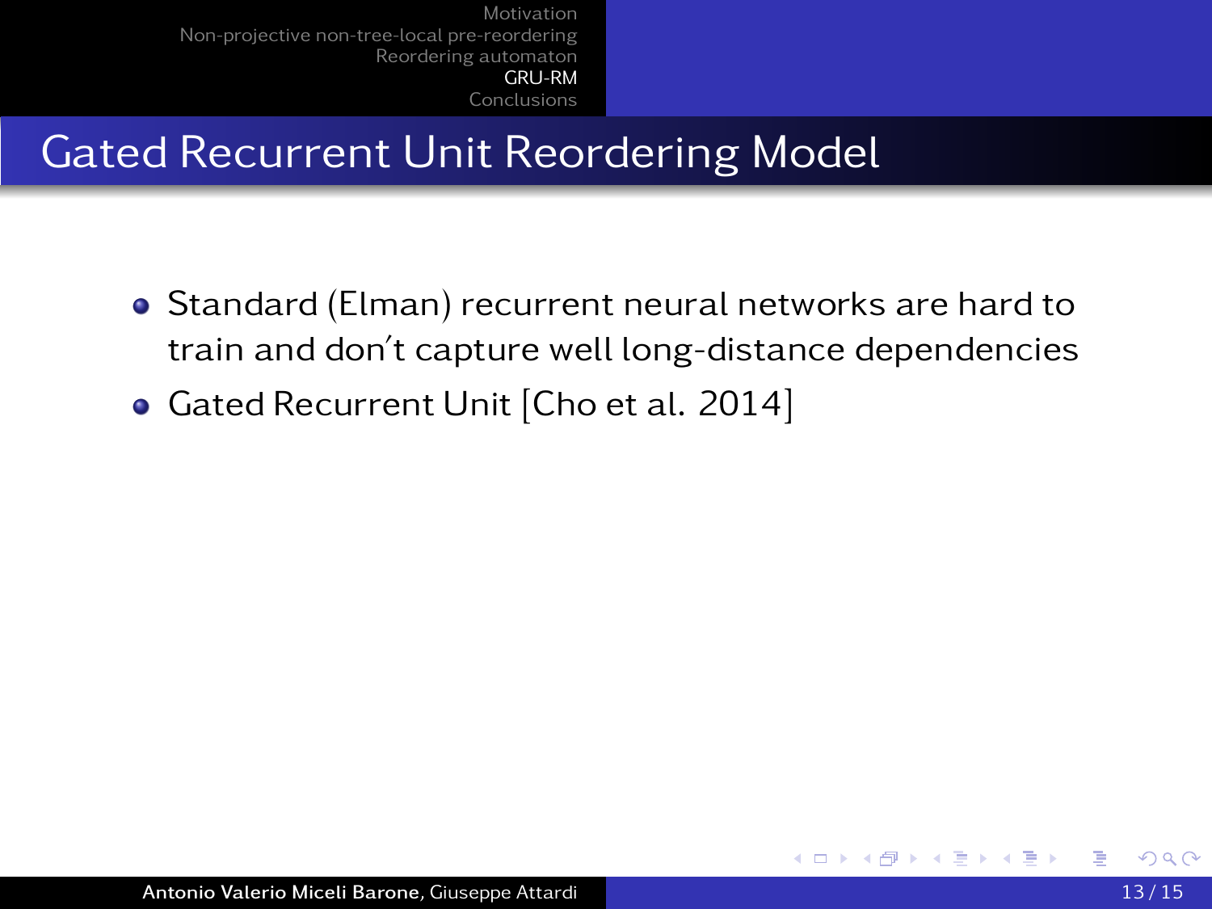# Gated Recurrent Unit Reordering Model

- Standard (Elman) recurrent neural networks are hard to train and don't capture well long-distance dependencies
- Gated Recurrent Unit [Cho et al. 2014]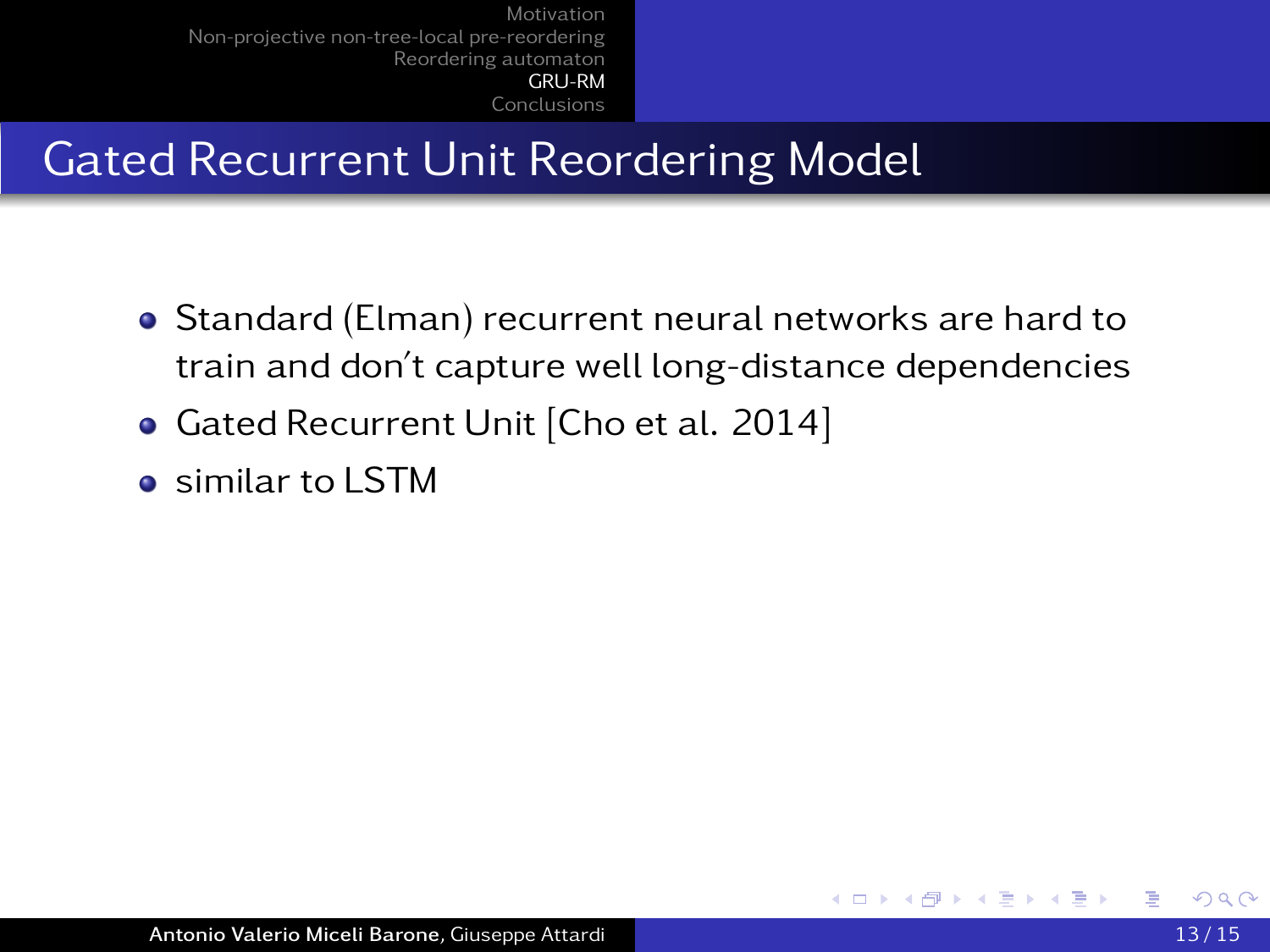# Gated Recurrent Unit Reordering Model

- Standard (Elman) recurrent neural networks are hard to train and don't capture well long-distance dependencies
- Gated Recurrent Unit [Cho et al. 2014]
- similar to LSTM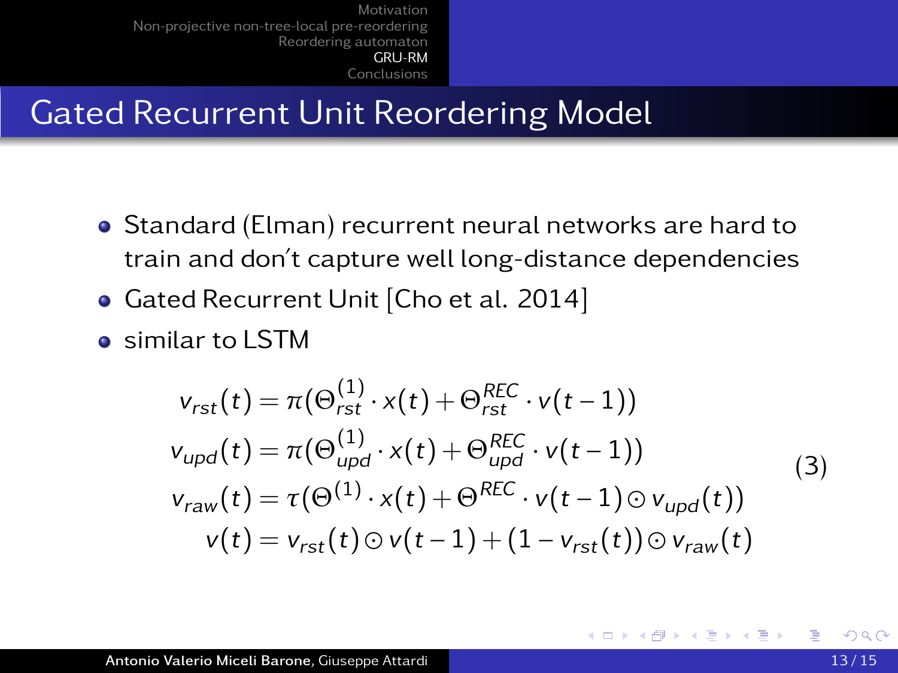## Gated Recurrent Unit Reordering Model

- Standard (Elman) recurrent neural networks are hard to train and don't capture well long-distance dependencies
- Gated Recurrent Unit [Cho et al. 2014]
- similar to LSTM

$$
\begin{aligned}
v_{rst}(t) &= \pi(\Theta^{(1)}_{rst} \cdot x(t) + \Theta^{REC}_{rst} \cdot v(t-1)) \\
v_{upd}(t) &= \pi(\Theta^{(1)}_{upd} \cdot x(t) + \Theta^{REC}_{upd} \cdot v(t-1)) \\
v_{raw}(t) &= \tau(\Theta^{(1)} \cdot x(t) + \Theta^{REC} \cdot v(t-1) \odot v_{upd}(t)) \\
v(t) &= v_{rst}(t) \odot v(t-1) + (1 - v_{rst}(t)) \odot v_{raw}(t)
\end{aligned}
\tag{3}
$$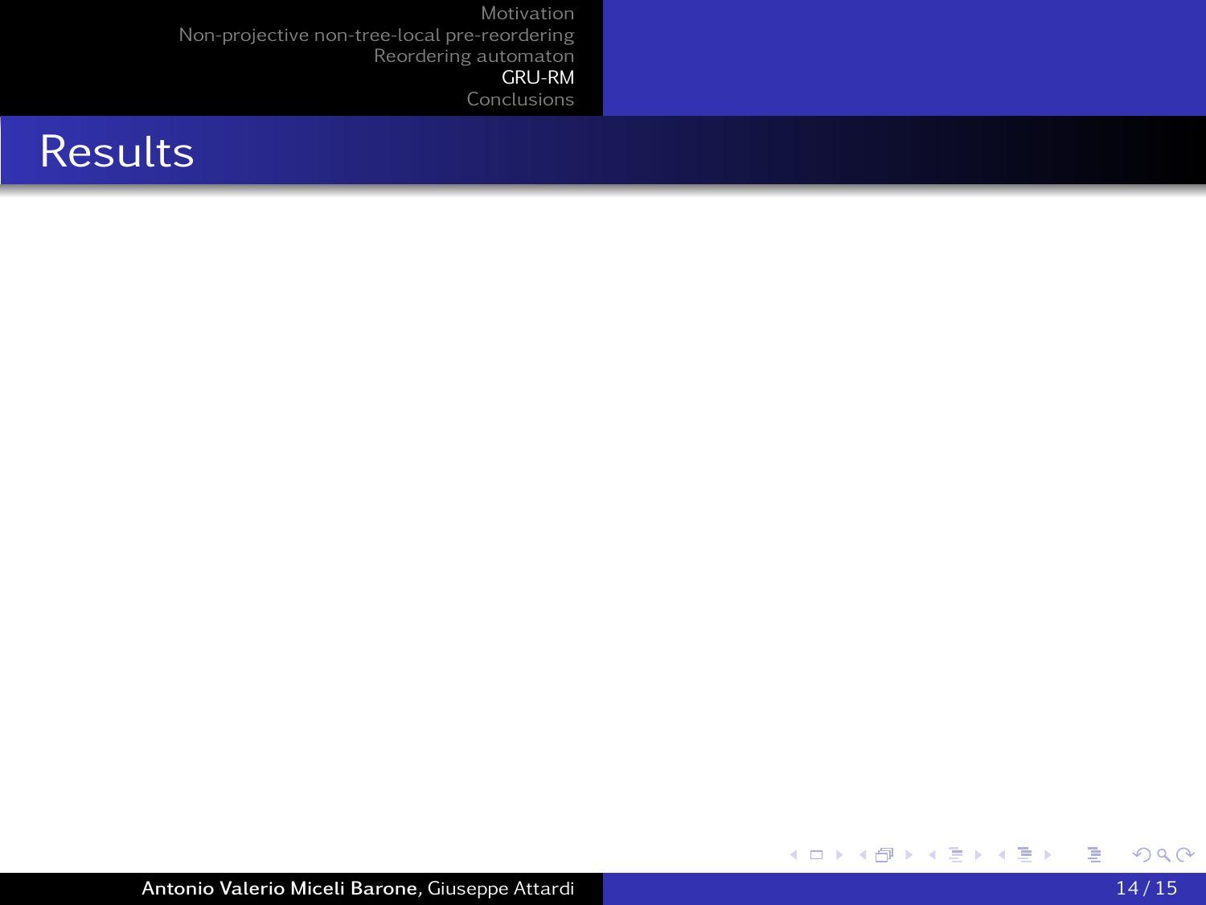# Results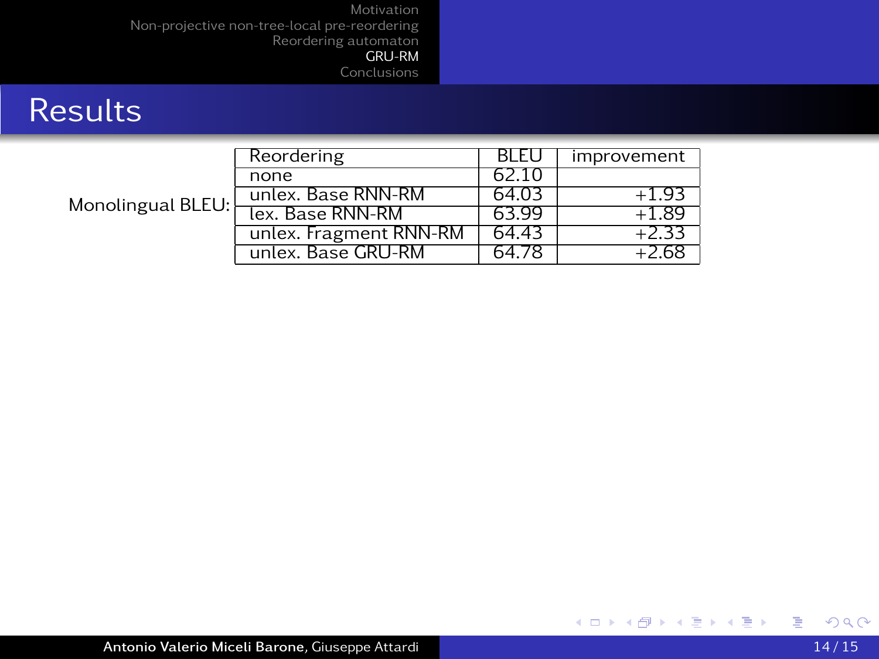# Results

Monolingual BLEU:

| Reordering | BLEU | improvement |
|---|---|---|
| none | 62.10 | |
| unlex. Base RNN-RM | 64.03 | +1.93 |
| lex. Base RNN-RM | 63.99 | +1.89 |
| unlex. Fragment RNN-RM | 64.43 | +2.33 |
| unlex. Base GRU-RM | 64.78 | +2.68 |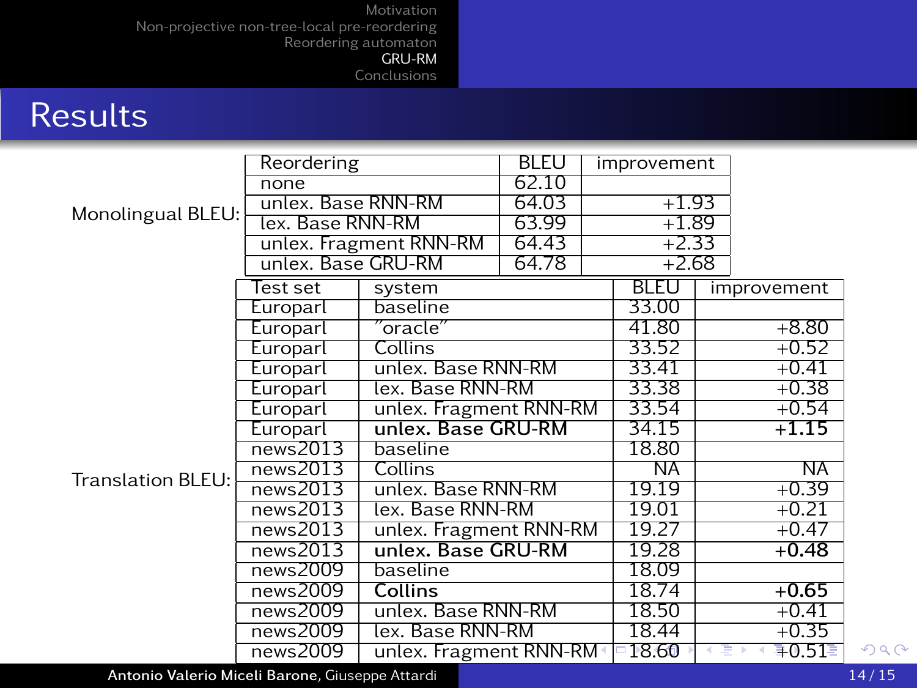## Results

Monolingual BLEU:

| Reordering | BLEU | improvement |
|---|---|---|
| none | 62.10 | |
| unlex. Base RNN-RM | 64.03 | +1.93 |
| lex. Base RNN-RM | 63.99 | +1.89 |
| unlex. Fragment RNN-RM | 64.43 | +2.33 |
| unlex. Base GRU-RM | 64.78 | +2.68 |

Translation BLEU:

| Test set | system | BLEU | improvement |
|---|---|---|---|
| Europarl | baseline | 33.00 | |
| Europarl | "oracle" | 41.80 | +8.80 |
| Europarl | Collins | 33.52 | +0.52 |
| Europarl | unlex. Base RNN-RM | 33.41 | +0.41 |
| Europarl | lex. Base RNN-RM | 33.38 | +0.38 |
| Europarl | unlex. Fragment RNN-RM | 33.54 | +0.54 |
| Europarl | **unlex. Base GRU-RM** | 34.15 | **+1.15** |
| news2013 | baseline | 18.80 | |
| news2013 | Collins | NA | NA |
| news2013 | unlex. Base RNN-RM | 19.19 | +0.39 |
| news2013 | lex. Base RNN-RM | 19.01 | +0.21 |
| news2013 | unlex. Fragment RNN-RM | 19.27 | +0.47 |
| news2013 | **unlex. Base GRU-RM** | 19.28 | **+0.48** |
| news2009 | baseline | 18.09 | |
| news2009 | **Collins** | 18.74 | **+0.65** |
| news2009 | unlex. Base RNN-RM | 18.50 | +0.41 |
| news2009 | lex. Base RNN-RM | 18.44 | +0.35 |
| news2009 | unlex. Fragment RNN-RM | 18.60 | +0.51 |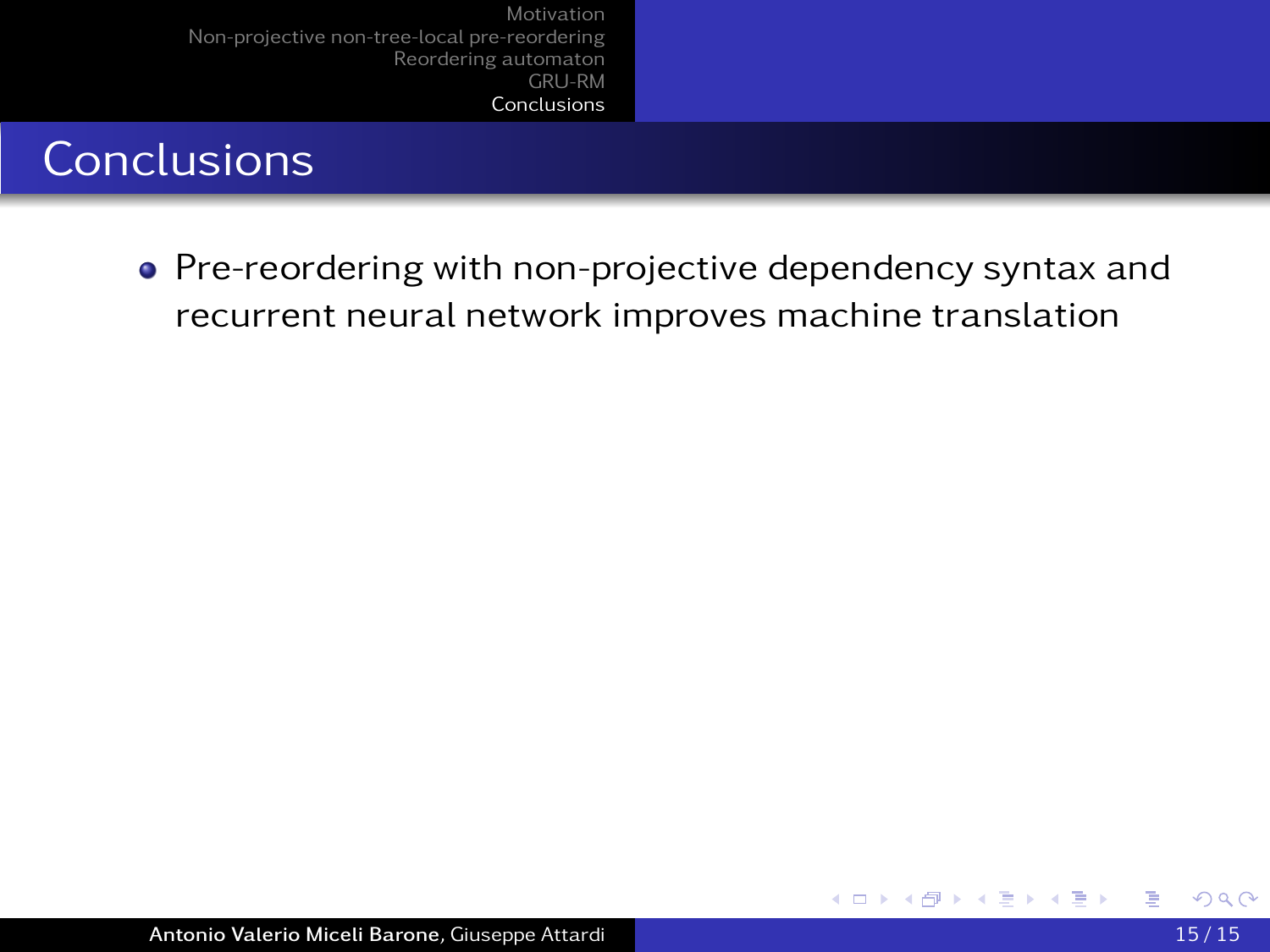# Conclusions

- Pre-reordering with non-projective dependency syntax and recurrent neural network improves machine translation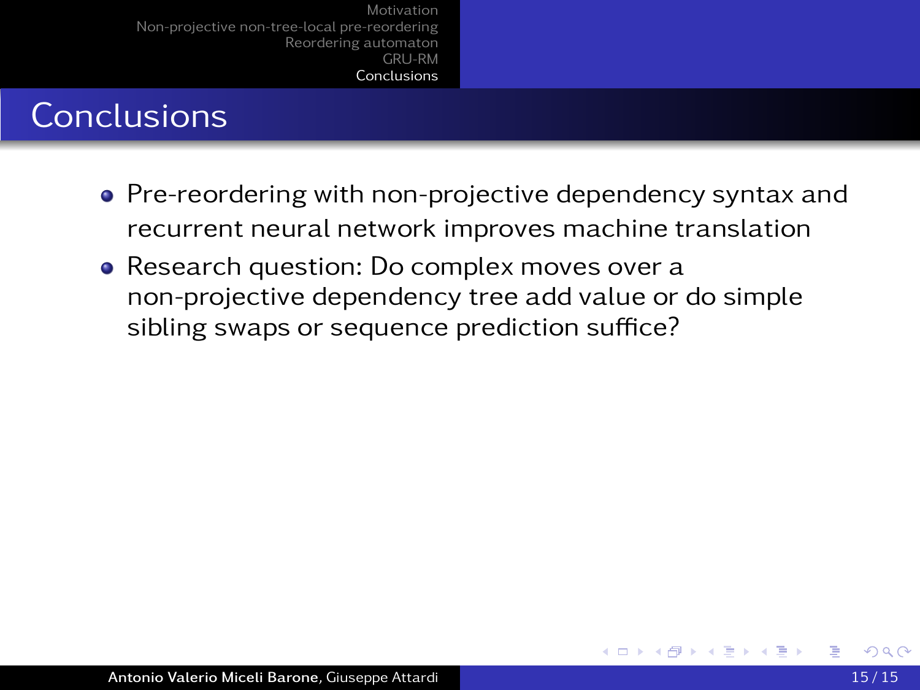# Conclusions

- Pre-reordering with non-projective dependency syntax and recurrent neural network improves machine translation
- Research question: Do complex moves over a non-projective dependency tree add value or do simple sibling swaps or sequence prediction suffice?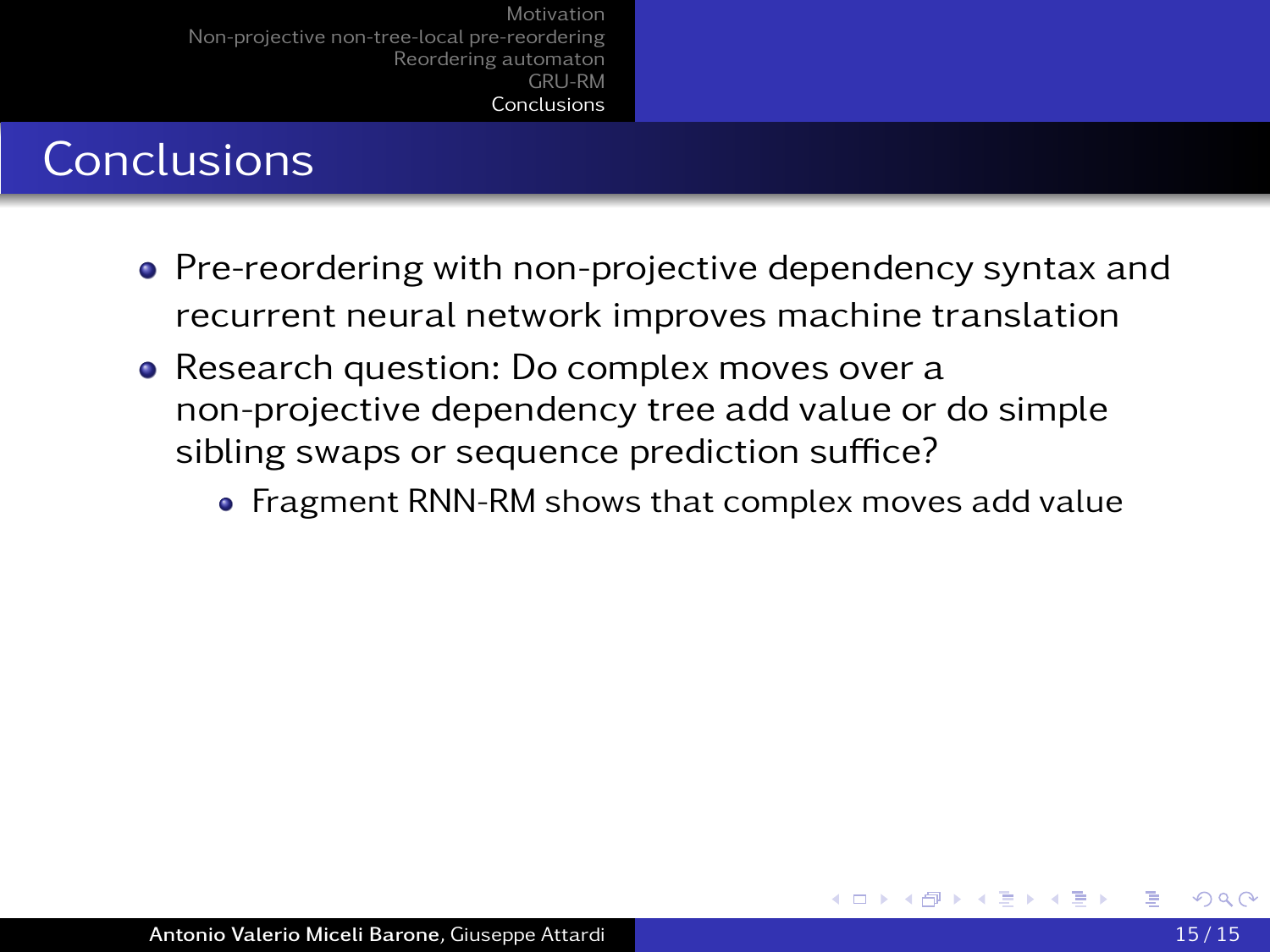# Conclusions

- Pre-reordering with non-projective dependency syntax and recurrent neural network improves machine translation
- Research question: Do complex moves over a non-projective dependency tree add value or do simple sibling swaps or sequence prediction suffice?
  - Fragment RNN-RM shows that complex moves add value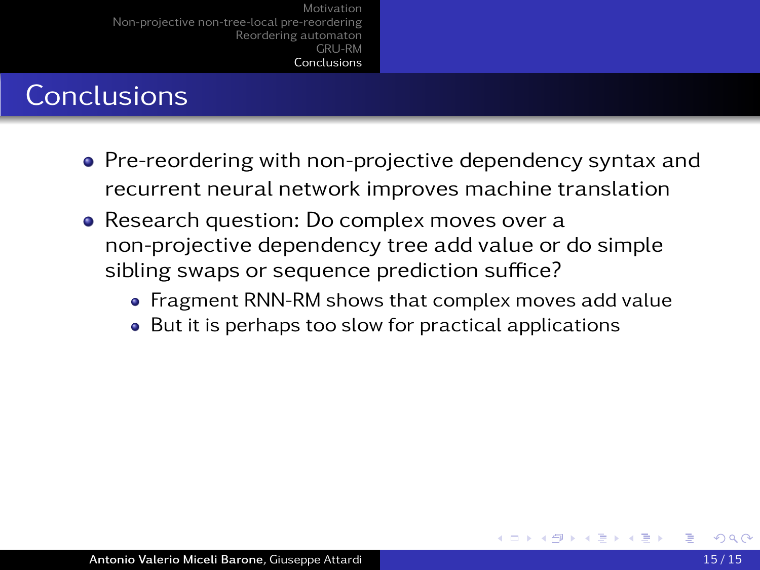# Conclusions

- Pre-reordering with non-projective dependency syntax and recurrent neural network improves machine translation
- Research question: Do complex moves over a non-projective dependency tree add value or do simple sibling swaps or sequence prediction suffice?
  - Fragment RNN-RM shows that complex moves add value
  - But it is perhaps too slow for practical applications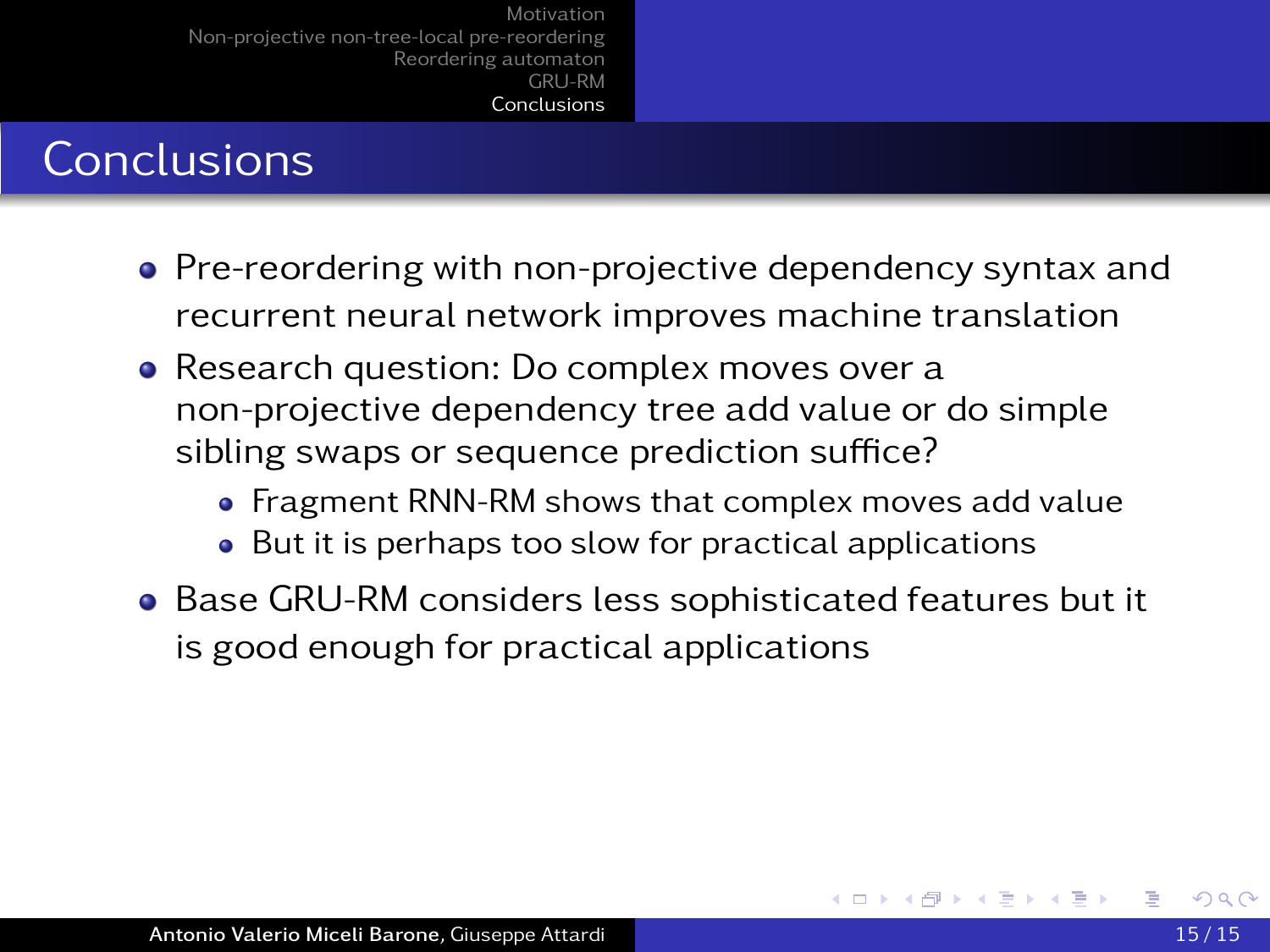# Conclusions

- Pre-reordering with non-projective dependency syntax and recurrent neural network improves machine translation
- Research question: Do complex moves over a non-projective dependency tree add value or do simple sibling swaps or sequence prediction suffice?
  - Fragment RNN-RM shows that complex moves add value
  - But it is perhaps too slow for practical applications
- Base GRU-RM considers less sophisticated features but it is good enough for practical applications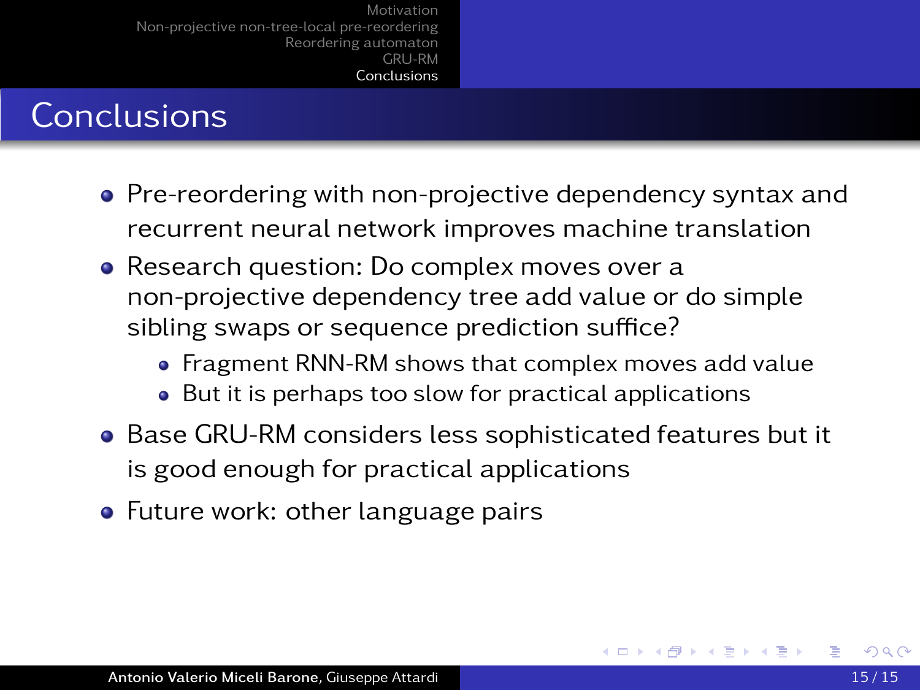# Conclusions

- Pre-reordering with non-projective dependency syntax and recurrent neural network improves machine translation
- Research question: Do complex moves over a non-projective dependency tree add value or do simple sibling swaps or sequence prediction suffice?
  - Fragment RNN-RM shows that complex moves add value
  - But it is perhaps too slow for practical applications
- Base GRU-RM considers less sophisticated features but it is good enough for practical applications
- Future work: other language pairs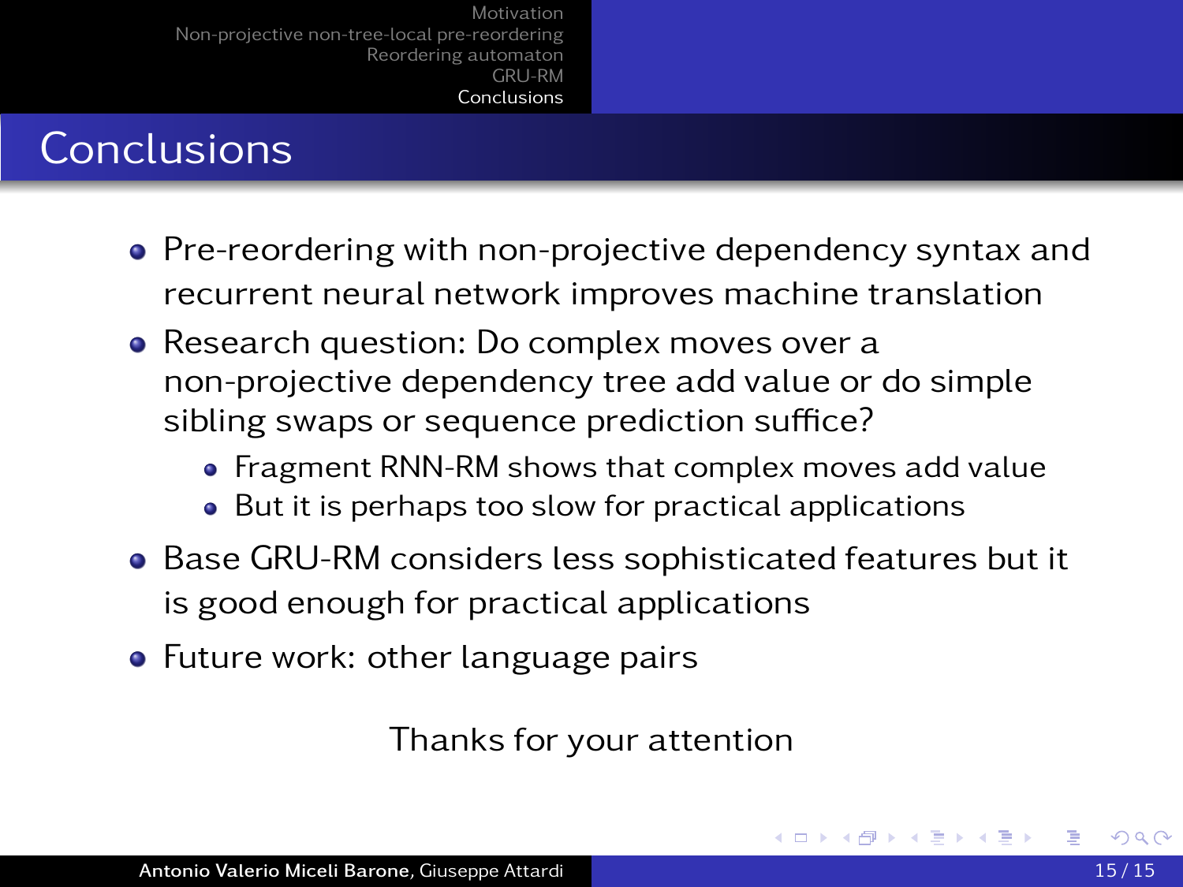# Conclusions

- Pre-reordering with non-projective dependency syntax and recurrent neural network improves machine translation
- Research question: Do complex moves over a non-projective dependency tree add value or do simple sibling swaps or sequence prediction suffice?
  - Fragment RNN-RM shows that complex moves add value
  - But it is perhaps too slow for practical applications
- Base GRU-RM considers less sophisticated features but it is good enough for practical applications
- Future work: other language pairs

Thanks for your attention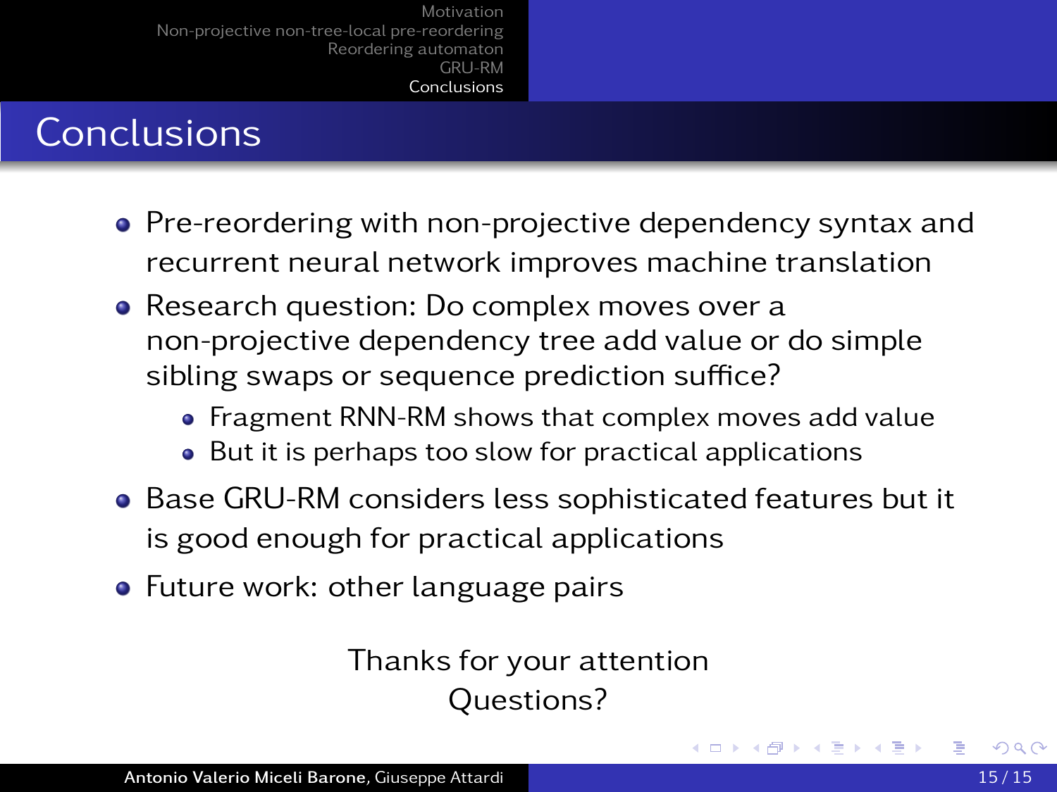# Conclusions

- Pre-reordering with non-projective dependency syntax and recurrent neural network improves machine translation
- Research question: Do complex moves over a non-projective dependency tree add value or do simple sibling swaps or sequence prediction suffice?
  - Fragment RNN-RM shows that complex moves add value
  - But it is perhaps too slow for practical applications
- Base GRU-RM considers less sophisticated features but it is good enough for practical applications
- Future work: other language pairs

Thanks for your attention

Questions?